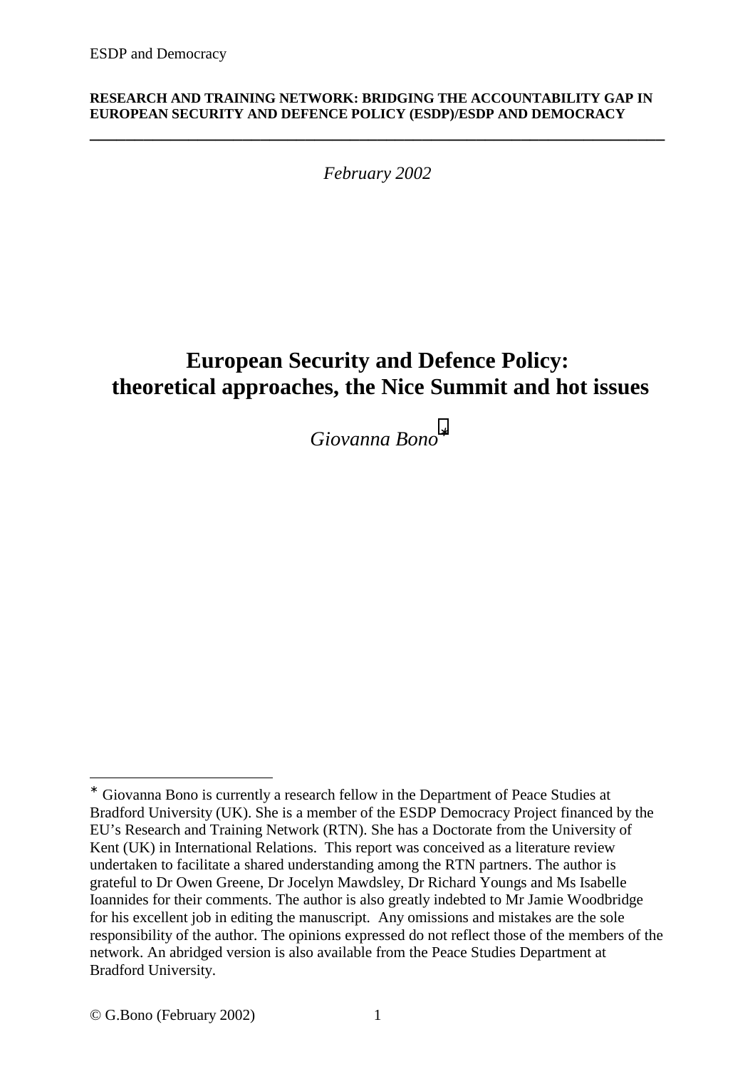**RESEARCH AND TRAINING NETWORK: BRIDGING THE ACCOUNTABILITY GAP IN EUROPEAN SECURITY AND DEFENCE POLICY (ESDP)/ESDP AND DEMOCRACY**

---

*February 2002*

# European Security and Defence Policy: theoretical approaches, the Nice Summit and hot issues

*Giovanna Bono*[*]

---

[*] Giovanna Bono is currently a research fellow in the Department of Peace Studies at Bradford University (UK). She is a member of the ESDP Democracy Project financed by the EU's Research and Training Network (RTN). She has a Doctorate from the University of Kent (UK) in International Relations. This report was conceived as a literature review undertaken to facilitate a shared understanding among the RTN partners. The author is grateful to Dr Owen Greene, Dr Jocelyn Mawdsley, Dr Richard Youngs and Ms Isabelle Ioannides for their comments. The author is also greatly indebted to Mr Jamie Woodbridge for his excellent job in editing the manuscript. Any omissions and mistakes are the sole responsibility of the author. The opinions expressed do not reflect those of the members of the network. An abridged version is also available from the Peace Studies Department at Bradford University.

© G.Bono (February 2002)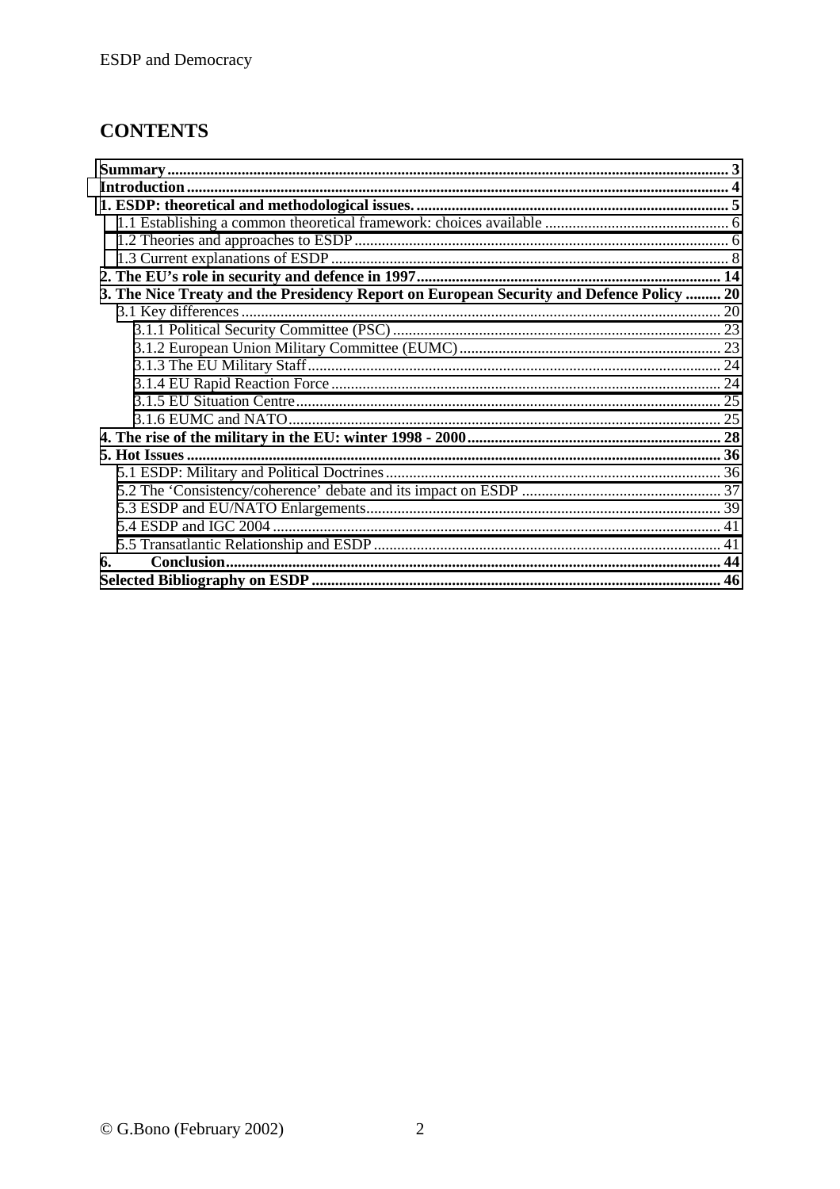## CONTENTS

**Summary** .......... **3**
**Introduction** .......... **4**
**1. ESDP: theoretical and methodological issues.** .......... **5**
- 1.1 Establishing a common theoretical framework: choices available .......... 6
- 1.2 Theories and approaches to ESDP .......... 6
- 1.3 Current explanations of ESDP .......... 8

**2. The EU's role in security and defence in 1997** .......... **14**
**3. The Nice Treaty and the Presidency Report on European Security and Defence Policy** .......... **20**
- 3.1 Key differences .......... 20
  - 3.1.1 Political Security Committee (PSC) .......... 23
  - 3.1.2 European Union Military Committee (EUMC) .......... 23
  - 3.1.3 The EU Military Staff .......... 24
  - 3.1.4 EU Rapid Reaction Force .......... 24
  - 3.1.5 EU Situation Centre .......... 25
  - 3.1.6 EUMC and NATO .......... 25

**4. The rise of the military in the EU: winter 1998 - 2000** .......... **28**
**5. Hot Issues** .......... **36**
- 5.1 ESDP: Military and Political Doctrines .......... 36
- 5.2 The 'Consistency/coherence' debate and its impact on ESDP .......... 37
- 5.3 ESDP and EU/NATO Enlargements .......... 39
- 5.4 ESDP and IGC 2004 .......... 41
- 5.5 Transatlantic Relationship and ESDP .......... 41

**6. Conclusion** .......... **44**
**Selected Bibliography on ESDP** .......... **46**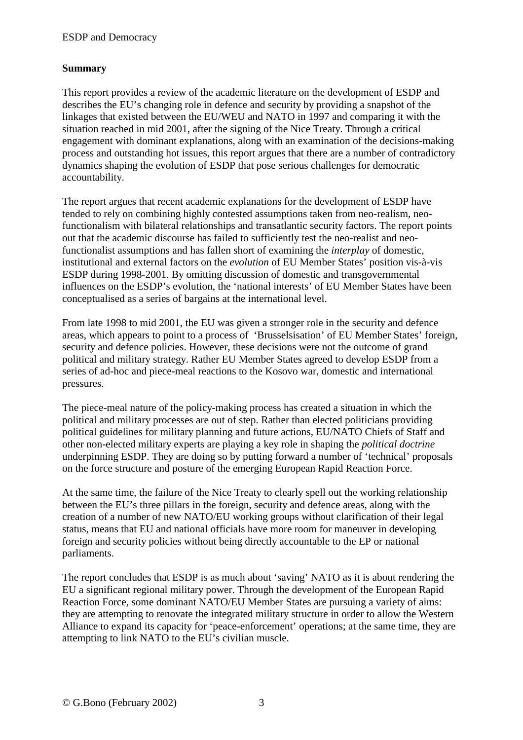**Summary**

This report provides a review of the academic literature on the development of ESDP and describes the EU's changing role in defence and security by providing a snapshot of the linkages that existed between the EU/WEU and NATO in 1997 and comparing it with the situation reached in mid 2001, after the signing of the Nice Treaty. Through a critical engagement with dominant explanations, along with an examination of the decisions-making process and outstanding hot issues, this report argues that there are a number of contradictory dynamics shaping the evolution of ESDP that pose serious challenges for democratic accountability.

The report argues that recent academic explanations for the development of ESDP have tended to rely on combining highly contested assumptions taken from neo-realism, neo-functionalism with bilateral relationships and transatlantic security factors. The report points out that the academic discourse has failed to sufficiently test the neo-realist and neo-functionalist assumptions and has fallen short of examining the *interplay* of domestic, institutional and external factors on the *evolution* of EU Member States' position vis-à-vis ESDP during 1998-2001. By omitting discussion of domestic and transgovernmental influences on the ESDP's evolution, the 'national interests' of EU Member States have been conceptualised as a series of bargains at the international level.

From late 1998 to mid 2001, the EU was given a stronger role in the security and defence areas, which appears to point to a process of 'Brusselsisation' of EU Member States' foreign, security and defence policies. However, these decisions were not the outcome of grand political and military strategy. Rather EU Member States agreed to develop ESDP from a series of ad-hoc and piece-meal reactions to the Kosovo war, domestic and international pressures.

The piece-meal nature of the policy-making process has created a situation in which the political and military processes are out of step. Rather than elected politicians providing political guidelines for military planning and future actions, EU/NATO Chiefs of Staff and other non-elected military experts are playing a key role in shaping the *political doctrine* underpinning ESDP. They are doing so by putting forward a number of 'technical' proposals on the force structure and posture of the emerging European Rapid Reaction Force.

At the same time, the failure of the Nice Treaty to clearly spell out the working relationship between the EU's three pillars in the foreign, security and defence areas, along with the creation of a number of new NATO/EU working groups without clarification of their legal status, means that EU and national officials have more room for maneuver in developing foreign and security policies without being directly accountable to the EP or national parliaments.

The report concludes that ESDP is as much about 'saving' NATO as it is about rendering the EU a significant regional military power. Through the development of the European Rapid Reaction Force, some dominant NATO/EU Member States are pursuing a variety of aims: they are attempting to renovate the integrated military structure in order to allow the Western Alliance to expand its capacity for 'peace-enforcement' operations; at the same time, they are attempting to link NATO to the EU's civilian muscle.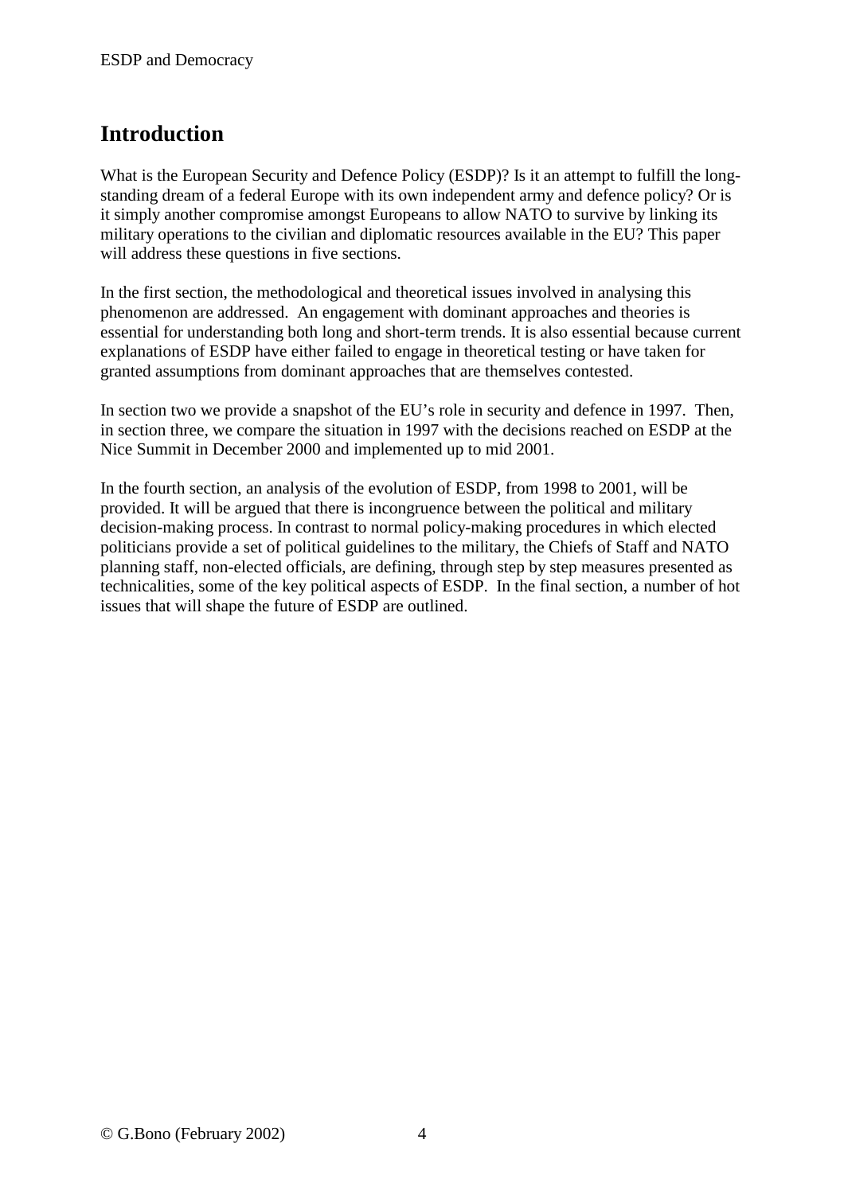## Introduction

What is the European Security and Defence Policy (ESDP)? Is it an attempt to fulfill the long-standing dream of a federal Europe with its own independent army and defence policy? Or is it simply another compromise amongst Europeans to allow NATO to survive by linking its military operations to the civilian and diplomatic resources available in the EU? This paper will address these questions in five sections.

In the first section, the methodological and theoretical issues involved in analysing this phenomenon are addressed. An engagement with dominant approaches and theories is essential for understanding both long and short-term trends. It is also essential because current explanations of ESDP have either failed to engage in theoretical testing or have taken for granted assumptions from dominant approaches that are themselves contested.

In section two we provide a snapshot of the EU's role in security and defence in 1997. Then, in section three, we compare the situation in 1997 with the decisions reached on ESDP at the Nice Summit in December 2000 and implemented up to mid 2001.

In the fourth section, an analysis of the evolution of ESDP, from 1998 to 2001, will be provided. It will be argued that there is incongruence between the political and military decision-making process. In contrast to normal policy-making procedures in which elected politicians provide a set of political guidelines to the military, the Chiefs of Staff and NATO planning staff, non-elected officials, are defining, through step by step measures presented as technicalities, some of the key political aspects of ESDP. In the final section, a number of hot issues that will shape the future of ESDP are outlined.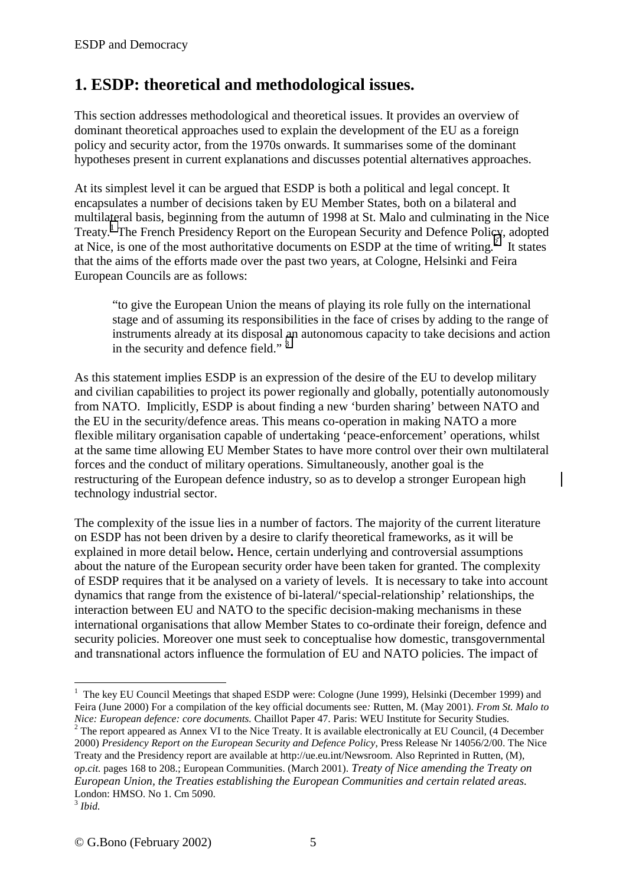# 1. ESDP: theoretical and methodological issues.

This section addresses methodological and theoretical issues. It provides an overview of dominant theoretical approaches used to explain the development of the EU as a foreign policy and security actor, from the 1970s onwards. It summarises some of the dominant hypotheses present in current explanations and discusses potential alternatives approaches.

At its simplest level it can be argued that ESDP is both a political and legal concept. It encapsulates a number of decisions taken by EU Member States, both on a bilateral and multilateral basis, beginning from the autumn of 1998 at St. Malo and culminating in the Nice Treaty.[1] The French Presidency Report on the European Security and Defence Policy, adopted at Nice, is one of the most authoritative documents on ESDP at the time of writing.[2] It states that the aims of the efforts made over the past two years, at Cologne, Helsinki and Feira European Councils are as follows:

> "to give the European Union the means of playing its role fully on the international stage and of assuming its responsibilities in the face of crises by adding to the range of instruments already at its disposal an autonomous capacity to take decisions and action in the security and defence field." [3]

As this statement implies ESDP is an expression of the desire of the EU to develop military and civilian capabilities to project its power regionally and globally, potentially autonomously from NATO. Implicitly, ESDP is about finding a new 'burden sharing' between NATO and the EU in the security/defence areas. This means co-operation in making NATO a more flexible military organisation capable of undertaking 'peace-enforcement' operations, whilst at the same time allowing EU Member States to have more control over their own multilateral forces and the conduct of military operations. Simultaneously, another goal is the restructuring of the European defence industry, so as to develop a stronger European high technology industrial sector.

The complexity of the issue lies in a number of factors. The majority of the current literature on ESDP has not been driven by a desire to clarify theoretical frameworks, as it will be explained in more detail below**.** Hence, certain underlying and controversial assumptions about the nature of the European security order have been taken for granted. The complexity of ESDP requires that it be analysed on a variety of levels. It is necessary to take into account dynamics that range from the existence of bi-lateral/'special-relationship' relationships, the interaction between EU and NATO to the specific decision-making mechanisms in these international organisations that allow Member States to co-ordinate their foreign, defence and security policies. Moreover one must seek to conceptualise how domestic, transgovernmental and transnational actors influence the formulation of EU and NATO policies. The impact of

---

[1] The key EU Council Meetings that shaped ESDP were: Cologne (June 1999), Helsinki (December 1999) and Feira (June 2000) For a compilation of the key official documents see*:* Rutten, M. (May 2001). *From St. Malo to Nice: European defence: core documents.* Chaillot Paper 47. Paris: WEU Institute for Security Studies.

[2] The report appeared as Annex VI to the Nice Treaty. It is available electronically at EU Council, (4 December 2000) *Presidency Report on the European Security and Defence Policy*, Press Release Nr 14056/2/00. The Nice Treaty and the Presidency report are available at http://ue.eu.int/Newsroom. Also Reprinted in Rutten, (M), *op.cit.* pages 168 to 208.; European Communities. (March 2001). *Treaty of Nice amending the Treaty on European Union, the Treaties establishing the European Communities and certain related areas.* London: HMSO. No 1. Cm 5090.

[3] *Ibid.*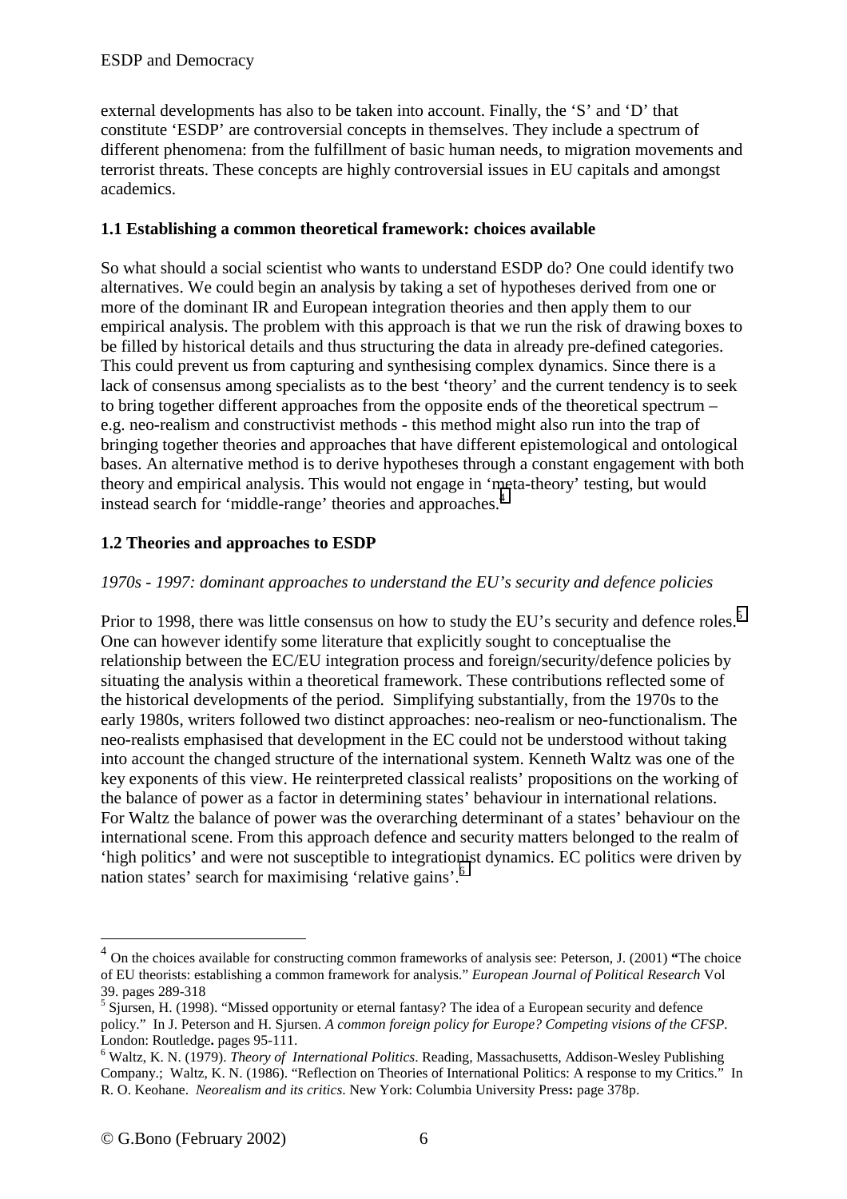external developments has also to be taken into account. Finally, the 'S' and 'D' that constitute 'ESDP' are controversial concepts in themselves. They include a spectrum of different phenomena: from the fulfillment of basic human needs, to migration movements and terrorist threats. These concepts are highly controversial issues in EU capitals and amongst academics.

### 1.1 Establishing a common theoretical framework: choices available

So what should a social scientist who wants to understand ESDP do? One could identify two alternatives. We could begin an analysis by taking a set of hypotheses derived from one or more of the dominant IR and European integration theories and then apply them to our empirical analysis. The problem with this approach is that we run the risk of drawing boxes to be filled by historical details and thus structuring the data in already pre-defined categories. This could prevent us from capturing and synthesising complex dynamics. Since there is a lack of consensus among specialists as to the best 'theory' and the current tendency is to seek to bring together different approaches from the opposite ends of the theoretical spectrum – e.g. neo-realism and constructivist methods - this method might also run into the trap of bringing together theories and approaches that have different epistemological and ontological bases. An alternative method is to derive hypotheses through a constant engagement with both theory and empirical analysis. This would not engage in 'meta-theory' testing, but would instead search for 'middle-range' theories and approaches.[4]

### 1.2 Theories and approaches to ESDP

*1970s - 1997: dominant approaches to understand the EU's security and defence policies*

Prior to 1998, there was little consensus on how to study the EU's security and defence roles.[5] One can however identify some literature that explicitly sought to conceptualise the relationship between the EC/EU integration process and foreign/security/defence policies by situating the analysis within a theoretical framework. These contributions reflected some of the historical developments of the period. Simplifying substantially, from the 1970s to the early 1980s, writers followed two distinct approaches: neo-realism or neo-functionalism. The neo-realists emphasised that development in the EC could not be understood without taking into account the changed structure of the international system. Kenneth Waltz was one of the key exponents of this view. He reinterpreted classical realists' propositions on the working of the balance of power as a factor in determining states' behaviour in international relations. For Waltz the balance of power was the overarching determinant of a states' behaviour on the international scene. From this approach defence and security matters belonged to the realm of 'high politics' and were not susceptible to integrationist dynamics. EC politics were driven by nation states' search for maximising 'relative gains'.[6]

---

[4] On the choices available for constructing common frameworks of analysis see: Peterson, J. (2001) **"**The choice of EU theorists: establishing a common framework for analysis." *European Journal of Political Research* Vol 39. pages 289-318

[5] Sjursen, H. (1998). "Missed opportunity or eternal fantasy? The idea of a European security and defence policy." In J. Peterson and H. Sjursen. *A common foreign policy for Europe? Competing visions of the CFSP*. London: Routledge**.** pages 95-111.

[6] Waltz, K. N. (1979). *Theory of International Politics*. Reading, Massachusetts, Addison-Wesley Publishing Company.; Waltz, K. N. (1986). "Reflection on Theories of International Politics: A response to my Critics." In R. O. Keohane. *Neorealism and its critics*. New York: Columbia University Press**:** page 378p.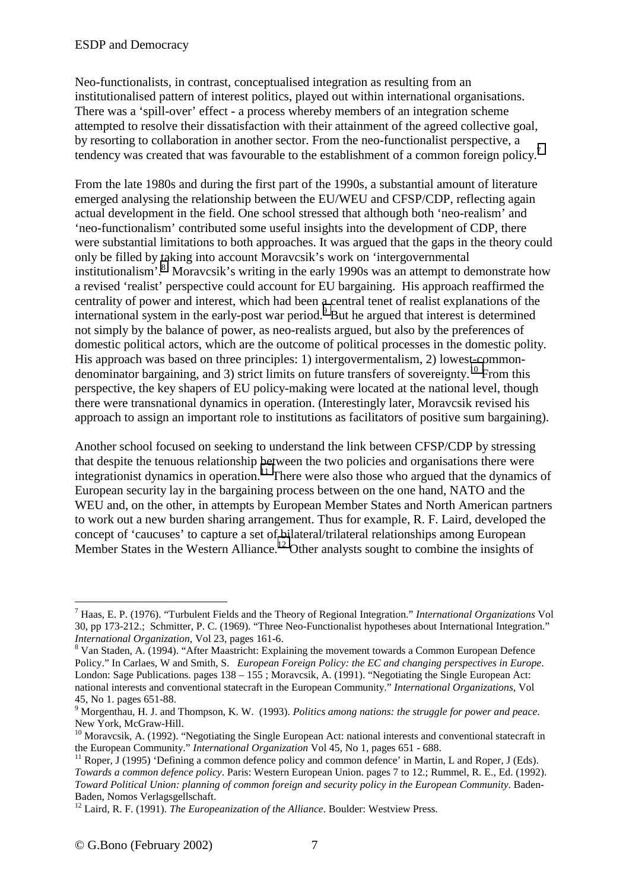Neo-functionalists, in contrast, conceptualised integration as resulting from an institutionalised pattern of interest politics, played out within international organisations. There was a 'spill-over' effect - a process whereby members of an integration scheme attempted to resolve their dissatisfaction with their attainment of the agreed collective goal, by resorting to collaboration in another sector. From the neo-functionalist perspective, a tendency was created that was favourable to the establishment of a common foreign policy.[7]

From the late 1980s and during the first part of the 1990s, a substantial amount of literature emerged analysing the relationship between the EU/WEU and CFSP/CDP, reflecting again actual development in the field. One school stressed that although both 'neo-realism' and 'neo-functionalism' contributed some useful insights into the development of CDP, there were substantial limitations to both approaches. It was argued that the gaps in the theory could only be filled by taking into account Moravcsik's work on 'intergovernmental institutionalism'.[8] Moravcsik's writing in the early 1990s was an attempt to demonstrate how a revised 'realist' perspective could account for EU bargaining. His approach reaffirmed the centrality of power and interest, which had been a central tenet of realist explanations of the international system in the early-post war period.[9] But he argued that interest is determined not simply by the balance of power, as neo-realists argued, but also by the preferences of domestic political actors, which are the outcome of political processes in the domestic polity. His approach was based on three principles: 1) intergovermentalism, 2) lowest-common-denominator bargaining, and 3) strict limits on future transfers of sovereignty.[10] From this perspective, the key shapers of EU policy-making were located at the national level, though there were transnational dynamics in operation. (Interestingly later, Moravcsik revised his approach to assign an important role to institutions as facilitators of positive sum bargaining).

Another school focused on seeking to understand the link between CFSP/CDP by stressing that despite the tenuous relationship between the two policies and organisations there were integrationist dynamics in operation.[11] There were also those who argued that the dynamics of European security lay in the bargaining process between on the one hand, NATO and the WEU and, on the other, in attempts by European Member States and North American partners to work out a new burden sharing arrangement. Thus for example, R. F. Laird, developed the concept of 'caucuses' to capture a set of bilateral/trilateral relationships among European Member States in the Western Alliance.[12] Other analysts sought to combine the insights of

---

[7] Haas, E. P. (1976). "Turbulent Fields and the Theory of Regional Integration." *International Organizations* Vol 30, pp 173-212.; Schmitter, P. C. (1969). "Three Neo-Functionalist hypotheses about International Integration." *International Organization,* Vol 23, pages 161-6.

[8] Van Staden, A. (1994). "After Maastricht: Explaining the movement towards a Common European Defence Policy." In Carlaes, W and Smith, S. *European Foreign Policy: the EC and changing perspectives in Europe*. London: Sage Publications. pages 138 – 155 ; Moravcsik, A. (1991). "Negotiating the Single European Act: national interests and conventional statecraft in the European Community." *International Organizations*, Vol 45, No 1. pages 651-88.

[9] Morgenthau, H. J. and Thompson, K. W. (1993). *Politics among nations: the struggle for power and peace*. New York, McGraw-Hill.

[10] Moravcsik, A. (1992). "Negotiating the Single European Act: national interests and conventional statecraft in the European Community." *International Organization* Vol 45, No 1, pages 651 - 688.

[11] Roper, J (1995) 'Defining a common defence policy and common defence' in Martin, L and Roper, J (Eds). *Towards a common defence policy*. Paris: Western European Union. pages 7 to 12.; Rummel, R. E., Ed. (1992). *Toward Political Union: planning of common foreign and security policy in the European Community*. Baden-Baden, Nomos Verlagsgellschaft.

[12] Laird, R. F. (1991). *The Europeanization of the Alliance*. Boulder: Westview Press.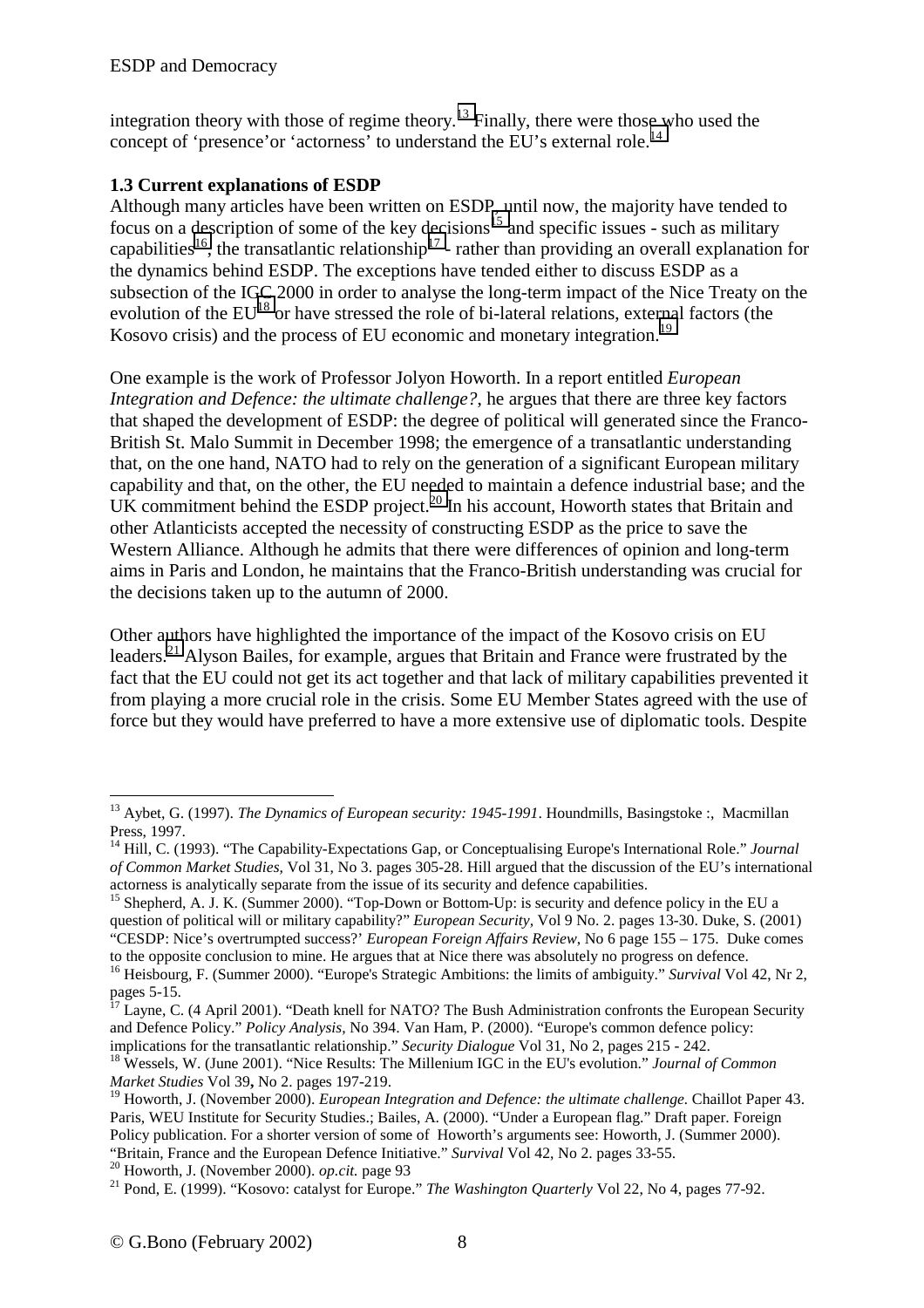integration theory with those of regime theory.[13] Finally, there were those who used the concept of 'presence'or 'actorness' to understand the EU's external role.[14]

### 1.3 Current explanations of ESDP

Although many articles have been written on ESDP, until now, the majority have tended to focus on a description of some of the key decisions[15] and specific issues - such as military capabilities[16], the transatlantic relationship[17] - rather than providing an overall explanation for the dynamics behind ESDP. The exceptions have tended either to discuss ESDP as a subsection of the IGC 2000 in order to analyse the long-term impact of the Nice Treaty on the evolution of the EU[18] or have stressed the role of bi-lateral relations, external factors (the Kosovo crisis) and the process of EU economic and monetary integration.[19]

One example is the work of Professor Jolyon Howorth. In a report entitled *European Integration and Defence: the ultimate challenge?*, he argues that there are three key factors that shaped the development of ESDP: the degree of political will generated since the Franco-British St. Malo Summit in December 1998; the emergence of a transatlantic understanding that, on the one hand, NATO had to rely on the generation of a significant European military capability and that, on the other, the EU needed to maintain a defence industrial base; and the UK commitment behind the ESDP project.[20] In his account, Howorth states that Britain and other Atlanticists accepted the necessity of constructing ESDP as the price to save the Western Alliance. Although he admits that there were differences of opinion and long-term aims in Paris and London, he maintains that the Franco-British understanding was crucial for the decisions taken up to the autumn of 2000.

Other authors have highlighted the importance of the impact of the Kosovo crisis on EU leaders.[21] Alyson Bailes, for example, argues that Britain and France were frustrated by the fact that the EU could not get its act together and that lack of military capabilities prevented it from playing a more crucial role in the crisis. Some EU Member States agreed with the use of force but they would have preferred to have a more extensive use of diplomatic tools. Despite

---

[13] Aybet, G. (1997). *The Dynamics of European security: 1945-1991*. Houndmills, Basingstoke :, Macmillan Press, 1997.

[14] Hill, C. (1993). "The Capability-Expectations Gap, or Conceptualising Europe's International Role." *Journal of Common Market Studies,* Vol 31, No 3. pages 305-28. Hill argued that the discussion of the EU's international actorness is analytically separate from the issue of its security and defence capabilities.

[15] Shepherd, A. J. K. (Summer 2000). "Top-Down or Bottom-Up: is security and defence policy in the EU a question of political will or military capability?" *European Security,* Vol 9 No. 2. pages 13-30. Duke, S. (2001) "CESDP: Nice's overtrumpted success?' *European Foreign Affairs Review*, No 6 page 155 – 175. Duke comes to the opposite conclusion to mine. He argues that at Nice there was absolutely no progress on defence.

[16] Heisbourg, F. (Summer 2000). "Europe's Strategic Ambitions: the limits of ambiguity." *Survival* Vol 42, Nr 2, pages 5-15.

[17] Layne, C. (4 April 2001). "Death knell for NATO? The Bush Administration confronts the European Security and Defence Policy." *Policy Analysis,* No 394. Van Ham, P. (2000). "Europe's common defence policy: implications for the transatlantic relationship." *Security Dialogue* Vol 31, No 2, pages 215 - 242.

[18] Wessels, W. (June 2001). "Nice Results: The Millenium IGC in the EU's evolution." *Journal of Common Market Studies* Vol 39**,** No 2. pages 197-219.

[19] Howorth, J. (November 2000). *European Integration and Defence: the ultimate challenge.* Chaillot Paper 43. Paris, WEU Institute for Security Studies.; Bailes, A. (2000). "Under a European flag." Draft paper. Foreign Policy publication. For a shorter version of some of Howorth's arguments see: Howorth, J. (Summer 2000). "Britain, France and the European Defence Initiative." *Survival* Vol 42, No 2. pages 33-55.

[20] Howorth, J. (November 2000). *op.cit.* page 93

[21] Pond, E. (1999). "Kosovo: catalyst for Europe." *The Washington Quarterly* Vol 22, No 4, pages 77-92.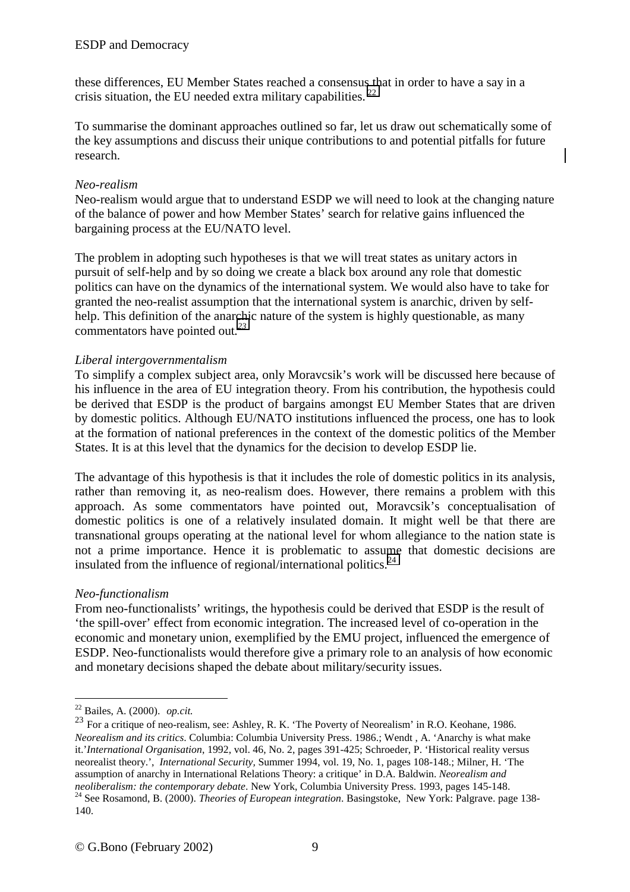these differences, EU Member States reached a consensus that in order to have a say in a crisis situation, the EU needed extra military capabilities.[22]

To summarise the dominant approaches outlined so far, let us draw out schematically some of the key assumptions and discuss their unique contributions to and potential pitfalls for future research.

*Neo-realism*
Neo-realism would argue that to understand ESDP we will need to look at the changing nature of the balance of power and how Member States' search for relative gains influenced the bargaining process at the EU/NATO level.

The problem in adopting such hypotheses is that we will treat states as unitary actors in pursuit of self-help and by so doing we create a black box around any role that domestic politics can have on the dynamics of the international system. We would also have to take for granted the neo-realist assumption that the international system is anarchic, driven by self-help. This definition of the anarchic nature of the system is highly questionable, as many commentators have pointed out.[23]

*Liberal intergovernmentalism*
To simplify a complex subject area, only Moravcsik's work will be discussed here because of his influence in the area of EU integration theory. From his contribution, the hypothesis could be derived that ESDP is the product of bargains amongst EU Member States that are driven by domestic politics. Although EU/NATO institutions influenced the process, one has to look at the formation of national preferences in the context of the domestic politics of the Member States. It is at this level that the dynamics for the decision to develop ESDP lie.

The advantage of this hypothesis is that it includes the role of domestic politics in its analysis, rather than removing it, as neo-realism does. However, there remains a problem with this approach. As some commentators have pointed out, Moravcsik's conceptualisation of domestic politics is one of a relatively insulated domain. It might well be that there are transnational groups operating at the national level for whom allegiance to the nation state is not a prime importance. Hence it is problematic to assume that domestic decisions are insulated from the influence of regional/international politics.[24]

*Neo-functionalism*
From neo-functionalists' writings, the hypothesis could be derived that ESDP is the result of 'the spill-over' effect from economic integration. The increased level of co-operation in the economic and monetary union, exemplified by the EMU project, influenced the emergence of ESDP. Neo-functionalists would therefore give a primary role to an analysis of how economic and monetary decisions shaped the debate about military/security issues.

---

[22] Bailes, A. (2000). *op.cit.*

[23] For a critique of neo-realism, see: Ashley, R. K. 'The Poverty of Neorealism' in R.O. Keohane, 1986. *Neorealism and its critics.* Columbia: Columbia University Press. 1986.; Wendt , A. 'Anarchy is what make it.'*International Organisation*, 1992, vol. 46, No. 2, pages 391-425; Schroeder, P. 'Historical reality versus neorealist theory.', *International Security,* Summer 1994, vol. 19, No. 1, pages 108-148.; Milner, H. 'The assumption of anarchy in International Relations Theory: a critique' in D.A. Baldwin. *Neorealism and neoliberalism: the contemporary debate*. New York, Columbia University Press. 1993, pages 145-148.

[24] See Rosamond, B. (2000). *Theories of European integration*. Basingstoke, New York: Palgrave. page 138-140.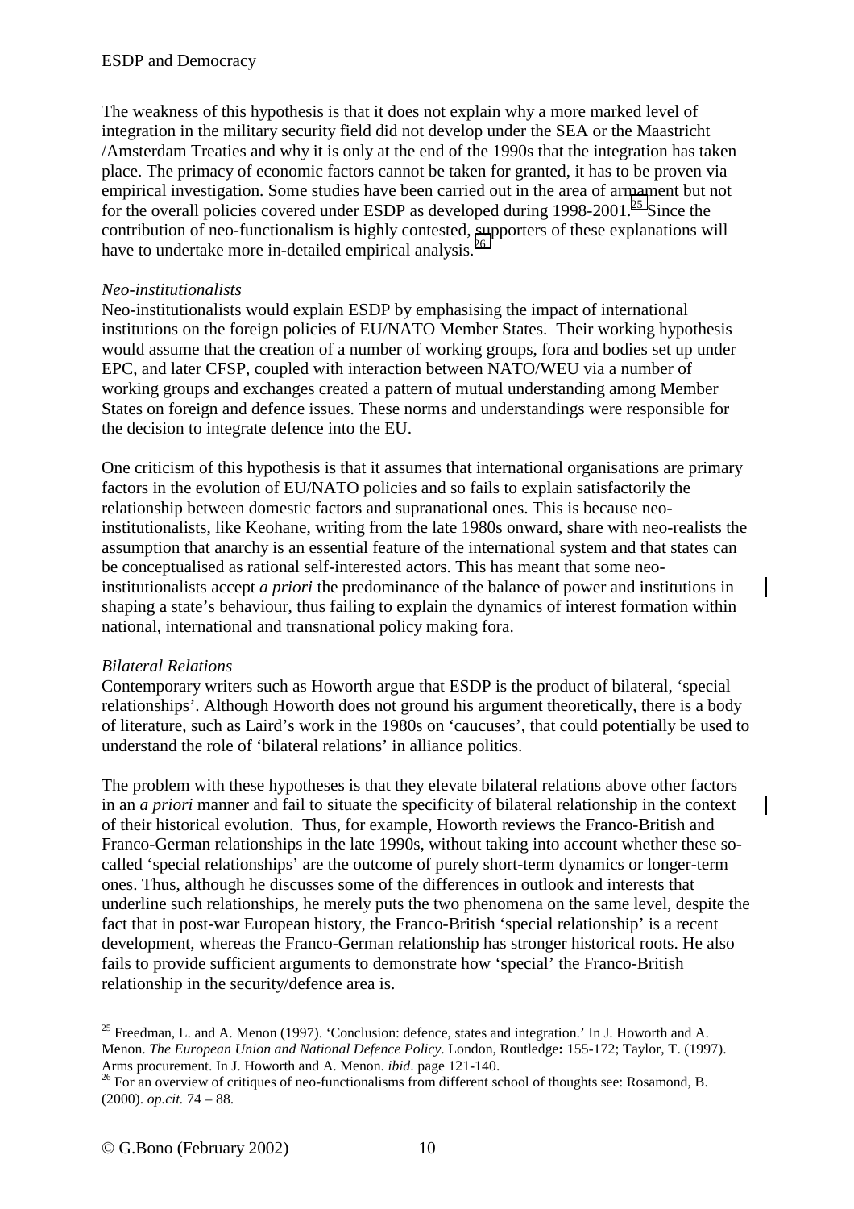The weakness of this hypothesis is that it does not explain why a more marked level of integration in the military security field did not develop under the SEA or the Maastricht /Amsterdam Treaties and why it is only at the end of the 1990s that the integration has taken place. The primacy of economic factors cannot be taken for granted, it has to be proven via empirical investigation. Some studies have been carried out in the area of armament but not for the overall policies covered under ESDP as developed during 1998-2001.[25] Since the contribution of neo-functionalism is highly contested, supporters of these explanations will have to undertake more in-detailed empirical analysis.[26]

*Neo-institutionalists*

Neo-institutionalists would explain ESDP by emphasising the impact of international institutions on the foreign policies of EU/NATO Member States. Their working hypothesis would assume that the creation of a number of working groups, fora and bodies set up under EPC, and later CFSP, coupled with interaction between NATO/WEU via a number of working groups and exchanges created a pattern of mutual understanding among Member States on foreign and defence issues. These norms and understandings were responsible for the decision to integrate defence into the EU.

One criticism of this hypothesis is that it assumes that international organisations are primary factors in the evolution of EU/NATO policies and so fails to explain satisfactorily the relationship between domestic factors and supranational ones. This is because neo-institutionalists, like Keohane, writing from the late 1980s onward, share with neo-realists the assumption that anarchy is an essential feature of the international system and that states can be conceptualised as rational self-interested actors. This has meant that some neo-institutionalists accept *a priori* the predominance of the balance of power and institutions in shaping a state's behaviour, thus failing to explain the dynamics of interest formation within national, international and transnational policy making fora.

*Bilateral Relations*

Contemporary writers such as Howorth argue that ESDP is the product of bilateral, 'special relationships'. Although Howorth does not ground his argument theoretically, there is a body of literature, such as Laird's work in the 1980s on 'caucuses', that could potentially be used to understand the role of 'bilateral relations' in alliance politics.

The problem with these hypotheses is that they elevate bilateral relations above other factors in an *a priori* manner and fail to situate the specificity of bilateral relationship in the context of their historical evolution. Thus, for example, Howorth reviews the Franco-British and Franco-German relationships in the late 1990s, without taking into account whether these so-called 'special relationships' are the outcome of purely short-term dynamics or longer-term ones. Thus, although he discusses some of the differences in outlook and interests that underline such relationships, he merely puts the two phenomena on the same level, despite the fact that in post-war European history, the Franco-British 'special relationship' is a recent development, whereas the Franco-German relationship has stronger historical roots. He also fails to provide sufficient arguments to demonstrate how 'special' the Franco-British relationship in the security/defence area is.

---

[25] Freedman, L. and A. Menon (1997). 'Conclusion: defence, states and integration.' In J. Howorth and A. Menon. *The European Union and National Defence Policy*. London, Routledge**:** 155-172; Taylor, T. (1997). Arms procurement. In J. Howorth and A. Menon. *ibid*. page 121-140.

[26] For an overview of critiques of neo-functionalisms from different school of thoughts see: Rosamond, B. (2000). *op.cit.* 74 – 88.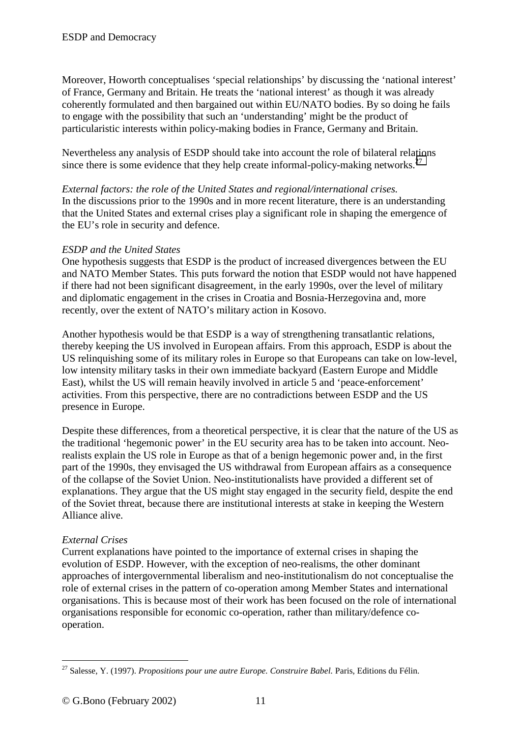Moreover, Howorth conceptualises 'special relationships' by discussing the 'national interest' of France, Germany and Britain. He treats the 'national interest' as though it was already coherently formulated and then bargained out within EU/NATO bodies. By so doing he fails to engage with the possibility that such an 'understanding' might be the product of particularistic interests within policy-making bodies in France, Germany and Britain.

Nevertheless any analysis of ESDP should take into account the role of bilateral relations since there is some evidence that they help create informal-policy-making networks.[27]

*External factors: the role of the United States and regional/international crises.*
In the discussions prior to the 1990s and in more recent literature, there is an understanding that the United States and external crises play a significant role in shaping the emergence of the EU's role in security and defence.

*ESDP and the United States*
One hypothesis suggests that ESDP is the product of increased divergences between the EU and NATO Member States. This puts forward the notion that ESDP would not have happened if there had not been significant disagreement, in the early 1990s, over the level of military and diplomatic engagement in the crises in Croatia and Bosnia-Herzegovina and, more recently, over the extent of NATO's military action in Kosovo.

Another hypothesis would be that ESDP is a way of strengthening transatlantic relations, thereby keeping the US involved in European affairs. From this approach, ESDP is about the US relinquishing some of its military roles in Europe so that Europeans can take on low-level, low intensity military tasks in their own immediate backyard (Eastern Europe and Middle East), whilst the US will remain heavily involved in article 5 and 'peace-enforcement' activities. From this perspective, there are no contradictions between ESDP and the US presence in Europe.

Despite these differences, from a theoretical perspective, it is clear that the nature of the US as the traditional 'hegemonic power' in the EU security area has to be taken into account. Neo-realists explain the US role in Europe as that of a benign hegemonic power and, in the first part of the 1990s, they envisaged the US withdrawal from European affairs as a consequence of the collapse of the Soviet Union. Neo-institutionalists have provided a different set of explanations. They argue that the US might stay engaged in the security field, despite the end of the Soviet threat, because there are institutional interests at stake in keeping the Western Alliance alive.

*External Crises*
Current explanations have pointed to the importance of external crises in shaping the evolution of ESDP. However, with the exception of neo-realisms, the other dominant approaches of intergovernmental liberalism and neo-institutionalism do not conceptualise the role of external crises in the pattern of co-operation among Member States and international organisations. This is because most of their work has been focused on the role of international organisations responsible for economic co-operation, rather than military/defence co-operation.

[27] Salesse, Y. (1997). *Propositions pour une autre Europe. Construire Babel.* Paris, Editions du Félin.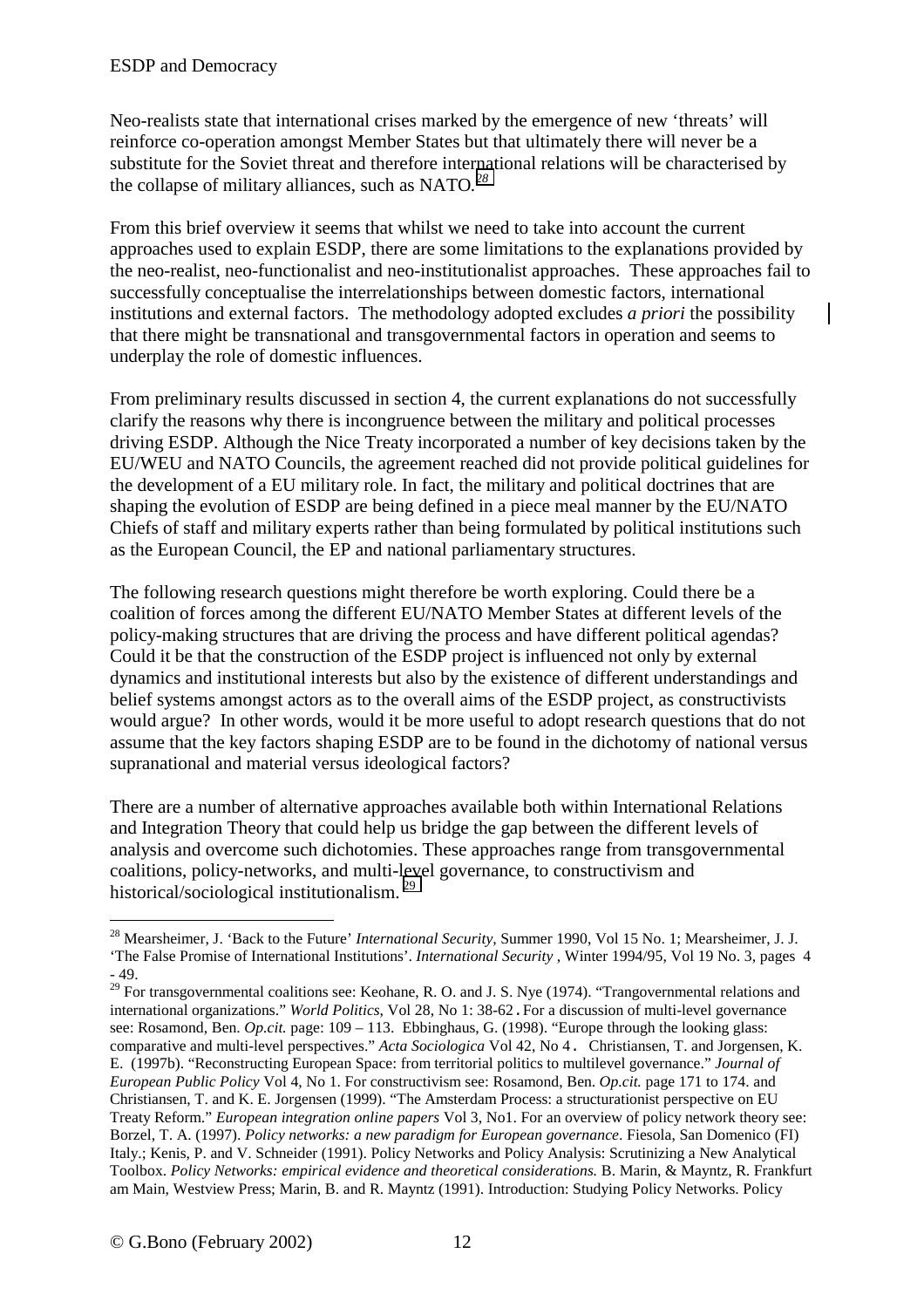Neo-realists state that international crises marked by the emergence of new 'threats' will reinforce co-operation amongst Member States but that ultimately there will never be a substitute for the Soviet threat and therefore international relations will be characterised by the collapse of military alliances, such as NATO.[28]

From this brief overview it seems that whilst we need to take into account the current approaches used to explain ESDP, there are some limitations to the explanations provided by the neo-realist, neo-functionalist and neo-institutionalist approaches. These approaches fail to successfully conceptualise the interrelationships between domestic factors, international institutions and external factors. The methodology adopted excludes *a priori* the possibility that there might be transnational and transgovernmental factors in operation and seems to underplay the role of domestic influences.

From preliminary results discussed in section 4, the current explanations do not successfully clarify the reasons why there is incongruence between the military and political processes driving ESDP. Although the Nice Treaty incorporated a number of key decisions taken by the EU/WEU and NATO Councils, the agreement reached did not provide political guidelines for the development of a EU military role. In fact, the military and political doctrines that are shaping the evolution of ESDP are being defined in a piece meal manner by the EU/NATO Chiefs of staff and military experts rather than being formulated by political institutions such as the European Council, the EP and national parliamentary structures.

The following research questions might therefore be worth exploring. Could there be a coalition of forces among the different EU/NATO Member States at different levels of the policy-making structures that are driving the process and have different political agendas? Could it be that the construction of the ESDP project is influenced not only by external dynamics and institutional interests but also by the existence of different understandings and belief systems amongst actors as to the overall aims of the ESDP project, as constructivists would argue? In other words, would it be more useful to adopt research questions that do not assume that the key factors shaping ESDP are to be found in the dichotomy of national versus supranational and material versus ideological factors?

There are a number of alternative approaches available both within International Relations and Integration Theory that could help us bridge the gap between the different levels of analysis and overcome such dichotomies. These approaches range from transgovernmental coalitions, policy-networks, and multi-level governance, to constructivism and historical/sociological institutionalism.[29]

---

[28] Mearsheimer, J. 'Back to the Future' *International Security*, Summer 1990, Vol 15 No. 1; Mearsheimer, J. J. 'The False Promise of International Institutions'. *International Security* , Winter 1994/95, Vol 19 No. 3, pages 4 - 49.

[29] For transgovernmental coalitions see: Keohane, R. O. and J. S. Nye (1974). "Trangovernmental relations and international organizations." *World Politics*, Vol 28, No 1: 38-62. For a discussion of multi-level governance see: Rosamond, Ben. *Op.cit.* page: 109 – 113. Ebbinghaus, G. (1998). "Europe through the looking glass: comparative and multi-level perspectives." *Acta Sociologica* Vol 42, No 4. Christiansen, T. and Jorgensen, K. E. (1997b). "Reconstructing European Space: from territorial politics to multilevel governance." *Journal of European Public Policy* Vol 4, No 1. For constructivism see: Rosamond, Ben. *Op.cit.* page 171 to 174. and Christiansen, T. and K. E. Jorgensen (1999). "The Amsterdam Process: a structurationist perspective on EU Treaty Reform." *European integration online papers* Vol 3, No1. For an overview of policy network theory see: Borzel, T. A. (1997). *Policy networks: a new paradigm for European governance*. Fiesola, San Domenico (FI) Italy.; Kenis, P. and V. Schneider (1991). Policy Networks and Policy Analysis: Scrutinizing a New Analytical Toolbox. *Policy Networks: empirical evidence and theoretical considerations.* B. Marin, & Mayntz, R. Frankfurt am Main, Westview Press; Marin, B. and R. Mayntz (1991). Introduction: Studying Policy Networks. Policy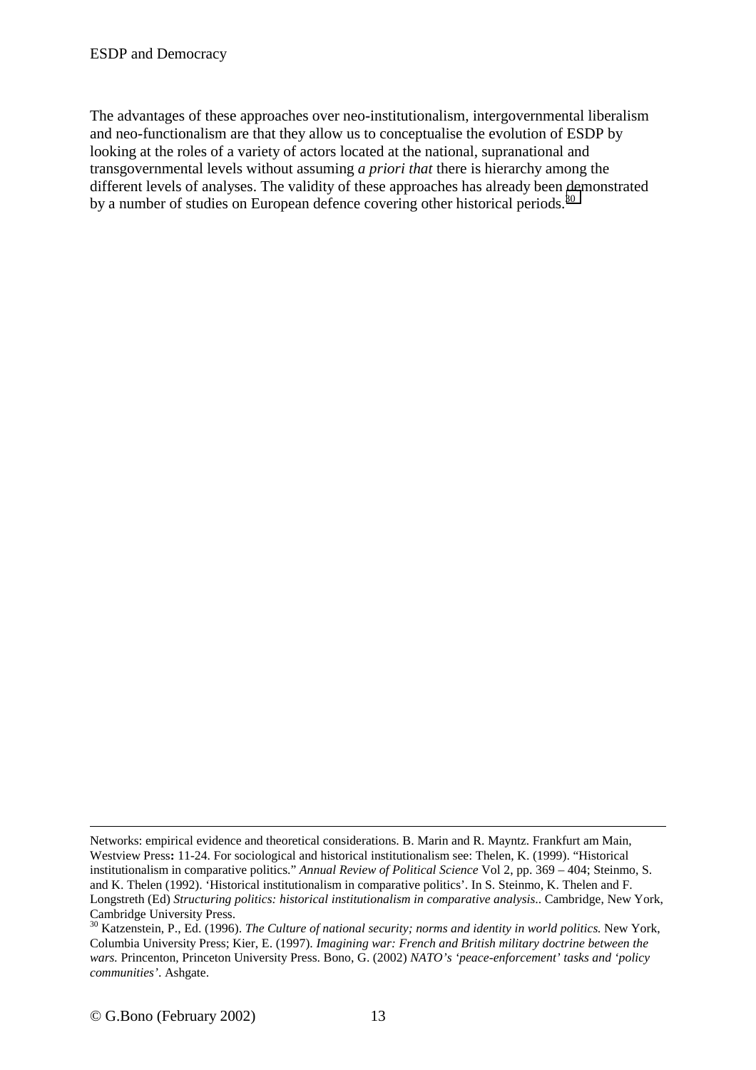The advantages of these approaches over neo-institutionalism, intergovernmental liberalism and neo-functionalism are that they allow us to conceptualise the evolution of ESDP by looking at the roles of a variety of actors located at the national, supranational and transgovernmental levels without assuming *a priori that* there is hierarchy among the different levels of analyses. The validity of these approaches has already been demonstrated by a number of studies on European defence covering other historical periods.[30]

---

Networks: empirical evidence and theoretical considerations. B. Marin and R. Mayntz. Frankfurt am Main, Westview Press**:** 11-24. For sociological and historical institutionalism see: Thelen, K. (1999). "Historical institutionalism in comparative politics." *Annual Review of Political Science* Vol 2, pp. 369 – 404; Steinmo, S. and K. Thelen (1992). 'Historical institutionalism in comparative politics'. In S. Steinmo, K. Thelen and F. Longstreth (Ed) *Structuring politics: historical institutionalism in comparative analysis.*. Cambridge, New York, Cambridge University Press.

[30] Katzenstein, P., Ed. (1996). *The Culture of national security; norms and identity in world politics.* New York, Columbia University Press; Kier, E. (1997). *Imagining war: French and British military doctrine between the wars.* Princenton, Princeton University Press. Bono, G. (2002) *NATO's 'peace-enforcement' tasks and 'policy communities'.* Ashgate.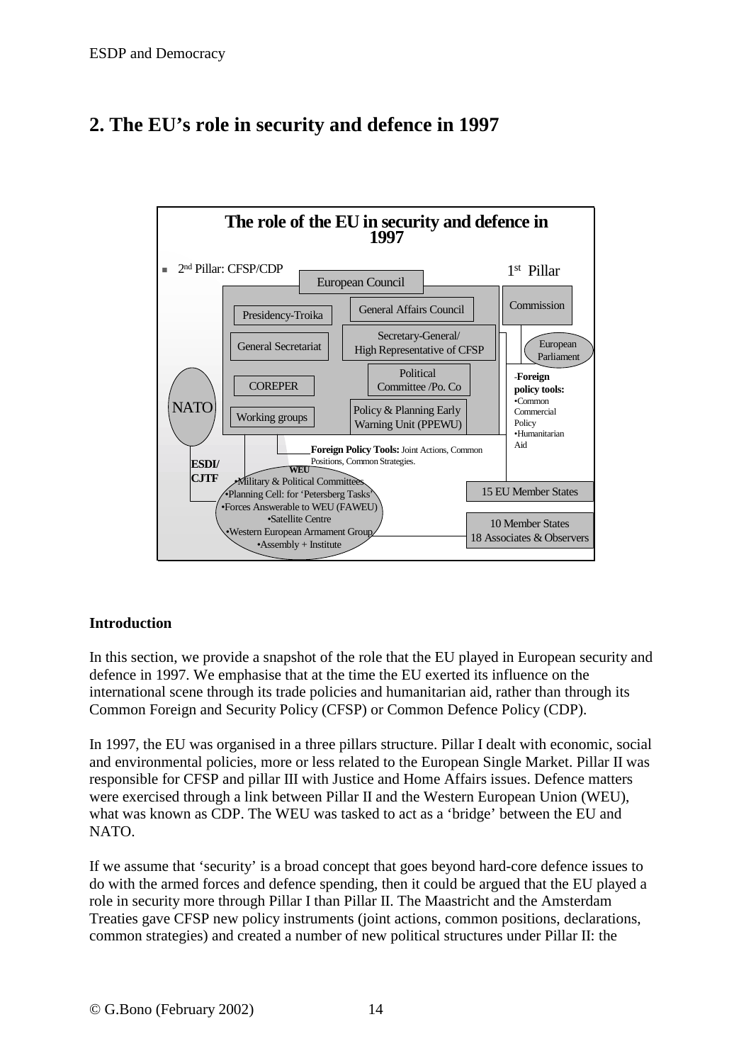## 2. The EU's role in security and defence in 1997

**The role of the EU in security and defence in 1997**

- 2nd Pillar: CFSP/CDP

1st Pillar

European Council

Presidency-Troika

General Affairs Council

General Secretariat

Secretary-General/ High Representative of CFSP

COREPER

Political Committee /Po. Co

Working groups

Policy & Planning Early Warning Unit (PPEWU)

Commission

European Parliament

-**Foreign policy tools:**
•Common Commercial Policy
•Humanitarian Aid

NATO

ESDI/ CJTF

**Foreign Policy Tools:** Joint Actions, Common Positions, Common Strategies.

**WEU**
•Military & Political Committees
•Planning Cell: for 'Petersberg Tasks'
•Forces Answerable to WEU (FAWEU)
•Satellite Centre
•Western European Armament Group
•Assembly + Institute

15 EU Member States

10 Member States
18 Associates & Observers

**Introduction**

In this section, we provide a snapshot of the role that the EU played in European security and defence in 1997. We emphasise that at the time the EU exerted its influence on the international scene through its trade policies and humanitarian aid, rather than through its Common Foreign and Security Policy (CFSP) or Common Defence Policy (CDP).

In 1997, the EU was organised in a three pillars structure. Pillar I dealt with economic, social and environmental policies, more or less related to the European Single Market. Pillar II was responsible for CFSP and pillar III with Justice and Home Affairs issues. Defence matters were exercised through a link between Pillar II and the Western European Union (WEU), what was known as CDP. The WEU was tasked to act as a 'bridge' between the EU and NATO.

If we assume that 'security' is a broad concept that goes beyond hard-core defence issues to do with the armed forces and defence spending, then it could be argued that the EU played a role in security more through Pillar I than Pillar II. The Maastricht and the Amsterdam Treaties gave CFSP new policy instruments (joint actions, common positions, declarations, common strategies) and created a number of new political structures under Pillar II: the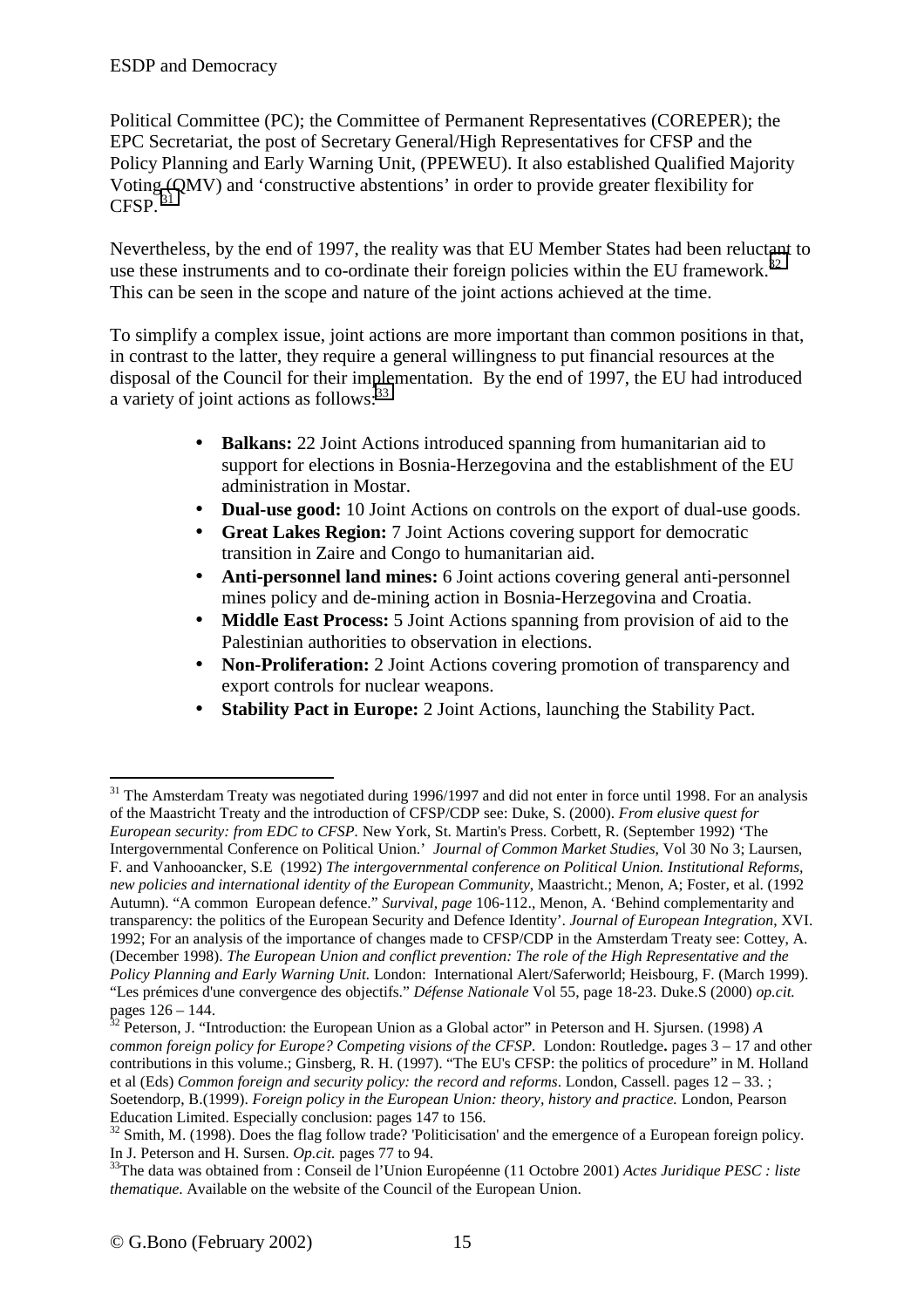Political Committee (PC); the Committee of Permanent Representatives (COREPER); the EPC Secretariat, the post of Secretary General/High Representatives for CFSP and the Policy Planning and Early Warning Unit, (PPEWEU). It also established Qualified Majority Voting (QMV) and 'constructive abstentions' in order to provide greater flexibility for CFSP.[31]

Nevertheless, by the end of 1997, the reality was that EU Member States had been reluctant to use these instruments and to co-ordinate their foreign policies within the EU framework.[32] This can be seen in the scope and nature of the joint actions achieved at the time.

To simplify a complex issue, joint actions are more important than common positions in that, in contrast to the latter, they require a general willingness to put financial resources at the disposal of the Council for their implementation. By the end of 1997, the EU had introduced a variety of joint actions as follows:[33]

- **Balkans:** 22 Joint Actions introduced spanning from humanitarian aid to support for elections in Bosnia-Herzegovina and the establishment of the EU administration in Mostar.
- **Dual-use good:** 10 Joint Actions on controls on the export of dual-use goods.
- **Great Lakes Region:** 7 Joint Actions covering support for democratic transition in Zaire and Congo to humanitarian aid.
- **Anti-personnel land mines:** 6 Joint actions covering general anti-personnel mines policy and de-mining action in Bosnia-Herzegovina and Croatia.
- **Middle East Process:** 5 Joint Actions spanning from provision of aid to the Palestinian authorities to observation in elections.
- **Non-Proliferation:** 2 Joint Actions covering promotion of transparency and export controls for nuclear weapons.
- **Stability Pact in Europe:** 2 Joint Actions, launching the Stability Pact.

---

[31] The Amsterdam Treaty was negotiated during 1996/1997 and did not enter in force until 1998. For an analysis of the Maastricht Treaty and the introduction of CFSP/CDP see: Duke, S. (2000). *From elusive quest for European security: from EDC to CFSP.* New York, St. Martin's Press. Corbett, R. (September 1992) 'The Intergovernmental Conference on Political Union.' *Journal of Common Market Studies*, Vol 30 No 3; Laursen, F. and Vanhooancker, S.E (1992) *The intergovernmental conference on Political Union. Institutional Reforms, new policies and international identity of the European Community*, Maastricht.; Menon, A; Foster, et al. (1992 Autumn). "A common European defence." *Survival, page* 106-112., Menon, A. 'Behind complementarity and transparency: the politics of the European Security and Defence Identity'. *Journal of European Integration*, XVI. 1992; For an analysis of the importance of changes made to CFSP/CDP in the Amsterdam Treaty see: Cottey, A. (December 1998). *The European Union and conflict prevention: The role of the High Representative and the Policy Planning and Early Warning Unit.* London: International Alert/Saferworld; Heisbourg, F. (March 1999). "Les prémices d'une convergence des objectifs." *Défense Nationale* Vol 55, page 18-23. Duke.S (2000) *op.cit.* pages 126 – 144.

[32] Peterson, J. "Introduction: the European Union as a Global actor" in Peterson and H. Sjursen. (1998) *A common foreign policy for Europe? Competing visions of the CFSP.* London: Routledge**.** pages 3 – 17 and other contributions in this volume.; Ginsberg, R. H. (1997). "The EU's CFSP: the politics of procedure" in M. Holland et al (Eds) *Common foreign and security policy: the record and reforms*. London, Cassell. pages 12 – 33. ; Soetendorp, B.(1999). *Foreign policy in the European Union: theory, history and practice.* London, Pearson Education Limited. Especially conclusion: pages 147 to 156.

[32] Smith, M. (1998). Does the flag follow trade? 'Politicisation' and the emergence of a European foreign policy. In J. Peterson and H. Sursen. *Op.cit.* pages 77 to 94.

[33] The data was obtained from : Conseil de l'Union Européenne (11 Octobre 2001) *Actes Juridique PESC : liste thematique*. Available on the website of the Council of the European Union.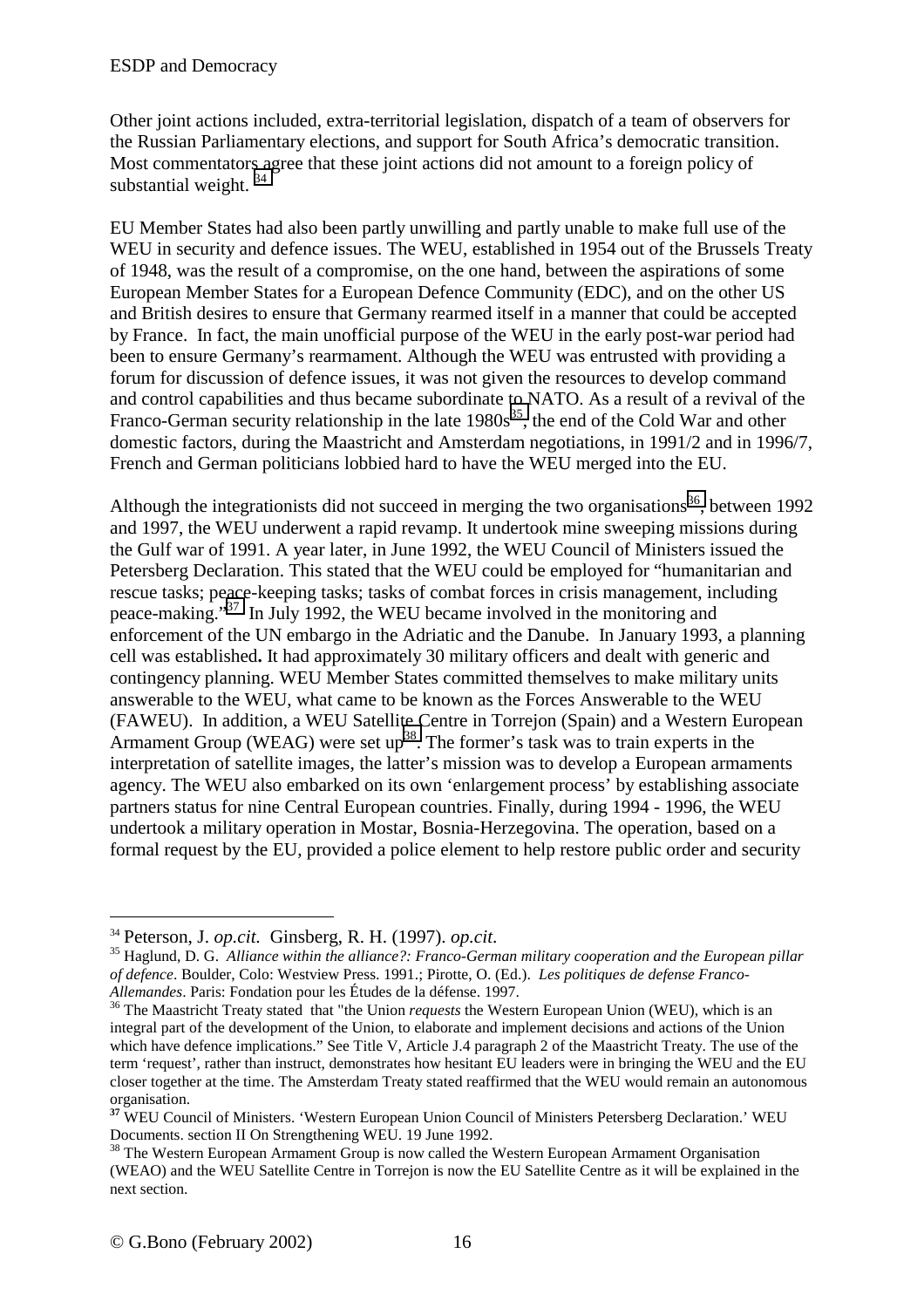Other joint actions included, extra-territorial legislation, dispatch of a team of observers for the Russian Parliamentary elections, and support for South Africa's democratic transition. Most commentators agree that these joint actions did not amount to a foreign policy of substantial weight. [34]

EU Member States had also been partly unwilling and partly unable to make full use of the WEU in security and defence issues. The WEU, established in 1954 out of the Brussels Treaty of 1948, was the result of a compromise, on the one hand, between the aspirations of some European Member States for a European Defence Community (EDC), and on the other US and British desires to ensure that Germany rearmed itself in a manner that could be accepted by France. In fact, the main unofficial purpose of the WEU in the early post-war period had been to ensure Germany's rearmament. Although the WEU was entrusted with providing a forum for discussion of defence issues, it was not given the resources to develop command and control capabilities and thus became subordinate to NATO. As a result of a revival of the Franco-German security relationship in the late 1980s[35], the end of the Cold War and other domestic factors, during the Maastricht and Amsterdam negotiations, in 1991/2 and in 1996/7, French and German politicians lobbied hard to have the WEU merged into the EU.

Although the integrationists did not succeed in merging the two organisations[36], between 1992 and 1997, the WEU underwent a rapid revamp. It undertook mine sweeping missions during the Gulf war of 1991. A year later, in June 1992, the WEU Council of Ministers issued the Petersberg Declaration. This stated that the WEU could be employed for "humanitarian and rescue tasks; peace-keeping tasks; tasks of combat forces in crisis management, including peace-making."[37] In July 1992, the WEU became involved in the monitoring and enforcement of the UN embargo in the Adriatic and the Danube. In January 1993, a planning cell was established**.** It had approximately 30 military officers and dealt with generic and contingency planning. WEU Member States committed themselves to make military units answerable to the WEU, what came to be known as the Forces Answerable to the WEU (FAWEU). In addition, a WEU Satellite Centre in Torrejon (Spain) and a Western European Armament Group (WEAG) were set up[38]. The former's task was to train experts in the interpretation of satellite images, the latter's mission was to develop a European armaments agency. The WEU also embarked on its own 'enlargement process' by establishing associate partners status for nine Central European countries. Finally, during 1994 - 1996, the WEU undertook a military operation in Mostar, Bosnia-Herzegovina. The operation, based on a formal request by the EU, provided a police element to help restore public order and security

---

[34] Peterson, J. *op.cit.* Ginsberg, R. H. (1997). *op.cit*.

[35] Haglund, D. G. *Alliance within the alliance?: Franco-German military cooperation and the European pillar of defence*. Boulder, Colo: Westview Press. 1991.; Pirotte, O. (Ed.). *Les politiques de defense Franco-Allemandes*. Paris: Fondation pour les Études de la défense. 1997.

[36] The Maastricht Treaty stated that "the Union *requests* the Western European Union (WEU), which is an integral part of the development of the Union, to elaborate and implement decisions and actions of the Union which have defence implications." See Title V, Article J.4 paragraph 2 of the Maastricht Treaty. The use of the term 'request', rather than instruct, demonstrates how hesitant EU leaders were in bringing the WEU and the EU closer together at the time. The Amsterdam Treaty stated reaffirmed that the WEU would remain an autonomous organisation.

**[37]** WEU Council of Ministers. 'Western European Union Council of Ministers Petersberg Declaration.' WEU Documents. section II On Strengthening WEU. 19 June 1992.

[38] The Western European Armament Group is now called the Western European Armament Organisation (WEAO) and the WEU Satellite Centre in Torrejon is now the EU Satellite Centre as it will be explained in the next section.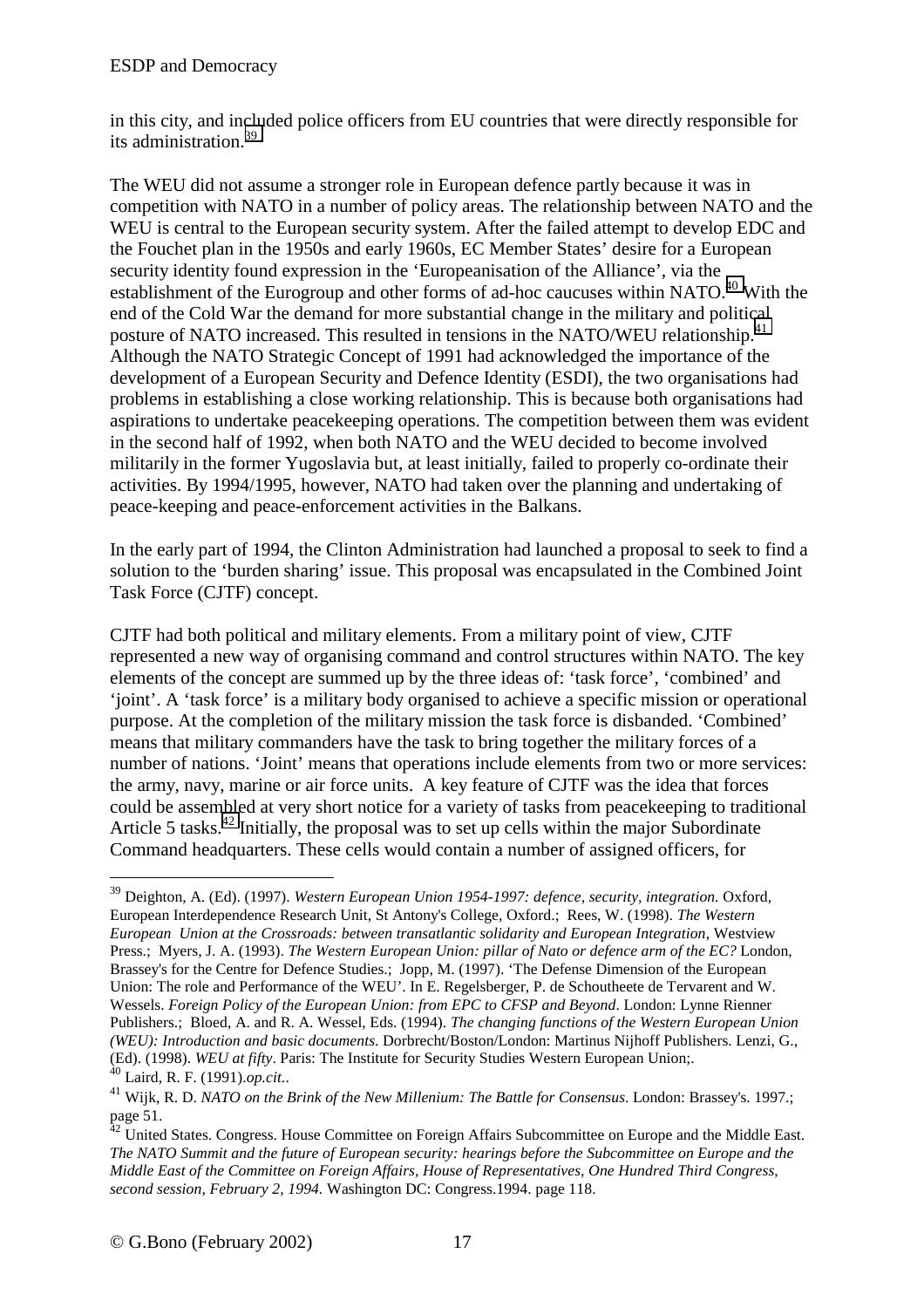in this city, and included police officers from EU countries that were directly responsible for its administration.[39]

The WEU did not assume a stronger role in European defence partly because it was in competition with NATO in a number of policy areas. The relationship between NATO and the WEU is central to the European security system. After the failed attempt to develop EDC and the Fouchet plan in the 1950s and early 1960s, EC Member States' desire for a European security identity found expression in the 'Europeanisation of the Alliance', via the establishment of the Eurogroup and other forms of ad-hoc caucuses within NATO.[40] With the end of the Cold War the demand for more substantial change in the military and political posture of NATO increased. This resulted in tensions in the NATO/WEU relationship.[41] Although the NATO Strategic Concept of 1991 had acknowledged the importance of the development of a European Security and Defence Identity (ESDI), the two organisations had problems in establishing a close working relationship. This is because both organisations had aspirations to undertake peacekeeping operations. The competition between them was evident in the second half of 1992, when both NATO and the WEU decided to become involved militarily in the former Yugoslavia but, at least initially, failed to properly co-ordinate their activities. By 1994/1995, however, NATO had taken over the planning and undertaking of peace-keeping and peace-enforcement activities in the Balkans.

In the early part of 1994, the Clinton Administration had launched a proposal to seek to find a solution to the 'burden sharing' issue. This proposal was encapsulated in the Combined Joint Task Force (CJTF) concept.

CJTF had both political and military elements. From a military point of view, CJTF represented a new way of organising command and control structures within NATO. The key elements of the concept are summed up by the three ideas of: 'task force', 'combined' and 'joint'. A 'task force' is a military body organised to achieve a specific mission or operational purpose. At the completion of the military mission the task force is disbanded. 'Combined' means that military commanders have the task to bring together the military forces of a number of nations. 'Joint' means that operations include elements from two or more services: the army, navy, marine or air force units. A key feature of CJTF was the idea that forces could be assembled at very short notice for a variety of tasks from peacekeeping to traditional Article 5 tasks.[42] Initially, the proposal was to set up cells within the major Subordinate Command headquarters. These cells would contain a number of assigned officers, for

---

[39] Deighton, A. (Ed). (1997). *Western European Union 1954-1997: defence, security, integration.* Oxford, European Interdependence Research Unit, St Antony's College, Oxford.; Rees, W. (1998). *The Western European Union at the Crossroads: between transatlantic solidarity and European Integration*, Westview Press.; Myers, J. A. (1993). *The Western European Union: pillar of Nato or defence arm of the EC?* London, Brassey's for the Centre for Defence Studies.; Jopp, M. (1997). 'The Defense Dimension of the European Union: The role and Performance of the WEU'. In E. Regelsberger, P. de Schoutheete de Tervarent and W. Wessels. *Foreign Policy of the European Union: from EPC to CFSP and Beyond*. London: Lynne Rienner Publishers.; Bloed, A. and R. A. Wessel, Eds. (1994). *The changing functions of the Western European Union (WEU): Introduction and basic documents*. Dorbrecht/Boston/London: Martinus Nijhoff Publishers. Lenzi, G., (Ed). (1998). *WEU at fifty*. Paris: The Institute for Security Studies Western European Union;.

[40] Laird, R. F. (1991).*op.cit.*.

[41] Wijk, R. D. *NATO on the Brink of the New Millenium: The Battle for Consensus*. London: Brassey's. 1997.; page 51.

[42] United States. Congress. House Committee on Foreign Affairs Subcommittee on Europe and the Middle East. *The NATO Summit and the future of European security: hearings before the Subcommittee on Europe and the Middle East of the Committee on Foreign Affairs, House of Representatives, One Hundred Third Congress, second session, February 2, 1994.* Washington DC: Congress.1994. page 118.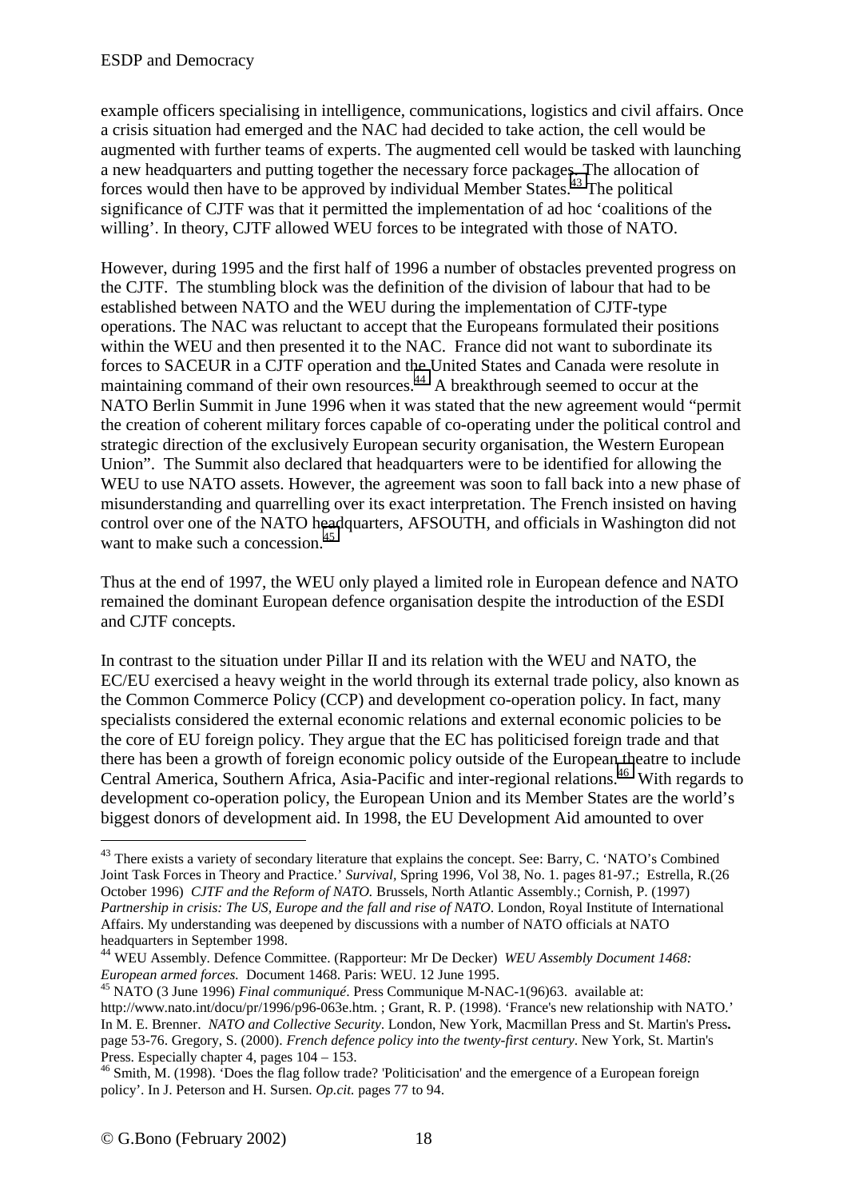example officers specialising in intelligence, communications, logistics and civil affairs. Once a crisis situation had emerged and the NAC had decided to take action, the cell would be augmented with further teams of experts. The augmented cell would be tasked with launching a new headquarters and putting together the necessary force packages. The allocation of forces would then have to be approved by individual Member States.[43] The political significance of CJTF was that it permitted the implementation of ad hoc 'coalitions of the willing'. In theory, CJTF allowed WEU forces to be integrated with those of NATO.

However, during 1995 and the first half of 1996 a number of obstacles prevented progress on the CJTF. The stumbling block was the definition of the division of labour that had to be established between NATO and the WEU during the implementation of CJTF-type operations. The NAC was reluctant to accept that the Europeans formulated their positions within the WEU and then presented it to the NAC. France did not want to subordinate its forces to SACEUR in a CJTF operation and the United States and Canada were resolute in maintaining command of their own resources.[44] A breakthrough seemed to occur at the NATO Berlin Summit in June 1996 when it was stated that the new agreement would "permit the creation of coherent military forces capable of co-operating under the political control and strategic direction of the exclusively European security organisation, the Western European Union". The Summit also declared that headquarters were to be identified for allowing the WEU to use NATO assets. However, the agreement was soon to fall back into a new phase of misunderstanding and quarrelling over its exact interpretation. The French insisted on having control over one of the NATO headquarters, AFSOUTH, and officials in Washington did not want to make such a concession.[45]

Thus at the end of 1997, the WEU only played a limited role in European defence and NATO remained the dominant European defence organisation despite the introduction of the ESDI and CJTF concepts.

In contrast to the situation under Pillar II and its relation with the WEU and NATO, the EC/EU exercised a heavy weight in the world through its external trade policy, also known as the Common Commerce Policy (CCP) and development co-operation policy. In fact, many specialists considered the external economic relations and external economic policies to be the core of EU foreign policy. They argue that the EC has politicised foreign trade and that there has been a growth of foreign economic policy outside of the European theatre to include Central America, Southern Africa, Asia-Pacific and inter-regional relations.[46] With regards to development co-operation policy, the European Union and its Member States are the world's biggest donors of development aid. In 1998, the EU Development Aid amounted to over

---

[43] There exists a variety of secondary literature that explains the concept. See: Barry, C. 'NATO's Combined Joint Task Forces in Theory and Practice.' *Survival*, Spring 1996, Vol 38, No. 1. pages 81-97.; Estrella, R.(26 October 1996) *CJTF and the Reform of NATO.* Brussels, North Atlantic Assembly.; Cornish, P. (1997) *Partnership in crisis: The US, Europe and the fall and rise of NATO*. London, Royal Institute of International Affairs. My understanding was deepened by discussions with a number of NATO officials at NATO headquarters in September 1998.

[44] WEU Assembly. Defence Committee. (Rapporteur: Mr De Decker) *WEU Assembly Document 1468: European armed forces.* Document 1468. Paris: WEU. 12 June 1995.

[45] NATO (3 June 1996) *Final communiqué*. Press Communique M-NAC-1(96)63. available at: http://www.nato.int/docu/pr/1996/p96-063e.htm. ; Grant, R. P. (1998). 'France's new relationship with NATO.' In M. E. Brenner. *NATO and Collective Security*. London, New York, Macmillan Press and St. Martin's Press. page 53-76. Gregory, S. (2000). *French defence policy into the twenty-first century*. New York, St. Martin's Press. Especially chapter 4, pages 104 – 153.

[46] Smith, M. (1998). 'Does the flag follow trade? 'Politicisation' and the emergence of a European foreign policy'. In J. Peterson and H. Sursen. *Op.cit.* pages 77 to 94.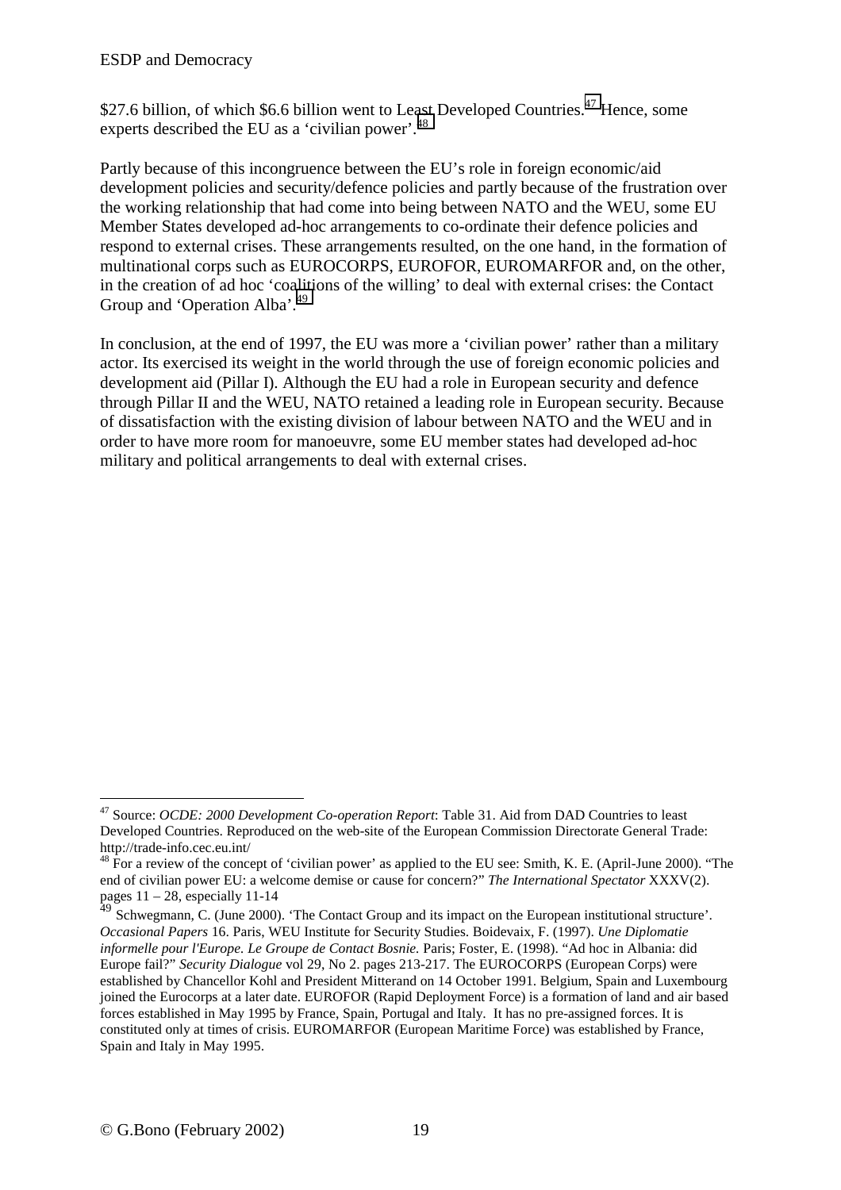$27.6 billion, of which $6.6 billion went to Least Developed Countries.[47] Hence, some experts described the EU as a 'civilian power'.[48]

Partly because of this incongruence between the EU's role in foreign economic/aid development policies and security/defence policies and partly because of the frustration over the working relationship that had come into being between NATO and the WEU, some EU Member States developed ad-hoc arrangements to co-ordinate their defence policies and respond to external crises. These arrangements resulted, on the one hand, in the formation of multinational corps such as EUROCORPS, EUROFOR, EUROMARFOR and, on the other, in the creation of ad hoc 'coalitions of the willing' to deal with external crises: the Contact Group and 'Operation Alba'.[49]

In conclusion, at the end of 1997, the EU was more a 'civilian power' rather than a military actor. Its exercised its weight in the world through the use of foreign economic policies and development aid (Pillar I). Although the EU had a role in European security and defence through Pillar II and the WEU, NATO retained a leading role in European security. Because of dissatisfaction with the existing division of labour between NATO and the WEU and in order to have more room for manoeuvre, some EU member states had developed ad-hoc military and political arrangements to deal with external crises.

---

[47] Source: *OCDE: 2000 Development Co-operation Report*: Table 31. Aid from DAD Countries to least Developed Countries. Reproduced on the web-site of the European Commission Directorate General Trade: http://trade-info.cec.eu.int/

[48] For a review of the concept of 'civilian power' as applied to the EU see: Smith, K. E. (April-June 2000). "The end of civilian power EU: a welcome demise or cause for concern?" *The International Spectator* XXXV(2). pages 11 – 28, especially 11-14

[49] Schwegmann, C. (June 2000). 'The Contact Group and its impact on the European institutional structure'. *Occasional Papers* 16. Paris, WEU Institute for Security Studies. Boidevaix, F. (1997). *Une Diplomatie informelle pour l'Europe. Le Groupe de Contact Bosnie.* Paris; Foster, E. (1998). "Ad hoc in Albania: did Europe fail?" *Security Dialogue* vol 29, No 2. pages 213-217. The EUROCORPS (European Corps) were established by Chancellor Kohl and President Mitterand on 14 October 1991. Belgium, Spain and Luxembourg joined the Eurocorps at a later date. EUROFOR (Rapid Deployment Force) is a formation of land and air based forces established in May 1995 by France, Spain, Portugal and Italy. It has no pre-assigned forces. It is constituted only at times of crisis. EUROMARFOR (European Maritime Force) was established by France, Spain and Italy in May 1995.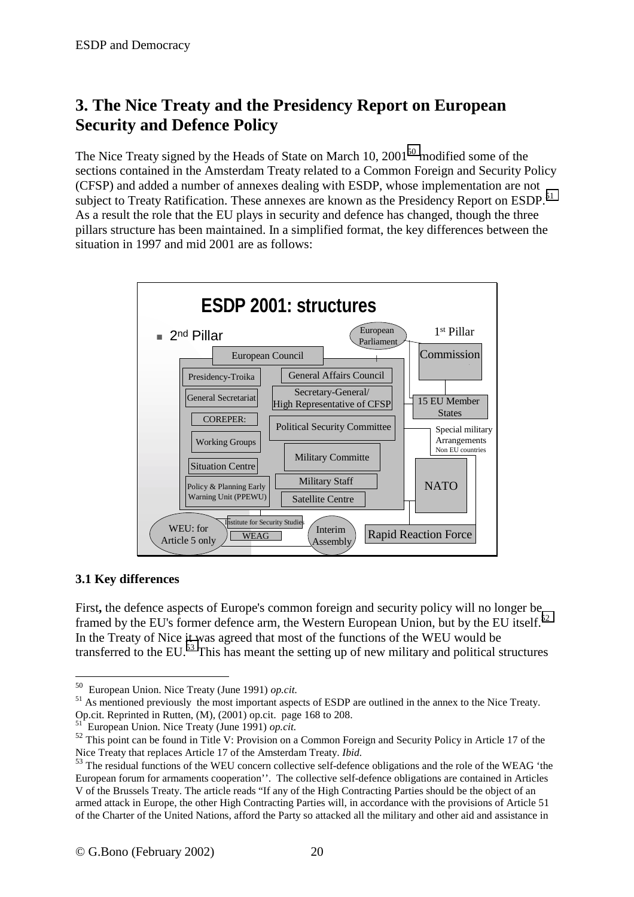## 3. The Nice Treaty and the Presidency Report on European Security and Defence Policy

The Nice Treaty signed by the Heads of State on March 10, 2001[50] modified some of the sections contained in the Amsterdam Treaty related to a Common Foreign and Security Policy (CFSP) and added a number of annexes dealing with ESDP, whose implementation are not subject to Treaty Ratification. These annexes are known as the Presidency Report on ESDP.[51] As a result the role that the EU plays in security and defence has changed, though the three pillars structure has been maintained. In a simplified format, the key differences between the situation in 1997 and mid 2001 are as follows:

**ESDP 2001: structures**

- 2nd Pillar: European Council; Presidency-Troika; General Affairs Council; General Secretariat; Secretary-General/ High Representative of CFSP; COREPER; Political Security Committee; Working Groups; Military Committe; Situation Centre; Military Staff; Policy & Planning Early Warning Unit (PPEWU); Satellite Centre
- European Parliament
- 1st Pillar: Commission
- 15 EU Member States
- Special military Arrangements Non EU countries
- NATO
- Rapid Reaction Force
- WEU: for Article 5 only; Institute for Security Studies; WEAG; Interim Assembly

### 3.1 Key differences

First**,** the defence aspects of Europe's common foreign and security policy will no longer be framed by the EU's former defence arm, the Western European Union, but by the EU itself.[52] In the Treaty of Nice it was agreed that most of the functions of the WEU would be transferred to the EU.[53] This has meant the setting up of new military and political structures

---

[50] European Union. Nice Treaty (June 1991) *op.cit.*

[51] As mentioned previously the most important aspects of ESDP are outlined in the annex to the Nice Treaty. Op.cit. Reprinted in Rutten, (M), (2001) op.cit. page 168 to 208.

[51] European Union. Nice Treaty (June 1991) *op.cit.*

[52] This point can be found in Title V: Provision on a Common Foreign and Security Policy in Article 17 of the Nice Treaty that replaces Article 17 of the Amsterdam Treaty. *Ibid.*

[53] The residual functions of the WEU concern collective self-defence obligations and the role of the WEAG 'the European forum for armaments cooperation''. The collective self-defence obligations are contained in Articles V of the Brussels Treaty. The article reads "If any of the High Contracting Parties should be the object of an armed attack in Europe, the other High Contracting Parties will, in accordance with the provisions of Article 51 of the Charter of the United Nations, afford the Party so attacked all the military and other aid and assistance in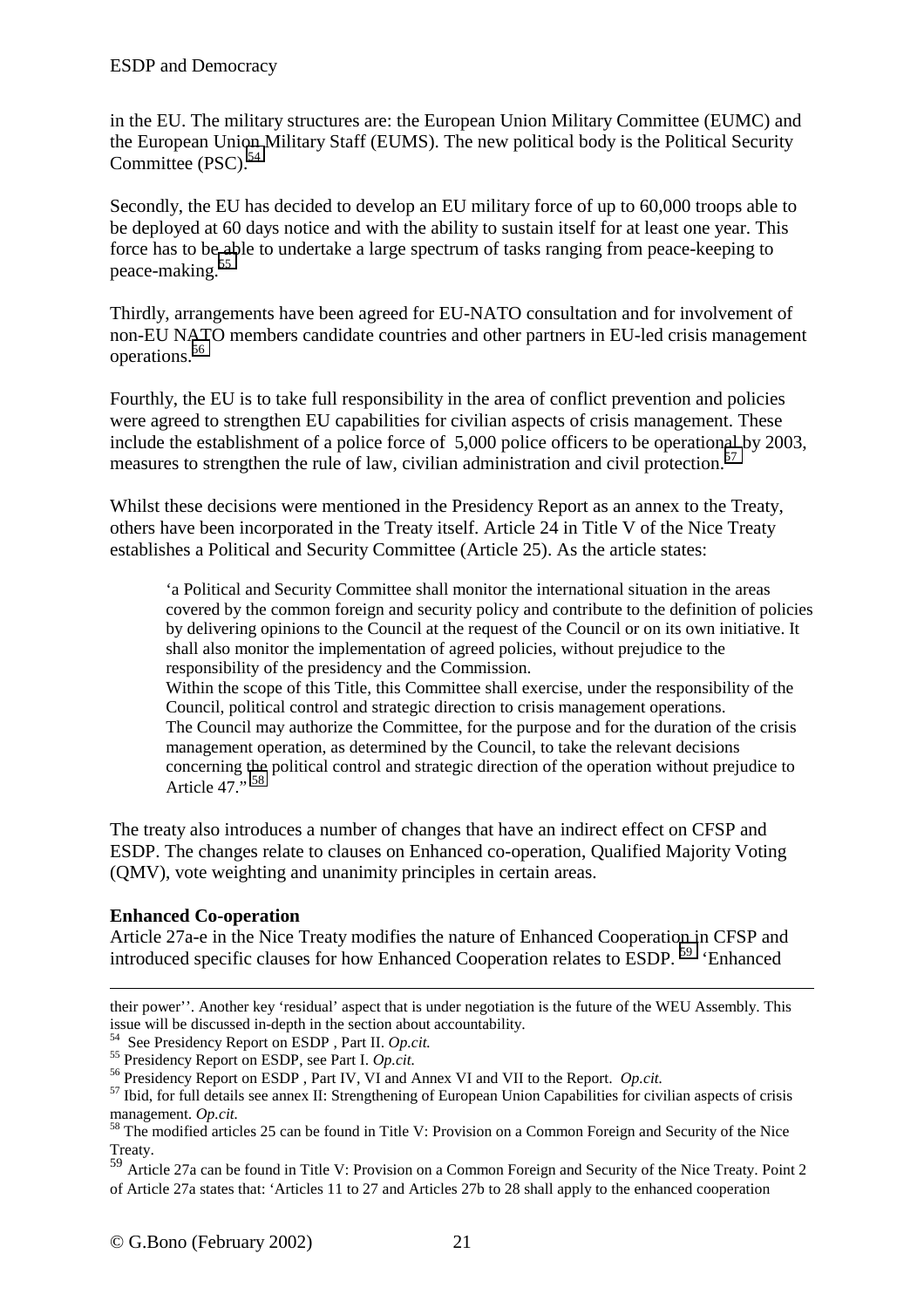in the EU. The military structures are: the European Union Military Committee (EUMC) and the European Union Military Staff (EUMS). The new political body is the Political Security Committee (PSC).[54]

Secondly, the EU has decided to develop an EU military force of up to 60,000 troops able to be deployed at 60 days notice and with the ability to sustain itself for at least one year. This force has to be able to undertake a large spectrum of tasks ranging from peace-keeping to peace-making.[55]

Thirdly, arrangements have been agreed for EU-NATO consultation and for involvement of non-EU NATO members candidate countries and other partners in EU-led crisis management operations.[56]

Fourthly, the EU is to take full responsibility in the area of conflict prevention and policies were agreed to strengthen EU capabilities for civilian aspects of crisis management. These include the establishment of a police force of 5,000 police officers to be operational by 2003, measures to strengthen the rule of law, civilian administration and civil protection.[57]

Whilst these decisions were mentioned in the Presidency Report as an annex to the Treaty, others have been incorporated in the Treaty itself. Article 24 in Title V of the Nice Treaty establishes a Political and Security Committee (Article 25). As the article states:

> 'a Political and Security Committee shall monitor the international situation in the areas covered by the common foreign and security policy and contribute to the definition of policies by delivering opinions to the Council at the request of the Council or on its own initiative. It shall also monitor the implementation of agreed policies, without prejudice to the responsibility of the presidency and the Commission.
> Within the scope of this Title, this Committee shall exercise, under the responsibility of the Council, political control and strategic direction to crisis management operations.
> The Council may authorize the Committee, for the purpose and for the duration of the crisis management operation, as determined by the Council, to take the relevant decisions concerning the political control and strategic direction of the operation without prejudice to Article 47." [58]

The treaty also introduces a number of changes that have an indirect effect on CFSP and ESDP. The changes relate to clauses on Enhanced co-operation, Qualified Majority Voting (QMV), vote weighting and unanimity principles in certain areas.

**Enhanced Co-operation**

Article 27a-e in the Nice Treaty modifies the nature of Enhanced Cooperation in CFSP and introduced specific clauses for how Enhanced Cooperation relates to ESDP. [59] 'Enhanced

---

their power''. Another key 'residual' aspect that is under negotiation is the future of the WEU Assembly. This issue will be discussed in-depth in the section about accountability.

[54] See Presidency Report on ESDP , Part II. *Op.cit.*

[55] Presidency Report on ESDP, see Part I. *Op.cit.*

[56] Presidency Report on ESDP , Part IV, VI and Annex VI and VII to the Report. *Op.cit.*

[57] Ibid, for full details see annex II: Strengthening of European Union Capabilities for civilian aspects of crisis management. *Op.cit.*

[58] The modified articles 25 can be found in Title V: Provision on a Common Foreign and Security of the Nice Treaty.

[59] Article 27a can be found in Title V: Provision on a Common Foreign and Security of the Nice Treaty. Point 2 of Article 27a states that: 'Articles 11 to 27 and Articles 27b to 28 shall apply to the enhanced cooperation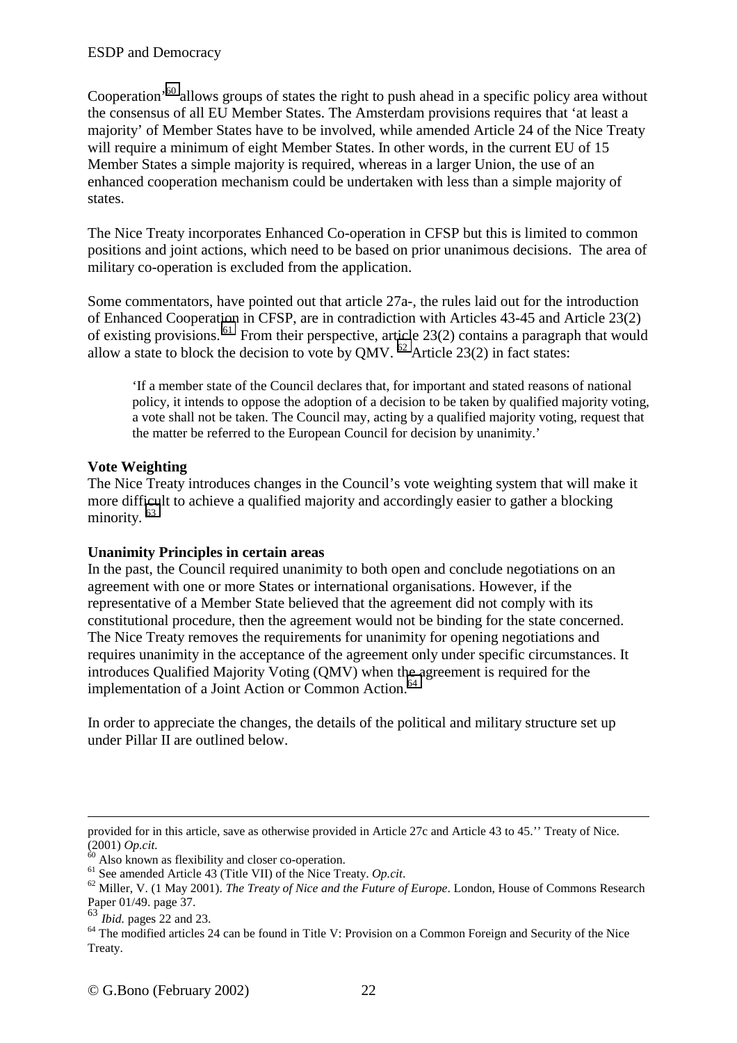Cooperation'[60] allows groups of states the right to push ahead in a specific policy area without the consensus of all EU Member States. The Amsterdam provisions requires that 'at least a majority' of Member States have to be involved, while amended Article 24 of the Nice Treaty will require a minimum of eight Member States. In other words, in the current EU of 15 Member States a simple majority is required, whereas in a larger Union, the use of an enhanced cooperation mechanism could be undertaken with less than a simple majority of states.

The Nice Treaty incorporates Enhanced Co-operation in CFSP but this is limited to common positions and joint actions, which need to be based on prior unanimous decisions. The area of military co-operation is excluded from the application.

Some commentators, have pointed out that article 27a-, the rules laid out for the introduction of Enhanced Cooperation in CFSP, are in contradiction with Articles 43-45 and Article 23(2) of existing provisions.[61] From their perspective, article 23(2) contains a paragraph that would allow a state to block the decision to vote by QMV.[62] Article 23(2) in fact states:

> 'If a member state of the Council declares that, for important and stated reasons of national policy, it intends to oppose the adoption of a decision to be taken by qualified majority voting, a vote shall not be taken. The Council may, acting by a qualified majority voting, request that the matter be referred to the European Council for decision by unanimity.'

**Vote Weighting**

The Nice Treaty introduces changes in the Council's vote weighting system that will make it more difficult to achieve a qualified majority and accordingly easier to gather a blocking minority.[63]

**Unanimity Principles in certain areas**

In the past, the Council required unanimity to both open and conclude negotiations on an agreement with one or more States or international organisations. However, if the representative of a Member State believed that the agreement did not comply with its constitutional procedure, then the agreement would not be binding for the state concerned. The Nice Treaty removes the requirements for unanimity for opening negotiations and requires unanimity in the acceptance of the agreement only under specific circumstances. It introduces Qualified Majority Voting (QMV) when the agreement is required for the implementation of a Joint Action or Common Action.[64]

In order to appreciate the changes, the details of the political and military structure set up under Pillar II are outlined below.

---

provided for in this article, save as otherwise provided in Article 27c and Article 43 to 45.'' Treaty of Nice. (2001) *Op.cit.*

[60] Also known as flexibility and closer co-operation.

[61] See amended Article 43 (Title VII) of the Nice Treaty. *Op.cit*.

[62] Miller, V. (1 May 2001). *The Treaty of Nice and the Future of Europe*. London, House of Commons Research Paper 01/49. page 37.

[63] *Ibid.* pages 22 and 23.

[64] The modified articles 24 can be found in Title V: Provision on a Common Foreign and Security of the Nice Treaty.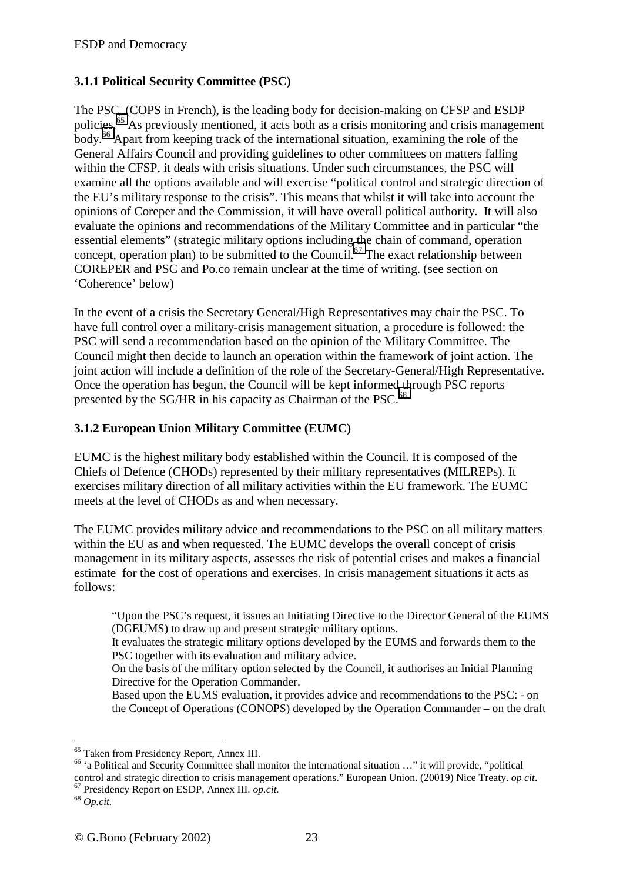### 3.1.1 Political Security Committee (PSC)

The PSC, (COPS in French), is the leading body for decision-making on CFSP and ESDP policies.[65] As previously mentioned, it acts both as a crisis monitoring and crisis management body.[66] Apart from keeping track of the international situation, examining the role of the General Affairs Council and providing guidelines to other committees on matters falling within the CFSP, it deals with crisis situations. Under such circumstances, the PSC will examine all the options available and will exercise "political control and strategic direction of the EU's military response to the crisis". This means that whilst it will take into account the opinions of Coreper and the Commission, it will have overall political authority. It will also evaluate the opinions and recommendations of the Military Committee and in particular "the essential elements" (strategic military options including the chain of command, operation concept, operation plan) to be submitted to the Council.[67] The exact relationship between COREPER and PSC and Po.co remain unclear at the time of writing. (see section on 'Coherence' below)

In the event of a crisis the Secretary General/High Representatives may chair the PSC. To have full control over a military-crisis management situation, a procedure is followed: the PSC will send a recommendation based on the opinion of the Military Committee. The Council might then decide to launch an operation within the framework of joint action. The joint action will include a definition of the role of the Secretary-General/High Representative. Once the operation has begun, the Council will be kept informed through PSC reports presented by the SG/HR in his capacity as Chairman of the PSC.[68]

### 3.1.2 European Union Military Committee (EUMC)

EUMC is the highest military body established within the Council. It is composed of the Chiefs of Defence (CHODs) represented by their military representatives (MILREPs). It exercises military direction of all military activities within the EU framework. The EUMC meets at the level of CHODs as and when necessary.

The EUMC provides military advice and recommendations to the PSC on all military matters within the EU as and when requested. The EUMC develops the overall concept of crisis management in its military aspects, assesses the risk of potential crises and makes a financial estimate for the cost of operations and exercises. In crisis management situations it acts as follows:

> "Upon the PSC's request, it issues an Initiating Directive to the Director General of the EUMS (DGEUMS) to draw up and present strategic military options.
> It evaluates the strategic military options developed by the EUMS and forwards them to the PSC together with its evaluation and military advice.
> On the basis of the military option selected by the Council, it authorises an Initial Planning Directive for the Operation Commander.
> Based upon the EUMS evaluation, it provides advice and recommendations to the PSC: - on the Concept of Operations (CONOPS) developed by the Operation Commander – on the draft

---

[65] Taken from Presidency Report, Annex III.

[66] 'a Political and Security Committee shall monitor the international situation …" it will provide, "political control and strategic direction to crisis management operations." European Union. (20019) Nice Treaty. *op cit*.

[67] Presidency Report on ESDP, Annex III. *op.cit.*

[68] *Op.cit.*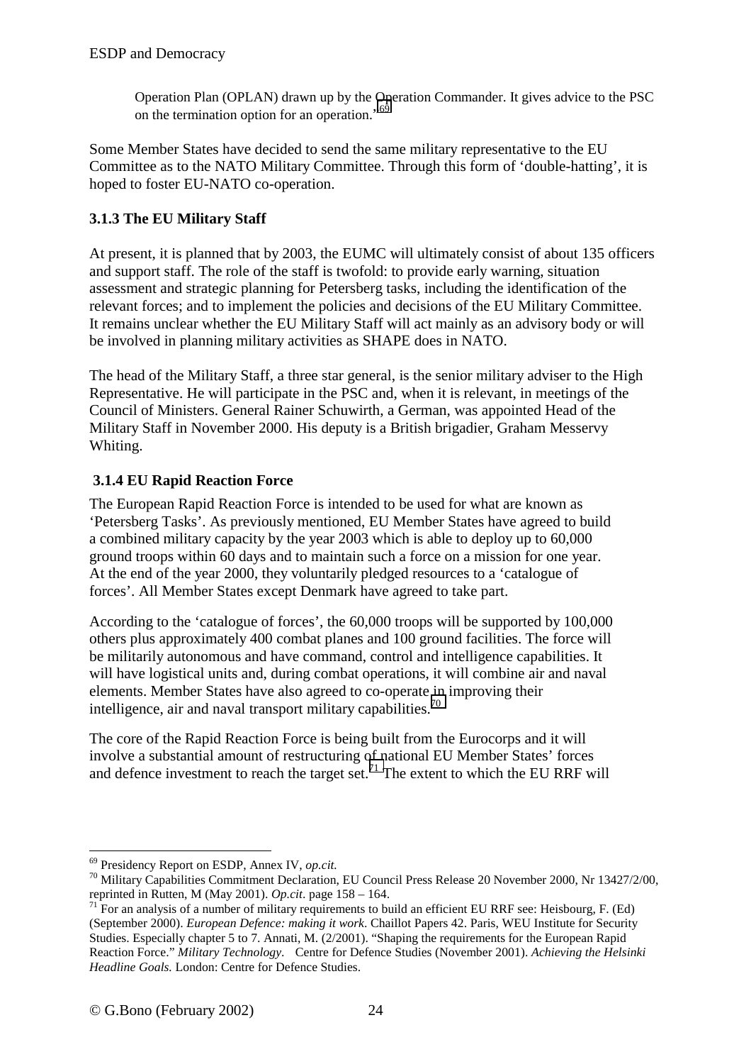Operation Plan (OPLAN) drawn up by the Operation Commander. It gives advice to the PSC on the termination option for an operation.'[69]

Some Member States have decided to send the same military representative to the EU Committee as to the NATO Military Committee. Through this form of 'double-hatting', it is hoped to foster EU-NATO co-operation.

### 3.1.3 The EU Military Staff

At present, it is planned that by 2003, the EUMC will ultimately consist of about 135 officers and support staff. The role of the staff is twofold: to provide early warning, situation assessment and strategic planning for Petersberg tasks, including the identification of the relevant forces; and to implement the policies and decisions of the EU Military Committee. It remains unclear whether the EU Military Staff will act mainly as an advisory body or will be involved in planning military activities as SHAPE does in NATO.

The head of the Military Staff, a three star general, is the senior military adviser to the High Representative. He will participate in the PSC and, when it is relevant, in meetings of the Council of Ministers. General Rainer Schuwirth, a German, was appointed Head of the Military Staff in November 2000. His deputy is a British brigadier, Graham Messervy Whiting.

### 3.1.4 EU Rapid Reaction Force

The European Rapid Reaction Force is intended to be used for what are known as 'Petersberg Tasks'. As previously mentioned, EU Member States have agreed to build a combined military capacity by the year 2003 which is able to deploy up to 60,000 ground troops within 60 days and to maintain such a force on a mission for one year. At the end of the year 2000, they voluntarily pledged resources to a 'catalogue of forces'. All Member States except Denmark have agreed to take part.

According to the 'catalogue of forces', the 60,000 troops will be supported by 100,000 others plus approximately 400 combat planes and 100 ground facilities. The force will be militarily autonomous and have command, control and intelligence capabilities. It will have logistical units and, during combat operations, it will combine air and naval elements. Member States have also agreed to co-operate in improving their intelligence, air and naval transport military capabilities.[70]

The core of the Rapid Reaction Force is being built from the Eurocorps and it will involve a substantial amount of restructuring of national EU Member States' forces and defence investment to reach the target set.[71] The extent to which the EU RRF will

---

[69] Presidency Report on ESDP, Annex IV, *op.cit.*

[70] Military Capabilities Commitment Declaration, EU Council Press Release 20 November 2000, Nr 13427/2/00, reprinted in Rutten, M (May 2001). *Op.cit*. page 158 – 164.

[71] For an analysis of a number of military requirements to build an efficient EU RRF see: Heisbourg, F. (Ed) (September 2000). *European Defence: making it work*. Chaillot Papers 42. Paris, WEU Institute for Security Studies. Especially chapter 5 to 7. Annati, M. (2/2001). "Shaping the requirements for the European Rapid Reaction Force." *Military Technology*. Centre for Defence Studies (November 2001). *Achieving the Helsinki Headline Goals.* London: Centre for Defence Studies.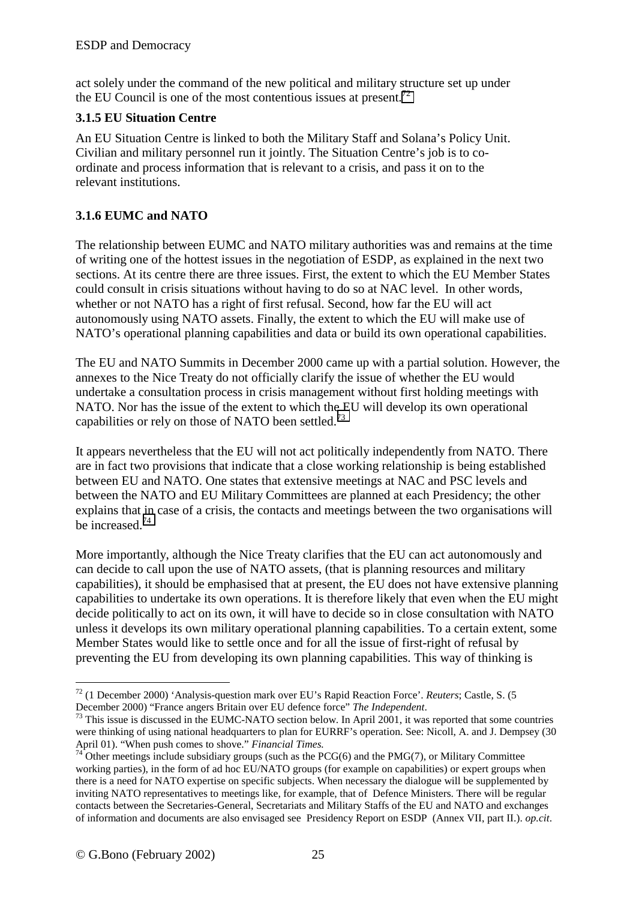act solely under the command of the new political and military structure set up under the EU Council is one of the most contentious issues at present.[72]

### 3.1.5 EU Situation Centre

An EU Situation Centre is linked to both the Military Staff and Solana's Policy Unit. Civilian and military personnel run it jointly. The Situation Centre's job is to co-ordinate and process information that is relevant to a crisis, and pass it on to the relevant institutions.

### 3.1.6 EUMC and NATO

The relationship between EUMC and NATO military authorities was and remains at the time of writing one of the hottest issues in the negotiation of ESDP, as explained in the next two sections. At its centre there are three issues. First, the extent to which the EU Member States could consult in crisis situations without having to do so at NAC level. In other words, whether or not NATO has a right of first refusal. Second, how far the EU will act autonomously using NATO assets. Finally, the extent to which the EU will make use of NATO's operational planning capabilities and data or build its own operational capabilities.

The EU and NATO Summits in December 2000 came up with a partial solution. However, the annexes to the Nice Treaty do not officially clarify the issue of whether the EU would undertake a consultation process in crisis management without first holding meetings with NATO. Nor has the issue of the extent to which the EU will develop its own operational capabilities or rely on those of NATO been settled.[73]

It appears nevertheless that the EU will not act politically independently from NATO. There are in fact two provisions that indicate that a close working relationship is being established between EU and NATO. One states that extensive meetings at NAC and PSC levels and between the NATO and EU Military Committees are planned at each Presidency; the other explains that in case of a crisis, the contacts and meetings between the two organisations will be increased.[74]

More importantly, although the Nice Treaty clarifies that the EU can act autonomously and can decide to call upon the use of NATO assets, (that is planning resources and military capabilities), it should be emphasised that at present, the EU does not have extensive planning capabilities to undertake its own operations. It is therefore likely that even when the EU might decide politically to act on its own, it will have to decide so in close consultation with NATO unless it develops its own military operational planning capabilities. To a certain extent, some Member States would like to settle once and for all the issue of first-right of refusal by preventing the EU from developing its own planning capabilities. This way of thinking is

---

[72] (1 December 2000) 'Analysis-question mark over EU's Rapid Reaction Force'. *Reuters*; Castle, S. (5 December 2000) "France angers Britain over EU defence force" *The Independent*.

[73] This issue is discussed in the EUMC-NATO section below. In April 2001, it was reported that some countries were thinking of using national headquarters to plan for EURRF's operation. See: Nicoll, A. and J. Dempsey (30 April 01). "When push comes to shove." *Financial Times.*

[74] Other meetings include subsidiary groups (such as the PCG(6) and the PMG(7), or Military Committee working parties), in the form of ad hoc EU/NATO groups (for example on capabilities) or expert groups when there is a need for NATO expertise on specific subjects. When necessary the dialogue will be supplemented by inviting NATO representatives to meetings like, for example, that of Defence Ministers. There will be regular contacts between the Secretaries-General, Secretariats and Military Staffs of the EU and NATO and exchanges of information and documents are also envisaged see Presidency Report on ESDP (Annex VII, part II.). *op.cit*.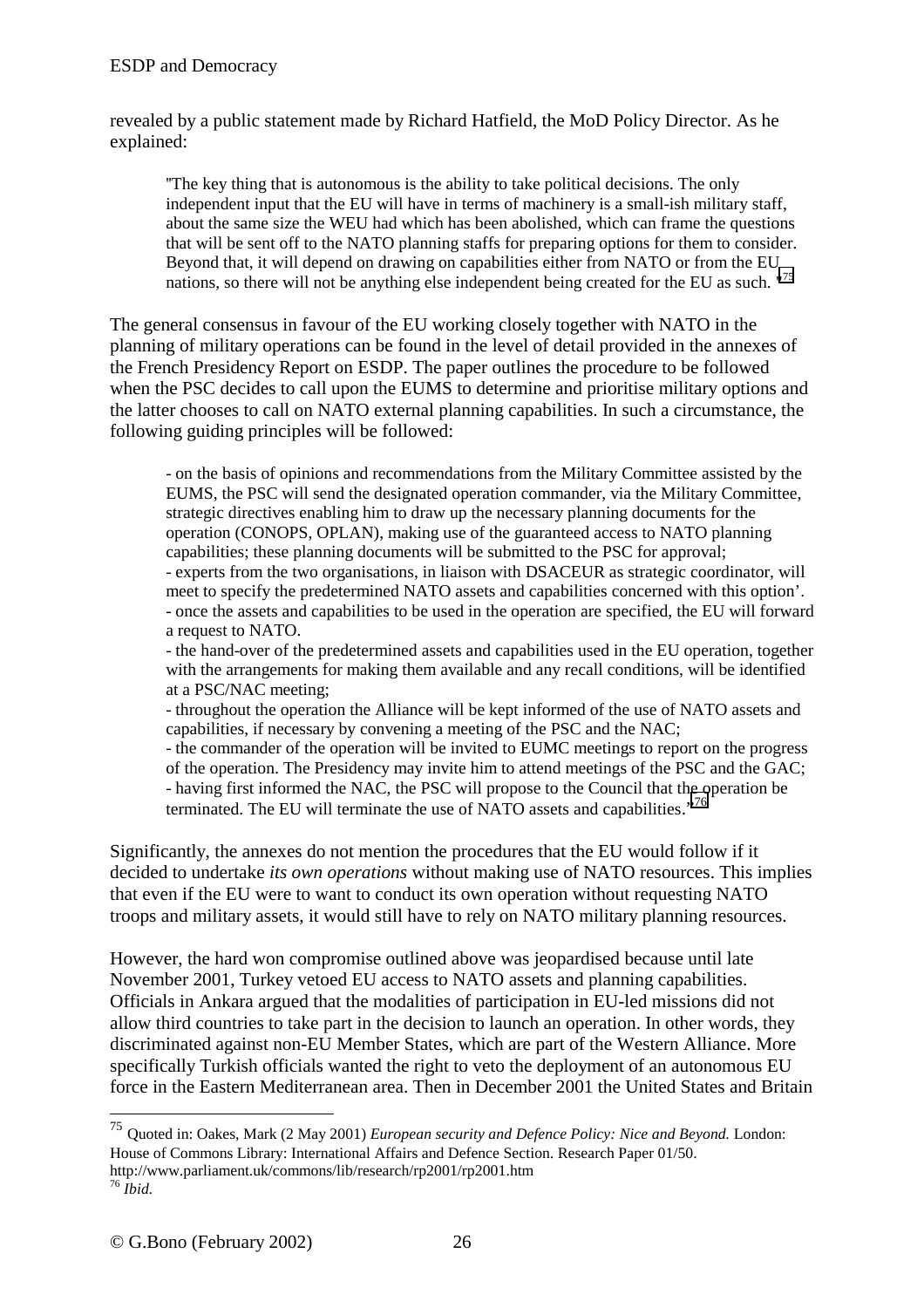revealed by a public statement made by Richard Hatfield, the MoD Policy Director. As he explained:

> "The key thing that is autonomous is the ability to take political decisions. The only independent input that the EU will have in terms of machinery is a small-ish military staff, about the same size the WEU had which has been abolished, which can frame the questions that will be sent off to the NATO planning staffs for preparing options for them to consider. Beyond that, it will depend on drawing on capabilities either from NATO or from the EU nations, so there will not be anything else independent being created for the EU as such."[75]

The general consensus in favour of the EU working closely together with NATO in the planning of military operations can be found in the level of detail provided in the annexes of the French Presidency Report on ESDP. The paper outlines the procedure to be followed when the PSC decides to call upon the EUMS to determine and prioritise military options and the latter chooses to call on NATO external planning capabilities. In such a circumstance, the following guiding principles will be followed:

> - on the basis of opinions and recommendations from the Military Committee assisted by the EUMS, the PSC will send the designated operation commander, via the Military Committee, strategic directives enabling him to draw up the necessary planning documents for the operation (CONOPS, OPLAN), making use of the guaranteed access to NATO planning capabilities; these planning documents will be submitted to the PSC for approval;
> - experts from the two organisations, in liaison with DSACEUR as strategic coordinator, will meet to specify the predetermined NATO assets and capabilities concerned with this option'.
> - once the assets and capabilities to be used in the operation are specified, the EU will forward a request to NATO.
> - the hand-over of the predetermined assets and capabilities used in the EU operation, together with the arrangements for making them available and any recall conditions, will be identified at a PSC/NAC meeting;
> - throughout the operation the Alliance will be kept informed of the use of NATO assets and capabilities, if necessary by convening a meeting of the PSC and the NAC;
> - the commander of the operation will be invited to EUMC meetings to report on the progress of the operation. The Presidency may invite him to attend meetings of the PSC and the GAC;
> - having first informed the NAC, the PSC will propose to the Council that the operation be terminated. The EU will terminate the use of NATO assets and capabilities."[76]

Significantly, the annexes do not mention the procedures that the EU would follow if it decided to undertake *its own operations* without making use of NATO resources. This implies that even if the EU were to want to conduct its own operation without requesting NATO troops and military assets, it would still have to rely on NATO military planning resources.

However, the hard won compromise outlined above was jeopardised because until late November 2001, Turkey vetoed EU access to NATO assets and planning capabilities. Officials in Ankara argued that the modalities of participation in EU-led missions did not allow third countries to take part in the decision to launch an operation. In other words, they discriminated against non-EU Member States, which are part of the Western Alliance. More specifically Turkish officials wanted the right to veto the deployment of an autonomous EU force in the Eastern Mediterranean area. Then in December 2001 the United States and Britain

---

[75] Quoted in: Oakes, Mark (2 May 2001) *European security and Defence Policy: Nice and Beyond.* London: House of Commons Library: International Affairs and Defence Section. Research Paper 01/50. http://www.parliament.uk/commons/lib/research/rp2001/rp2001.htm

[76] *Ibid.*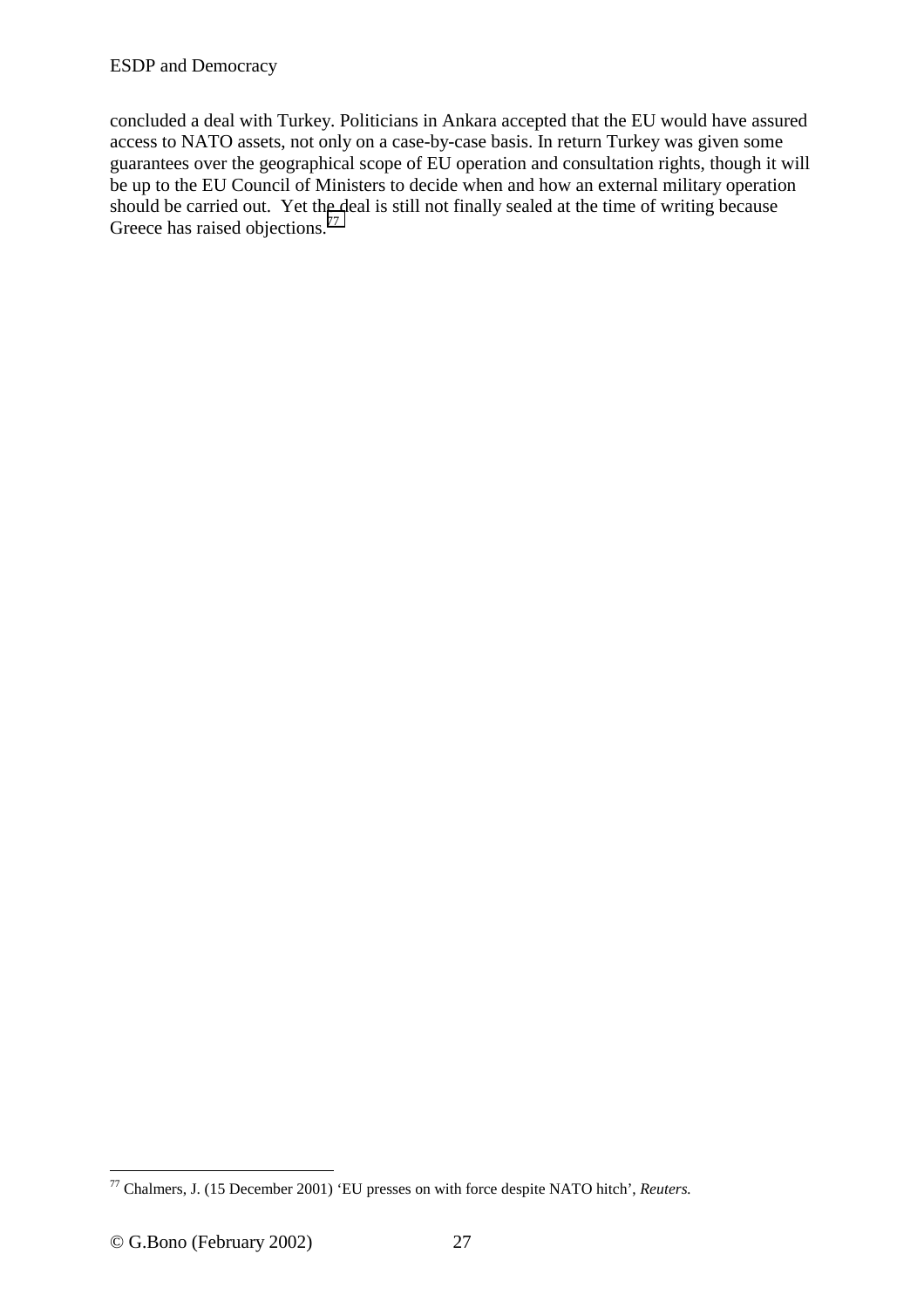concluded a deal with Turkey. Politicians in Ankara accepted that the EU would have assured access to NATO assets, not only on a case-by-case basis. In return Turkey was given some guarantees over the geographical scope of EU operation and consultation rights, though it will be up to the EU Council of Ministers to decide when and how an external military operation should be carried out. Yet the deal is still not finally sealed at the time of writing because Greece has raised objections.[77]

[77] Chalmers, J. (15 December 2001) 'EU presses on with force despite NATO hitch', *Reuters.*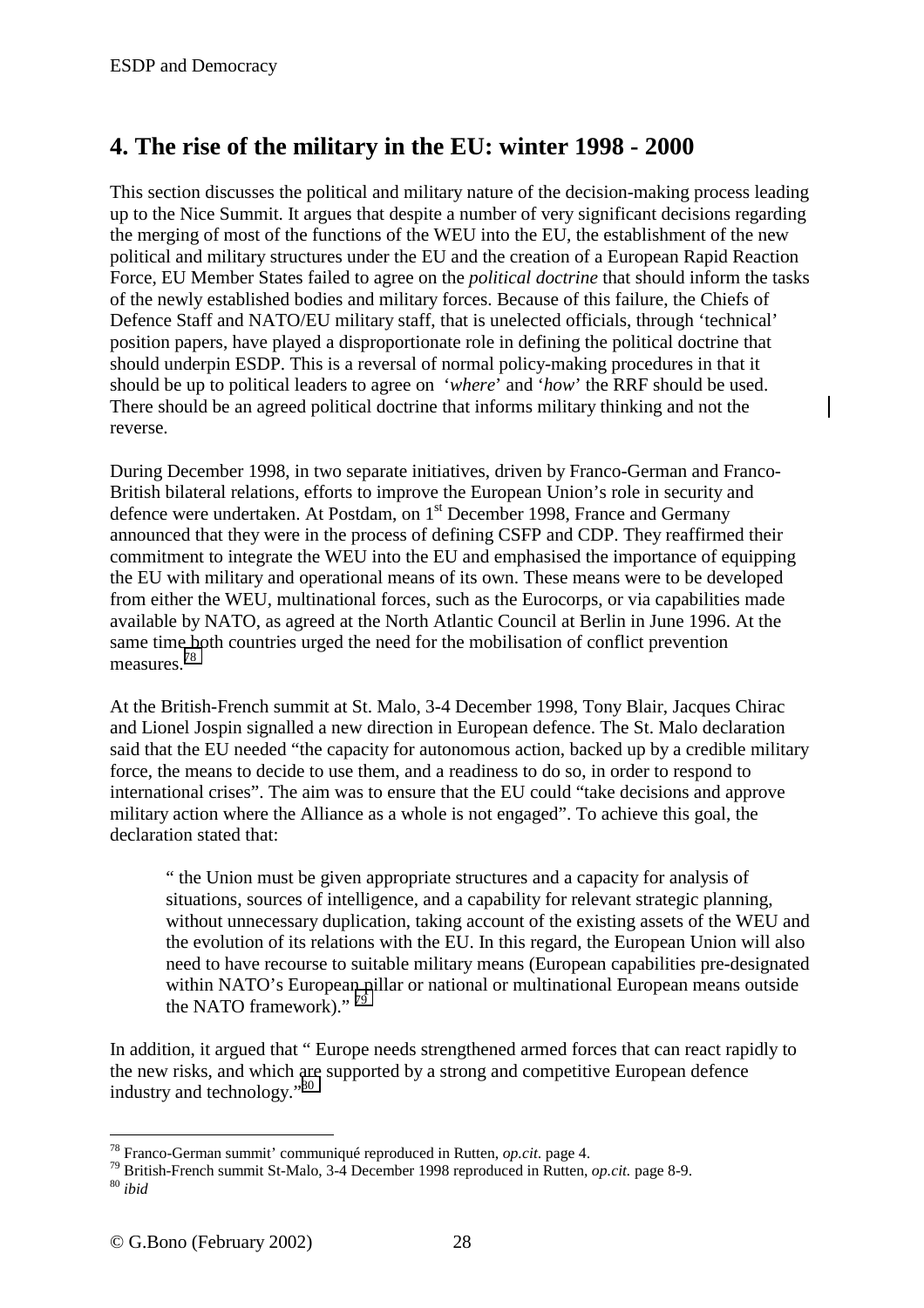## 4. The rise of the military in the EU: winter 1998 - 2000

This section discusses the political and military nature of the decision-making process leading up to the Nice Summit. It argues that despite a number of very significant decisions regarding the merging of most of the functions of the WEU into the EU, the establishment of the new political and military structures under the EU and the creation of a European Rapid Reaction Force, EU Member States failed to agree on the *political doctrine* that should inform the tasks of the newly established bodies and military forces. Because of this failure, the Chiefs of Defence Staff and NATO/EU military staff, that is unelected officials, through 'technical' position papers, have played a disproportionate role in defining the political doctrine that should underpin ESDP. This is a reversal of normal policy-making procedures in that it should be up to political leaders to agree on '*where*' and '*how*' the RRF should be used. There should be an agreed political doctrine that informs military thinking and not the reverse.

During December 1998, in two separate initiatives, driven by Franco-German and Franco-British bilateral relations, efforts to improve the European Union's role in security and defence were undertaken. At Postdam, on 1st December 1998, France and Germany announced that they were in the process of defining CSFP and CDP. They reaffirmed their commitment to integrate the WEU into the EU and emphasised the importance of equipping the EU with military and operational means of its own. These means were to be developed from either the WEU, multinational forces, such as the Eurocorps, or via capabilities made available by NATO, as agreed at the North Atlantic Council at Berlin in June 1996. At the same time both countries urged the need for the mobilisation of conflict prevention measures.[78]

At the British-French summit at St. Malo, 3-4 December 1998, Tony Blair, Jacques Chirac and Lionel Jospin signalled a new direction in European defence. The St. Malo declaration said that the EU needed "the capacity for autonomous action, backed up by a credible military force, the means to decide to use them, and a readiness to do so, in order to respond to international crises". The aim was to ensure that the EU could "take decisions and approve military action where the Alliance as a whole is not engaged". To achieve this goal, the declaration stated that:

> " the Union must be given appropriate structures and a capacity for analysis of situations, sources of intelligence, and a capability for relevant strategic planning, without unnecessary duplication, taking account of the existing assets of the WEU and the evolution of its relations with the EU. In this regard, the European Union will also need to have recourse to suitable military means (European capabilities pre-designated within NATO's European pillar or national or multinational European means outside the NATO framework)." [79]

In addition, it argued that " Europe needs strengthened armed forces that can react rapidly to the new risks, and which are supported by a strong and competitive European defence industry and technology."[80]

---

[78] Franco-German summit' communiqué reproduced in Rutten, *op.cit.* page 4.
[79] British-French summit St-Malo, 3-4 December 1998 reproduced in Rutten, *op.cit.* page 8-9.
[80] *ibid*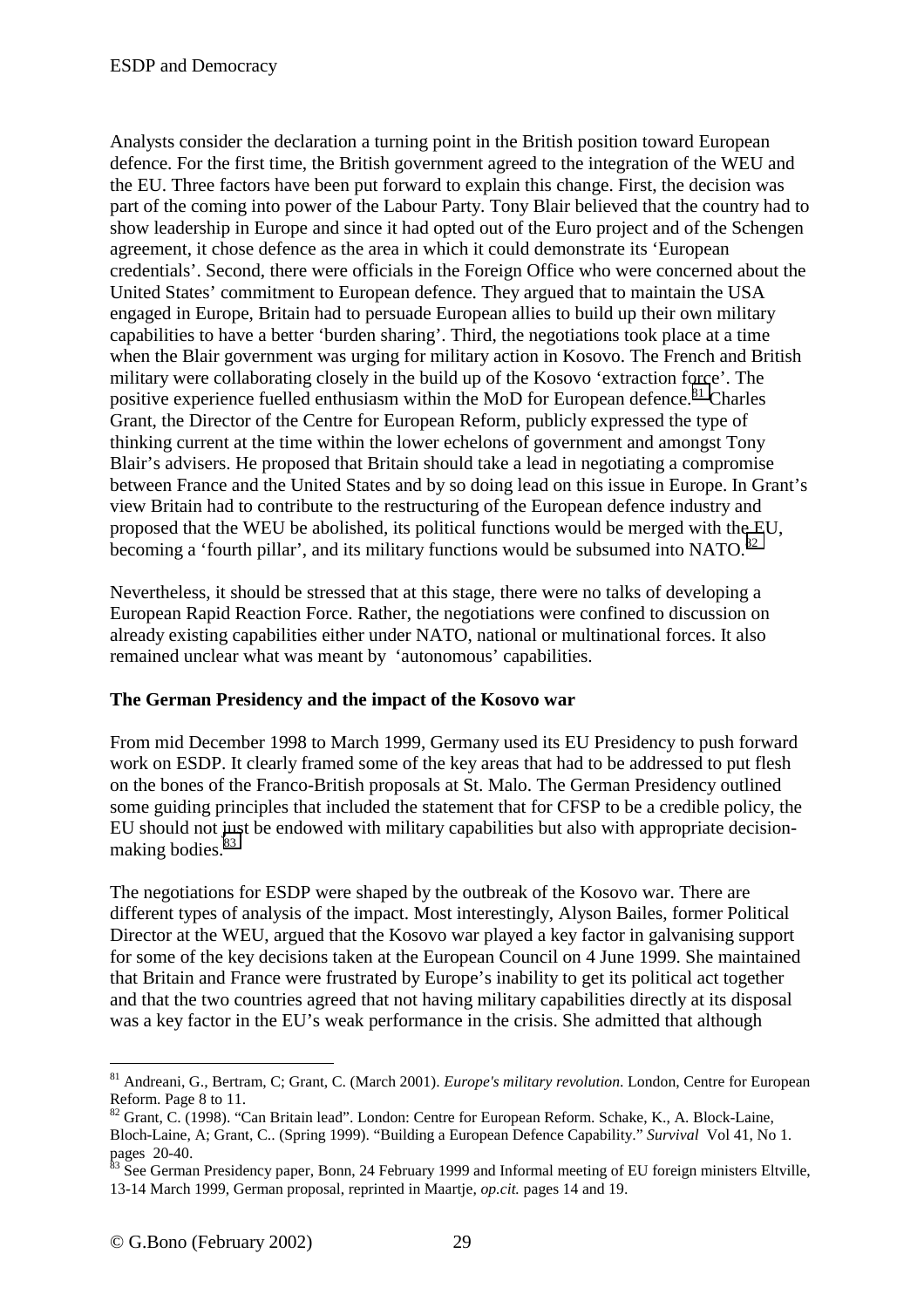Analysts consider the declaration a turning point in the British position toward European defence. For the first time, the British government agreed to the integration of the WEU and the EU. Three factors have been put forward to explain this change. First, the decision was part of the coming into power of the Labour Party. Tony Blair believed that the country had to show leadership in Europe and since it had opted out of the Euro project and of the Schengen agreement, it chose defence as the area in which it could demonstrate its 'European credentials'. Second, there were officials in the Foreign Office who were concerned about the United States' commitment to European defence. They argued that to maintain the USA engaged in Europe, Britain had to persuade European allies to build up their own military capabilities to have a better 'burden sharing'. Third, the negotiations took place at a time when the Blair government was urging for military action in Kosovo. The French and British military were collaborating closely in the build up of the Kosovo 'extraction force'. The positive experience fuelled enthusiasm within the MoD for European defence.[81] Charles Grant, the Director of the Centre for European Reform, publicly expressed the type of thinking current at the time within the lower echelons of government and amongst Tony Blair's advisers. He proposed that Britain should take a lead in negotiating a compromise between France and the United States and by so doing lead on this issue in Europe. In Grant's view Britain had to contribute to the restructuring of the European defence industry and proposed that the WEU be abolished, its political functions would be merged with the EU, becoming a 'fourth pillar', and its military functions would be subsumed into NATO.[82]

Nevertheless, it should be stressed that at this stage, there were no talks of developing a European Rapid Reaction Force. Rather, the negotiations were confined to discussion on already existing capabilities either under NATO, national or multinational forces. It also remained unclear what was meant by 'autonomous' capabilities.

**The German Presidency and the impact of the Kosovo war**

From mid December 1998 to March 1999, Germany used its EU Presidency to push forward work on ESDP. It clearly framed some of the key areas that had to be addressed to put flesh on the bones of the Franco-British proposals at St. Malo. The German Presidency outlined some guiding principles that included the statement that for CFSP to be a credible policy, the EU should not just be endowed with military capabilities but also with appropriate decision-making bodies.[83]

The negotiations for ESDP were shaped by the outbreak of the Kosovo war. There are different types of analysis of the impact. Most interestingly, Alyson Bailes, former Political Director at the WEU, argued that the Kosovo war played a key factor in galvanising support for some of the key decisions taken at the European Council on 4 June 1999. She maintained that Britain and France were frustrated by Europe's inability to get its political act together and that the two countries agreed that not having military capabilities directly at its disposal was a key factor in the EU's weak performance in the crisis. She admitted that although

---

[81] Andreani, G., Bertram, C; Grant, C. (March 2001). *Europe's military revolution*. London, Centre for European Reform. Page 8 to 11.

[82] Grant, C. (1998). "Can Britain lead". London: Centre for European Reform. Schake, K., A. Block-Laine, Bloch-Laine, A; Grant, C.. (Spring 1999). "Building a European Defence Capability." *Survival* Vol 41, No 1. pages 20-40.

[83] See German Presidency paper, Bonn, 24 February 1999 and Informal meeting of EU foreign ministers Eltville, 13-14 March 1999, German proposal, reprinted in Maartje, *op.cit.* pages 14 and 19.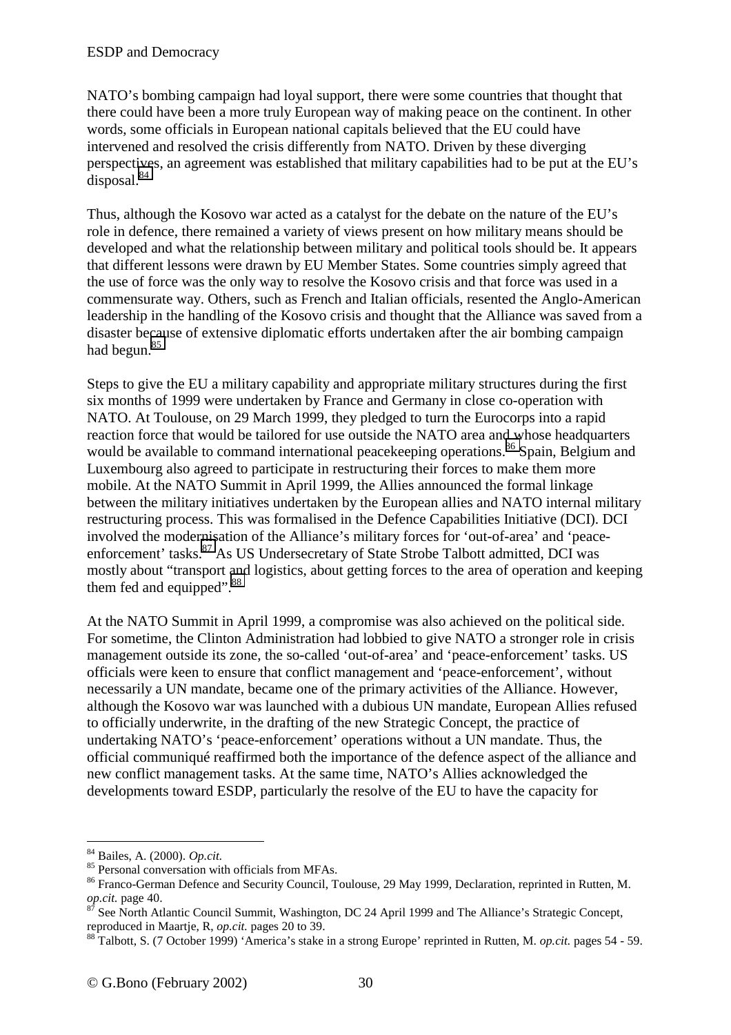NATO's bombing campaign had loyal support, there were some countries that thought that there could have been a more truly European way of making peace on the continent. In other words, some officials in European national capitals believed that the EU could have intervened and resolved the crisis differently from NATO. Driven by these diverging perspectives, an agreement was established that military capabilities had to be put at the EU's disposal.[84]

Thus, although the Kosovo war acted as a catalyst for the debate on the nature of the EU's role in defence, there remained a variety of views present on how military means should be developed and what the relationship between military and political tools should be. It appears that different lessons were drawn by EU Member States. Some countries simply agreed that the use of force was the only way to resolve the Kosovo crisis and that force was used in a commensurate way. Others, such as French and Italian officials, resented the Anglo-American leadership in the handling of the Kosovo crisis and thought that the Alliance was saved from a disaster because of extensive diplomatic efforts undertaken after the air bombing campaign had begun.[85]

Steps to give the EU a military capability and appropriate military structures during the first six months of 1999 were undertaken by France and Germany in close co-operation with NATO. At Toulouse, on 29 March 1999, they pledged to turn the Eurocorps into a rapid reaction force that would be tailored for use outside the NATO area and whose headquarters would be available to command international peacekeeping operations.[86] Spain, Belgium and Luxembourg also agreed to participate in restructuring their forces to make them more mobile. At the NATO Summit in April 1999, the Allies announced the formal linkage between the military initiatives undertaken by the European allies and NATO internal military restructuring process. This was formalised in the Defence Capabilities Initiative (DCI). DCI involved the modernisation of the Alliance's military forces for 'out-of-area' and 'peace-enforcement' tasks.[87] As US Undersecretary of State Strobe Talbott admitted, DCI was mostly about "transport and logistics, about getting forces to the area of operation and keeping them fed and equipped".[88]

At the NATO Summit in April 1999, a compromise was also achieved on the political side. For sometime, the Clinton Administration had lobbied to give NATO a stronger role in crisis management outside its zone, the so-called 'out-of-area' and 'peace-enforcement' tasks. US officials were keen to ensure that conflict management and 'peace-enforcement', without necessarily a UN mandate, became one of the primary activities of the Alliance. However, although the Kosovo war was launched with a dubious UN mandate, European Allies refused to officially underwrite, in the drafting of the new Strategic Concept, the practice of undertaking NATO's 'peace-enforcement' operations without a UN mandate. Thus, the official communiqué reaffirmed both the importance of the defence aspect of the alliance and new conflict management tasks. At the same time, NATO's Allies acknowledged the developments toward ESDP, particularly the resolve of the EU to have the capacity for

---

[84] Bailes, A. (2000). *Op.cit.*

[85] Personal conversation with officials from MFAs.

[86] Franco-German Defence and Security Council, Toulouse, 29 May 1999, Declaration, reprinted in Rutten, M. *op.cit.* page 40.

[87] See North Atlantic Council Summit, Washington, DC 24 April 1999 and The Alliance's Strategic Concept, reproduced in Maartje, R, *op.cit.* pages 20 to 39.

[88] Talbott, S. (7 October 1999) 'America's stake in a strong Europe' reprinted in Rutten, M. *op.cit.* pages 54 - 59.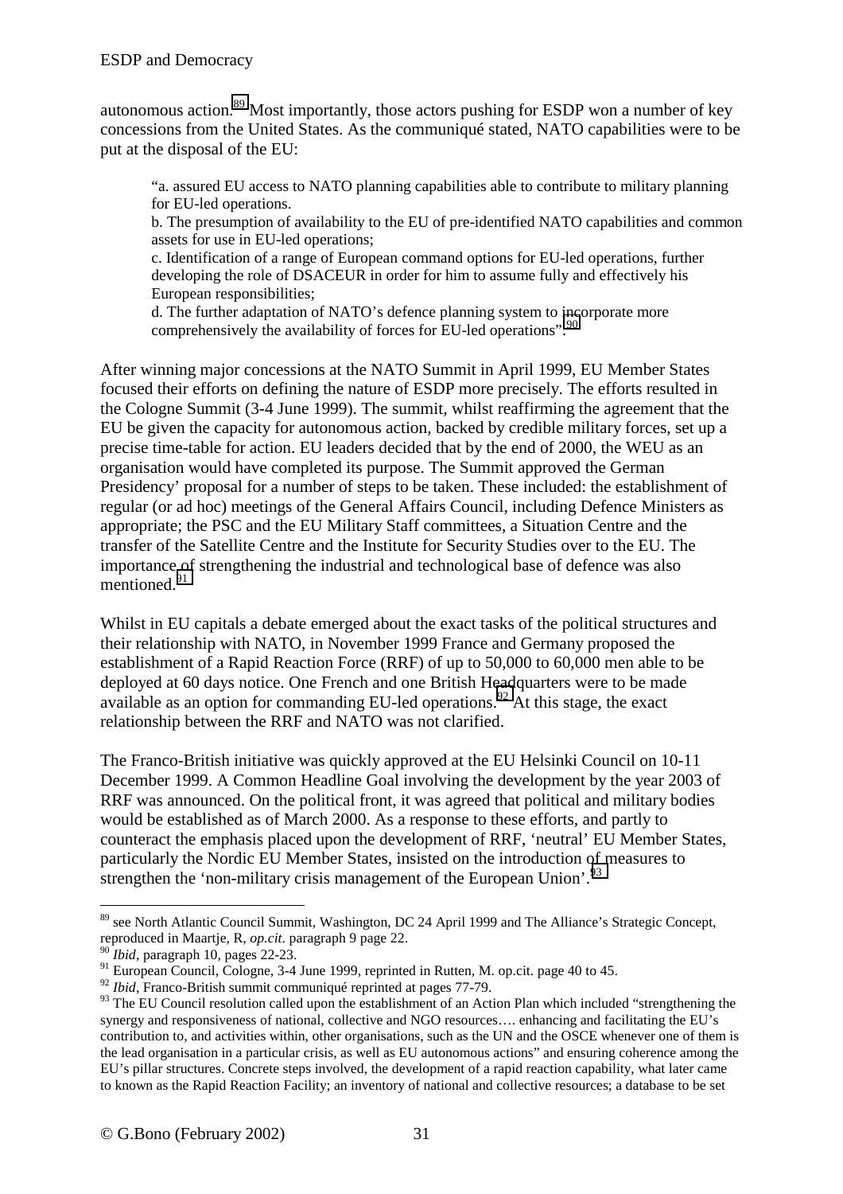autonomous action.[89] Most importantly, those actors pushing for ESDP won a number of key concessions from the United States. As the communiqué stated, NATO capabilities were to be put at the disposal of the EU:

> "a. assured EU access to NATO planning capabilities able to contribute to military planning for EU-led operations.
> b. The presumption of availability to the EU of pre-identified NATO capabilities and common assets for use in EU-led operations;
> c. Identification of a range of European command options for EU-led operations, further developing the role of DSACEUR in order for him to assume fully and effectively his European responsibilities;
> d. The further adaptation of NATO's defence planning system to incorporate more comprehensively the availability of forces for EU-led operations".[90]

After winning major concessions at the NATO Summit in April 1999, EU Member States focused their efforts on defining the nature of ESDP more precisely. The efforts resulted in the Cologne Summit (3-4 June 1999). The summit, whilst reaffirming the agreement that the EU be given the capacity for autonomous action, backed by credible military forces, set up a precise time-table for action. EU leaders decided that by the end of 2000, the WEU as an organisation would have completed its purpose. The Summit approved the German Presidency' proposal for a number of steps to be taken. These included: the establishment of regular (or ad hoc) meetings of the General Affairs Council, including Defence Ministers as appropriate; the PSC and the EU Military Staff committees, a Situation Centre and the transfer of the Satellite Centre and the Institute for Security Studies over to the EU. The importance of strengthening the industrial and technological base of defence was also mentioned.[91]

Whilst in EU capitals a debate emerged about the exact tasks of the political structures and their relationship with NATO, in November 1999 France and Germany proposed the establishment of a Rapid Reaction Force (RRF) of up to 50,000 to 60,000 men able to be deployed at 60 days notice. One French and one British Headquarters were to be made available as an option for commanding EU-led operations.[92] At this stage, the exact relationship between the RRF and NATO was not clarified.

The Franco-British initiative was quickly approved at the EU Helsinki Council on 10-11 December 1999. A Common Headline Goal involving the development by the year 2003 of RRF was announced. On the political front, it was agreed that political and military bodies would be established as of March 2000. As a response to these efforts, and partly to counteract the emphasis placed upon the development of RRF, 'neutral' EU Member States, particularly the Nordic EU Member States, insisted on the introduction of measures to strengthen the 'non-military crisis management of the European Union'.[93]

---

[89] see North Atlantic Council Summit, Washington, DC 24 April 1999 and The Alliance's Strategic Concept, reproduced in Maartje, R, *op.cit*. paragraph 9 page 22.

[90] *Ibid*, paragraph 10, pages 22-23.

[91] European Council, Cologne, 3-4 June 1999, reprinted in Rutten, M. op.cit. page 40 to 45.

[92] *Ibid*, Franco-British summit communiqué reprinted at pages 77-79.

[93] The EU Council resolution called upon the establishment of an Action Plan which included "strengthening the synergy and responsiveness of national, collective and NGO resources…. enhancing and facilitating the EU's contribution to, and activities within, other organisations, such as the UN and the OSCE whenever one of them is the lead organisation in a particular crisis, as well as EU autonomous actions" and ensuring coherence among the EU's pillar structures. Concrete steps involved, the development of a rapid reaction capability, what later came to known as the Rapid Reaction Facility; an inventory of national and collective resources; a database to be set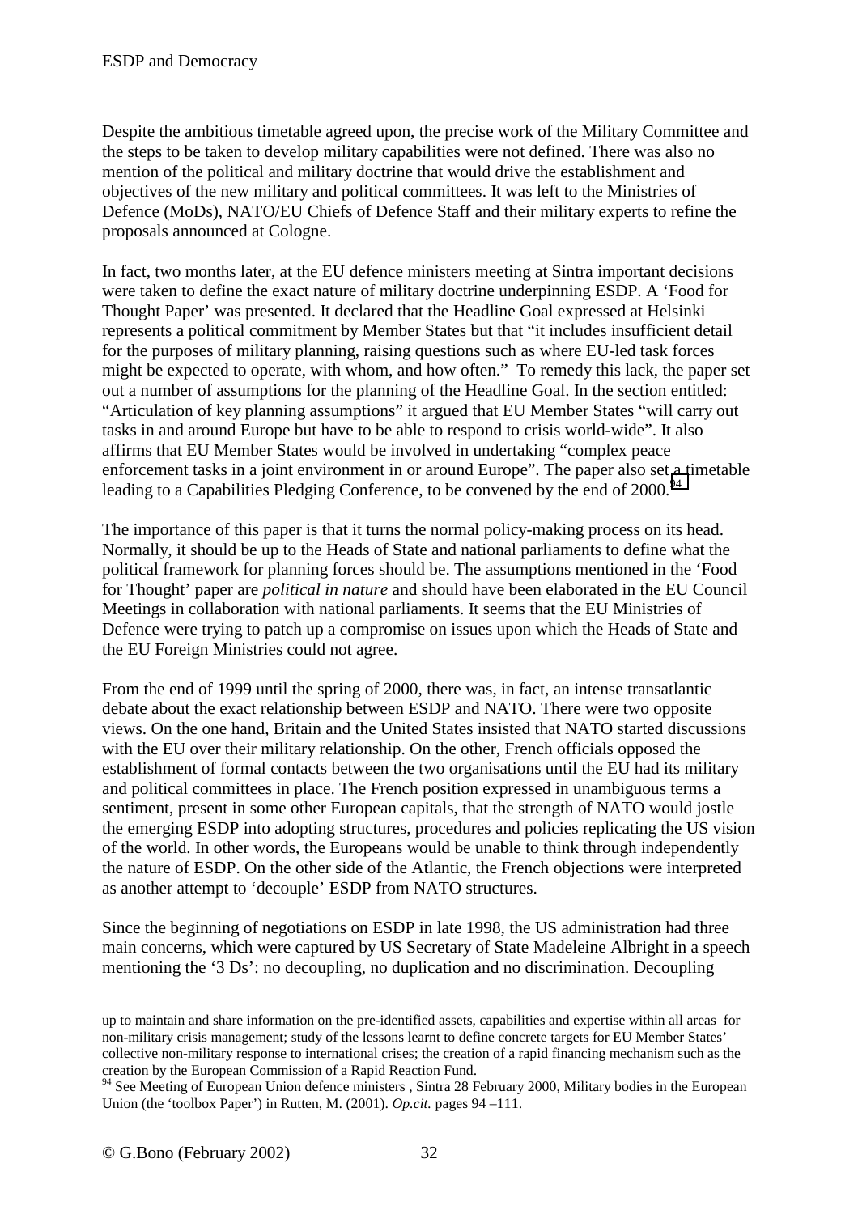Despite the ambitious timetable agreed upon, the precise work of the Military Committee and the steps to be taken to develop military capabilities were not defined. There was also no mention of the political and military doctrine that would drive the establishment and objectives of the new military and political committees. It was left to the Ministries of Defence (MoDs), NATO/EU Chiefs of Defence Staff and their military experts to refine the proposals announced at Cologne.

In fact, two months later, at the EU defence ministers meeting at Sintra important decisions were taken to define the exact nature of military doctrine underpinning ESDP. A 'Food for Thought Paper' was presented. It declared that the Headline Goal expressed at Helsinki represents a political commitment by Member States but that "it includes insufficient detail for the purposes of military planning, raising questions such as where EU-led task forces might be expected to operate, with whom, and how often." To remedy this lack, the paper set out a number of assumptions for the planning of the Headline Goal. In the section entitled: "Articulation of key planning assumptions" it argued that EU Member States "will carry out tasks in and around Europe but have to be able to respond to crisis world-wide". It also affirms that EU Member States would be involved in undertaking "complex peace enforcement tasks in a joint environment in or around Europe". The paper also set a timetable leading to a Capabilities Pledging Conference, to be convened by the end of 2000.[94]

The importance of this paper is that it turns the normal policy-making process on its head. Normally, it should be up to the Heads of State and national parliaments to define what the political framework for planning forces should be. The assumptions mentioned in the 'Food for Thought' paper are *political in nature* and should have been elaborated in the EU Council Meetings in collaboration with national parliaments. It seems that the EU Ministries of Defence were trying to patch up a compromise on issues upon which the Heads of State and the EU Foreign Ministries could not agree.

From the end of 1999 until the spring of 2000, there was, in fact, an intense transatlantic debate about the exact relationship between ESDP and NATO. There were two opposite views. On the one hand, Britain and the United States insisted that NATO started discussions with the EU over their military relationship. On the other, French officials opposed the establishment of formal contacts between the two organisations until the EU had its military and political committees in place. The French position expressed in unambiguous terms a sentiment, present in some other European capitals, that the strength of NATO would jostle the emerging ESDP into adopting structures, procedures and policies replicating the US vision of the world. In other words, the Europeans would be unable to think through independently the nature of ESDP. On the other side of the Atlantic, the French objections were interpreted as another attempt to 'decouple' ESDP from NATO structures.

Since the beginning of negotiations on ESDP in late 1998, the US administration had three main concerns, which were captured by US Secretary of State Madeleine Albright in a speech mentioning the '3 Ds': no decoupling, no duplication and no discrimination. Decoupling

---

up to maintain and share information on the pre-identified assets, capabilities and expertise within all areas for non-military crisis management; study of the lessons learnt to define concrete targets for EU Member States' collective non-military response to international crises; the creation of a rapid financing mechanism such as the creation by the European Commission of a Rapid Reaction Fund.

[94] See Meeting of European Union defence ministers , Sintra 28 February 2000, Military bodies in the European Union (the 'toolbox Paper') in Rutten, M. (2001). *Op.cit.* pages 94 –111.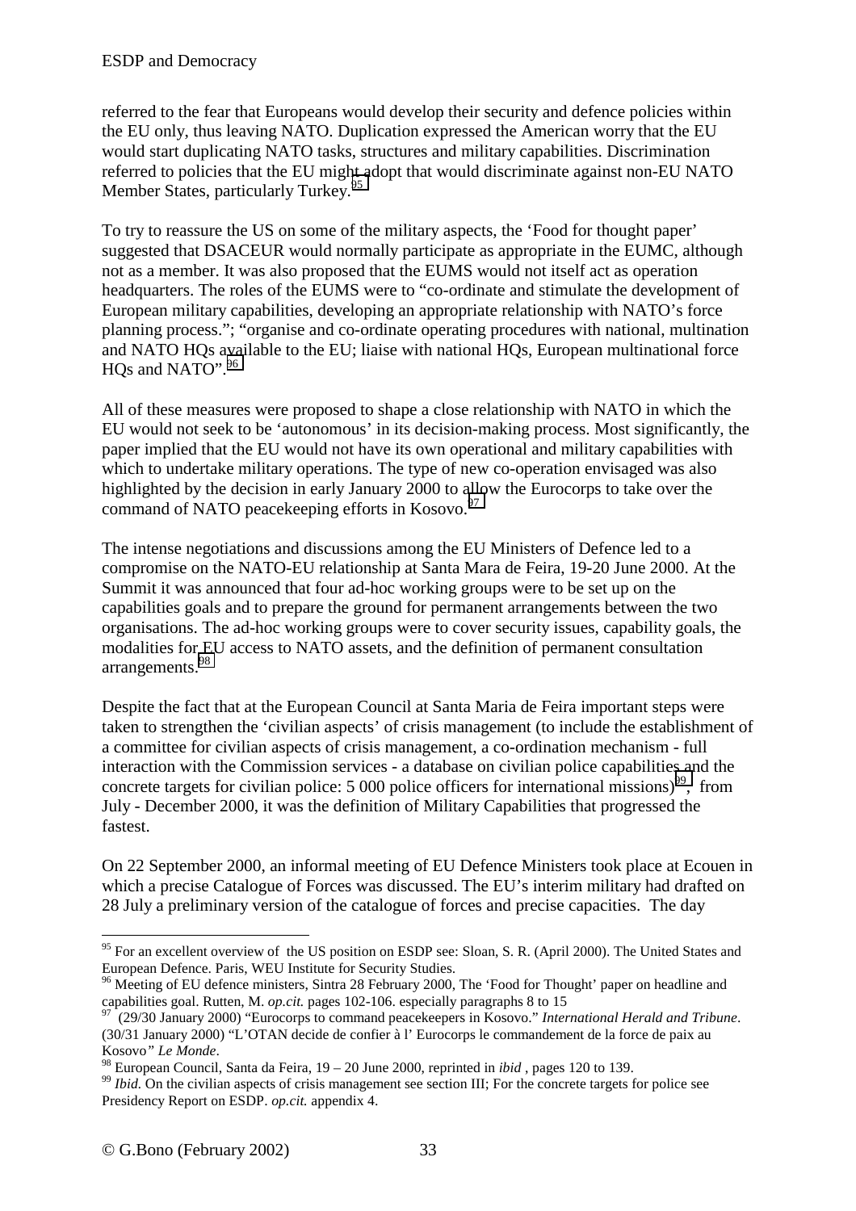referred to the fear that Europeans would develop their security and defence policies within the EU only, thus leaving NATO. Duplication expressed the American worry that the EU would start duplicating NATO tasks, structures and military capabilities. Discrimination referred to policies that the EU might adopt that would discriminate against non-EU NATO Member States, particularly Turkey.[95]

To try to reassure the US on some of the military aspects, the 'Food for thought paper' suggested that DSACEUR would normally participate as appropriate in the EUMC, although not as a member. It was also proposed that the EUMS would not itself act as operation headquarters. The roles of the EUMS were to "co-ordinate and stimulate the development of European military capabilities, developing an appropriate relationship with NATO's force planning process."; "organise and co-ordinate operating procedures with national, multination and NATO HQs available to the EU; liaise with national HQs, European multinational force HQs and NATO".[96]

All of these measures were proposed to shape a close relationship with NATO in which the EU would not seek to be 'autonomous' in its decision-making process. Most significantly, the paper implied that the EU would not have its own operational and military capabilities with which to undertake military operations. The type of new co-operation envisaged was also highlighted by the decision in early January 2000 to allow the Eurocorps to take over the command of NATO peacekeeping efforts in Kosovo.[97]

The intense negotiations and discussions among the EU Ministers of Defence led to a compromise on the NATO-EU relationship at Santa Mara de Feira, 19-20 June 2000. At the Summit it was announced that four ad-hoc working groups were to be set up on the capabilities goals and to prepare the ground for permanent arrangements between the two organisations. The ad-hoc working groups were to cover security issues, capability goals, the modalities for EU access to NATO assets, and the definition of permanent consultation arrangements.[98]

Despite the fact that at the European Council at Santa Maria de Feira important steps were taken to strengthen the 'civilian aspects' of crisis management (to include the establishment of a committee for civilian aspects of crisis management, a co-ordination mechanism - full interaction with the Commission services - a database on civilian police capabilities and the concrete targets for civilian police: 5 000 police officers for international missions)[99], from July - December 2000, it was the definition of Military Capabilities that progressed the fastest.

On 22 September 2000, an informal meeting of EU Defence Ministers took place at Ecouen in which a precise Catalogue of Forces was discussed. The EU's interim military had drafted on 28 July a preliminary version of the catalogue of forces and precise capacities. The day

---

[95] For an excellent overview of the US position on ESDP see: Sloan, S. R. (April 2000). The United States and European Defence. Paris, WEU Institute for Security Studies.

[96] Meeting of EU defence ministers, Sintra 28 February 2000, The 'Food for Thought' paper on headline and capabilities goal. Rutten, M. *op.cit.* pages 102-106. especially paragraphs 8 to 15

[97] (29/30 January 2000) "Eurocorps to command peacekeepers in Kosovo." *International Herald and Tribune*. (30/31 January 2000) "L'OTAN decide de confier à l' Eurocorps le commandement de la force de paix au Kosovo*" Le Monde*.

[98] European Council, Santa da Feira, 19 – 20 June 2000, reprinted in *ibid* , pages 120 to 139.

[99] *Ibid.* On the civilian aspects of crisis management see section III; For the concrete targets for police see Presidency Report on ESDP. *op.cit.* appendix 4.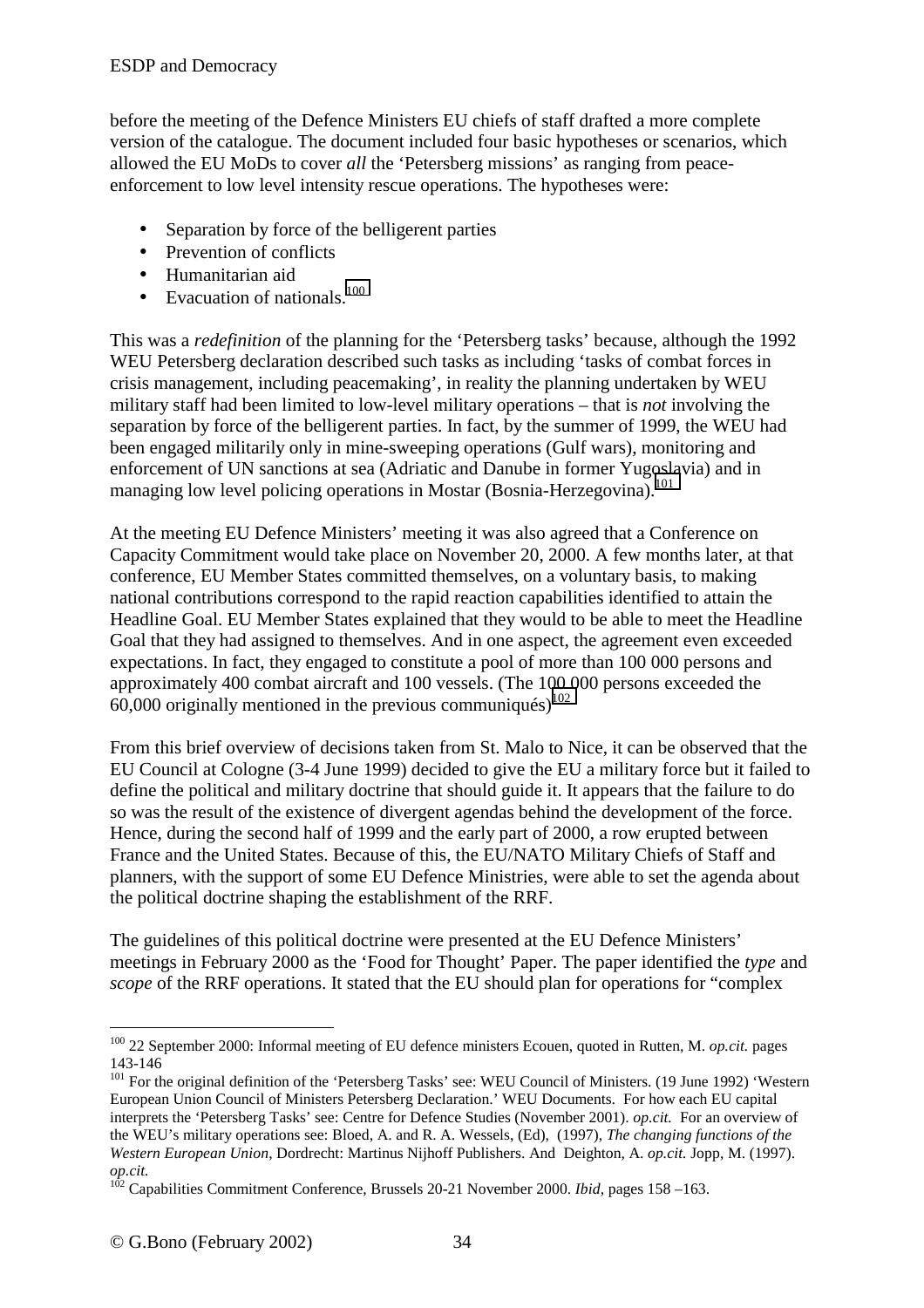before the meeting of the Defence Ministers EU chiefs of staff drafted a more complete version of the catalogue. The document included four basic hypotheses or scenarios, which allowed the EU MoDs to cover *all* the 'Petersberg missions' as ranging from peace-enforcement to low level intensity rescue operations. The hypotheses were:

- Separation by force of the belligerent parties
- Prevention of conflicts
- Humanitarian aid
- Evacuation of nationals.[100]

This was a *redefinition* of the planning for the 'Petersberg tasks' because, although the 1992 WEU Petersberg declaration described such tasks as including 'tasks of combat forces in crisis management, including peacemaking', in reality the planning undertaken by WEU military staff had been limited to low-level military operations – that is *not* involving the separation by force of the belligerent parties. In fact, by the summer of 1999, the WEU had been engaged militarily only in mine-sweeping operations (Gulf wars), monitoring and enforcement of UN sanctions at sea (Adriatic and Danube in former Yugoslavia) and in managing low level policing operations in Mostar (Bosnia-Herzegovina).[101]

At the meeting EU Defence Ministers' meeting it was also agreed that a Conference on Capacity Commitment would take place on November 20, 2000. A few months later, at that conference, EU Member States committed themselves, on a voluntary basis, to making national contributions correspond to the rapid reaction capabilities identified to attain the Headline Goal. EU Member States explained that they would to be able to meet the Headline Goal that they had assigned to themselves. And in one aspect, the agreement even exceeded expectations. In fact, they engaged to constitute a pool of more than 100 000 persons and approximately 400 combat aircraft and 100 vessels. (The 100 000 persons exceeded the 60,000 originally mentioned in the previous communiqués)[102]

From this brief overview of decisions taken from St. Malo to Nice, it can be observed that the EU Council at Cologne (3-4 June 1999) decided to give the EU a military force but it failed to define the political and military doctrine that should guide it. It appears that the failure to do so was the result of the existence of divergent agendas behind the development of the force. Hence, during the second half of 1999 and the early part of 2000, a row erupted between France and the United States. Because of this, the EU/NATO Military Chiefs of Staff and planners, with the support of some EU Defence Ministries, were able to set the agenda about the political doctrine shaping the establishment of the RRF.

The guidelines of this political doctrine were presented at the EU Defence Ministers' meetings in February 2000 as the 'Food for Thought' Paper. The paper identified the *type* and *scope* of the RRF operations. It stated that the EU should plan for operations for "complex

---

[100] 22 September 2000: Informal meeting of EU defence ministers Ecouen, quoted in Rutten, M. *op.cit.* pages 143-146

[101] For the original definition of the 'Petersberg Tasks' see: WEU Council of Ministers. (19 June 1992) 'Western European Union Council of Ministers Petersberg Declaration.' WEU Documents. For how each EU capital interprets the 'Petersberg Tasks' see: Centre for Defence Studies (November 2001). *op.cit.* For an overview of the WEU's military operations see: Bloed, A. and R. A. Wessels, (Ed), (1997), *The changing functions of the Western European Union*, Dordrecht: Martinus Nijhoff Publishers. And Deighton, A. *op.cit.* Jopp, M. (1997). *op.cit.*

[102] Capabilities Commitment Conference, Brussels 20-21 November 2000. *Ibid*, pages 158 –163.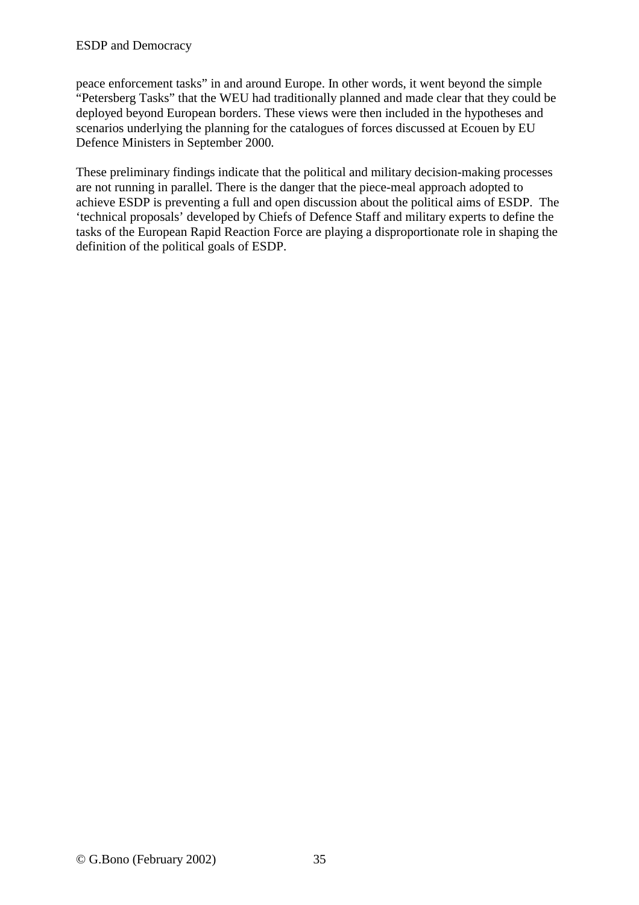peace enforcement tasks" in and around Europe. In other words, it went beyond the simple "Petersberg Tasks" that the WEU had traditionally planned and made clear that they could be deployed beyond European borders. These views were then included in the hypotheses and scenarios underlying the planning for the catalogues of forces discussed at Ecouen by EU Defence Ministers in September 2000.

These preliminary findings indicate that the political and military decision-making processes are not running in parallel. There is the danger that the piece-meal approach adopted to achieve ESDP is preventing a full and open discussion about the political aims of ESDP. The 'technical proposals' developed by Chiefs of Defence Staff and military experts to define the tasks of the European Rapid Reaction Force are playing a disproportionate role in shaping the definition of the political goals of ESDP.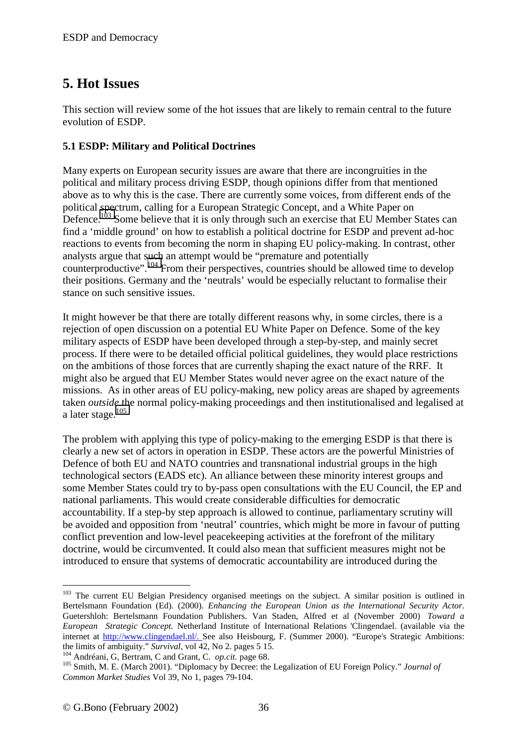# 5. Hot Issues

This section will review some of the hot issues that are likely to remain central to the future evolution of ESDP.

### 5.1 ESDP: Military and Political Doctrines

Many experts on European security issues are aware that there are incongruities in the political and military process driving ESDP, though opinions differ from that mentioned above as to why this is the case. There are currently some voices, from different ends of the political spectrum, calling for a European Strategic Concept, and a White Paper on Defence.[103] Some believe that it is only through such an exercise that EU Member States can find a 'middle ground' on how to establish a political doctrine for ESDP and prevent ad-hoc reactions to events from becoming the norm in shaping EU policy-making. In contrast, other analysts argue that such an attempt would be "premature and potentially counterproductive".[104] From their perspectives, countries should be allowed time to develop their positions. Germany and the 'neutrals' would be especially reluctant to formalise their stance on such sensitive issues.

It might however be that there are totally different reasons why, in some circles, there is a rejection of open discussion on a potential EU White Paper on Defence. Some of the key military aspects of ESDP have been developed through a step-by-step, and mainly secret process. If there were to be detailed official political guidelines, they would place restrictions on the ambitions of those forces that are currently shaping the exact nature of the RRF. It might also be argued that EU Member States would never agree on the exact nature of the missions. As in other areas of EU policy-making, new policy areas are shaped by agreements taken *outside* the normal policy-making proceedings and then institutionalised and legalised at a later stage.[105]

The problem with applying this type of policy-making to the emerging ESDP is that there is clearly a new set of actors in operation in ESDP. These actors are the powerful Ministries of Defence of both EU and NATO countries and transnational industrial groups in the high technological sectors (EADS etc). An alliance between these minority interest groups and some Member States could try to by-pass open consultations with the EU Council, the EP and national parliaments. This would create considerable difficulties for democratic accountability. If a step-by step approach is allowed to continue, parliamentary scrutiny will be avoided and opposition from 'neutral' countries, which might be more in favour of putting conflict prevention and low-level peacekeeping activities at the forefront of the military doctrine, would be circumvented. It could also mean that sufficient measures might not be introduced to ensure that systems of democratic accountability are introduced during the

---

[103] The current EU Belgian Presidency organised meetings on the subject. A similar position is outlined in Bertelsmann Foundation (Ed). (2000). *Enhancing the European Union as the International Security Actor*. Guetershloh: Bertelsmann Foundation Publishers. Van Staden, Alfred et al (November 2000) *Toward a European Strategic Concept.* Netherland Institute of International Relations 'Clingendael. (available via the internet at http://www.clingendael.nl/. See also Heisbourg, F. (Summer 2000). "Europe's Strategic Ambitions: the limits of ambiguity." *Survival*, vol 42, No 2. pages 5 15.

[104] Andréani, G, Bertram, C and Grant, C. *op.cit.* page 68.

[105] Smith, M. E. (March 2001). "Diplomacy by Decree: the Legalization of EU Foreign Policy." *Journal of Common Market Studies* Vol 39, No 1, pages 79-104.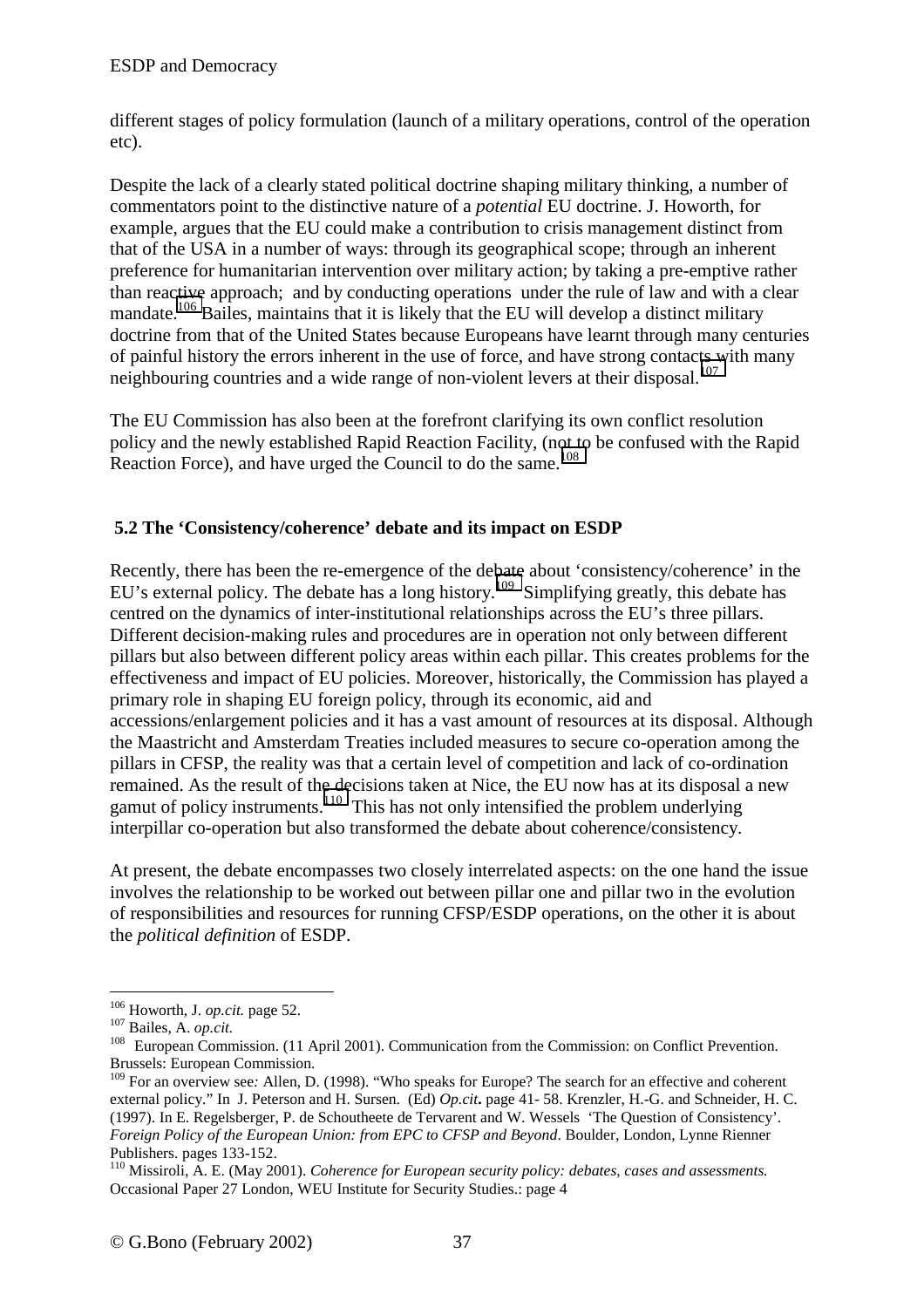different stages of policy formulation (launch of a military operations, control of the operation etc).

Despite the lack of a clearly stated political doctrine shaping military thinking, a number of commentators point to the distinctive nature of a *potential* EU doctrine. J. Howorth, for example, argues that the EU could make a contribution to crisis management distinct from that of the USA in a number of ways: through its geographical scope; through an inherent preference for humanitarian intervention over military action; by taking a pre-emptive rather than reactive approach; and by conducting operations under the rule of law and with a clear mandate.[106] Bailes, maintains that it is likely that the EU will develop a distinct military doctrine from that of the United States because Europeans have learnt through many centuries of painful history the errors inherent in the use of force, and have strong contacts with many neighbouring countries and a wide range of non-violent levers at their disposal.[107]

The EU Commission has also been at the forefront clarifying its own conflict resolution policy and the newly established Rapid Reaction Facility, (not to be confused with the Rapid Reaction Force), and have urged the Council to do the same.[108]

## 5.2 The 'Consistency/coherence' debate and its impact on ESDP

Recently, there has been the re-emergence of the debate about 'consistency/coherence' in the EU's external policy. The debate has a long history.[109] Simplifying greatly, this debate has centred on the dynamics of inter-institutional relationships across the EU's three pillars. Different decision-making rules and procedures are in operation not only between different pillars but also between different policy areas within each pillar. This creates problems for the effectiveness and impact of EU policies. Moreover, historically, the Commission has played a primary role in shaping EU foreign policy, through its economic, aid and accessions/enlargement policies and it has a vast amount of resources at its disposal. Although the Maastricht and Amsterdam Treaties included measures to secure co-operation among the pillars in CFSP, the reality was that a certain level of competition and lack of co-ordination remained. As the result of the decisions taken at Nice, the EU now has at its disposal a new gamut of policy instruments.[110] This has not only intensified the problem underlying interpillar co-operation but also transformed the debate about coherence/consistency.

At present, the debate encompasses two closely interrelated aspects: on the one hand the issue involves the relationship to be worked out between pillar one and pillar two in the evolution of responsibilities and resources for running CFSP/ESDP operations, on the other it is about the *political definition* of ESDP.

---

[106] Howorth, J. *op.cit.* page 52.

[107] Bailes, A. *op.cit.*

[108] European Commission. (11 April 2001). Communication from the Commission: on Conflict Prevention. Brussels: European Commission.

[109] For an overview see*:* Allen, D. (1998). "Who speaks for Europe? The search for an effective and coherent external policy." In J. Peterson and H. Sursen. (Ed) *Op.cit***.** page 41- 58. Krenzler, H.-G. and Schneider, H. C. (1997). In E. Regelsberger, P. de Schoutheete de Tervarent and W. Wessels 'The Question of Consistency'. *Foreign Policy of the European Union: from EPC to CFSP and Beyond*. Boulder, London, Lynne Rienner Publishers. pages 133-152.

[110] Missiroli, A. E. (May 2001). *Coherence for European security policy: debates, cases and assessments.* Occasional Paper 27 London, WEU Institute for Security Studies.: page 4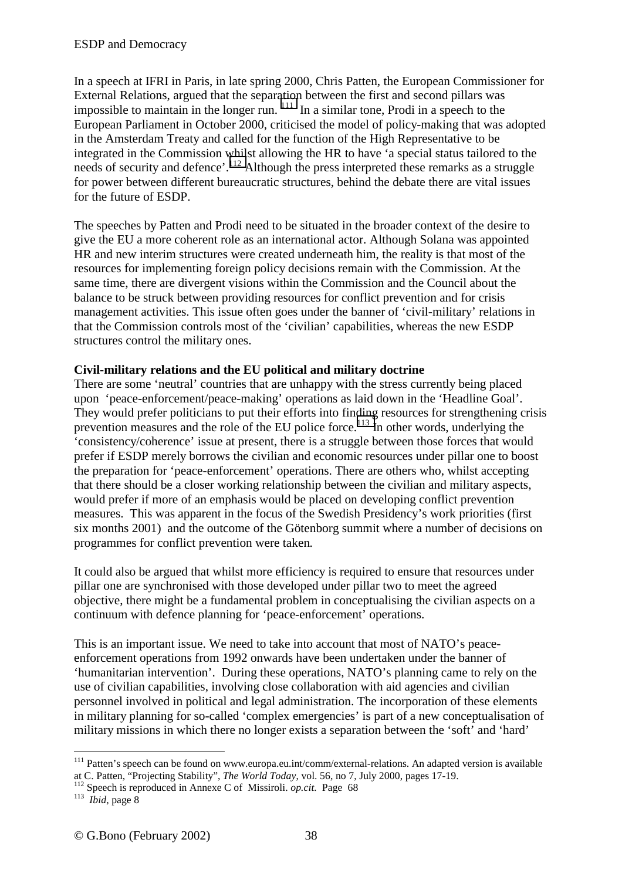In a speech at IFRI in Paris, in late spring 2000, Chris Patten, the European Commissioner for External Relations, argued that the separation between the first and second pillars was impossible to maintain in the longer run.[111] In a similar tone, Prodi in a speech to the European Parliament in October 2000, criticised the model of policy-making that was adopted in the Amsterdam Treaty and called for the function of the High Representative to be integrated in the Commission whilst allowing the HR to have 'a special status tailored to the needs of security and defence'.[112] Although the press interpreted these remarks as a struggle for power between different bureaucratic structures, behind the debate there are vital issues for the future of ESDP.

The speeches by Patten and Prodi need to be situated in the broader context of the desire to give the EU a more coherent role as an international actor. Although Solana was appointed HR and new interim structures were created underneath him, the reality is that most of the resources for implementing foreign policy decisions remain with the Commission. At the same time, there are divergent visions within the Commission and the Council about the balance to be struck between providing resources for conflict prevention and for crisis management activities. This issue often goes under the banner of 'civil-military' relations in that the Commission controls most of the 'civilian' capabilities, whereas the new ESDP structures control the military ones.

**Civil-military relations and the EU political and military doctrine**

There are some 'neutral' countries that are unhappy with the stress currently being placed upon 'peace-enforcement/peace-making' operations as laid down in the 'Headline Goal'. They would prefer politicians to put their efforts into finding resources for strengthening crisis prevention measures and the role of the EU police force.[113] In other words, underlying the 'consistency/coherence' issue at present, there is a struggle between those forces that would prefer if ESDP merely borrows the civilian and economic resources under pillar one to boost the preparation for 'peace-enforcement' operations. There are others who, whilst accepting that there should be a closer working relationship between the civilian and military aspects, would prefer if more of an emphasis would be placed on developing conflict prevention measures. This was apparent in the focus of the Swedish Presidency's work priorities (first six months 2001) and the outcome of the Götenborg summit where a number of decisions on programmes for conflict prevention were taken.

It could also be argued that whilst more efficiency is required to ensure that resources under pillar one are synchronised with those developed under pillar two to meet the agreed objective, there might be a fundamental problem in conceptualising the civilian aspects on a continuum with defence planning for 'peace-enforcement' operations.

This is an important issue. We need to take into account that most of NATO's peace-enforcement operations from 1992 onwards have been undertaken under the banner of 'humanitarian intervention'. During these operations, NATO's planning came to rely on the use of civilian capabilities, involving close collaboration with aid agencies and civilian personnel involved in political and legal administration. The incorporation of these elements in military planning for so-called 'complex emergencies' is part of a new conceptualisation of military missions in which there no longer exists a separation between the 'soft' and 'hard'

---

[111] Patten's speech can be found on www.europa.eu.int/comm/external-relations. An adapted version is available at C. Patten, "Projecting Stability", *The World Today*, vol. 56, no 7, July 2000, pages 17-19.

[112] Speech is reproduced in Annexe C of Missiroli. *op.cit.* Page 68

[113] *Ibid*, page 8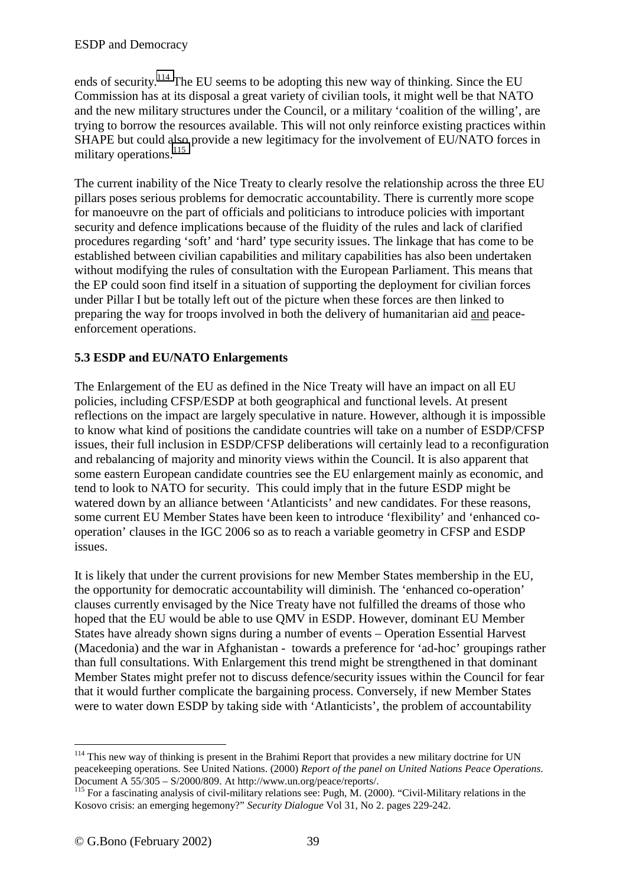ends of security.[114] The EU seems to be adopting this new way of thinking. Since the EU Commission has at its disposal a great variety of civilian tools, it might well be that NATO and the new military structures under the Council, or a military 'coalition of the willing', are trying to borrow the resources available. This will not only reinforce existing practices within SHAPE but could also provide a new legitimacy for the involvement of EU/NATO forces in military operations.[115]

The current inability of the Nice Treaty to clearly resolve the relationship across the three EU pillars poses serious problems for democratic accountability. There is currently more scope for manoeuvre on the part of officials and politicians to introduce policies with important security and defence implications because of the fluidity of the rules and lack of clarified procedures regarding 'soft' and 'hard' type security issues. The linkage that has come to be established between civilian capabilities and military capabilities has also been undertaken without modifying the rules of consultation with the European Parliament. This means that the EP could soon find itself in a situation of supporting the deployment for civilian forces under Pillar I but be totally left out of the picture when these forces are then linked to preparing the way for troops involved in both the delivery of humanitarian aid <u>and</u> peace-enforcement operations.

### 5.3 ESDP and EU/NATO Enlargements

The Enlargement of the EU as defined in the Nice Treaty will have an impact on all EU policies, including CFSP/ESDP at both geographical and functional levels. At present reflections on the impact are largely speculative in nature. However, although it is impossible to know what kind of positions the candidate countries will take on a number of ESDP/CFSP issues, their full inclusion in ESDP/CFSP deliberations will certainly lead to a reconfiguration and rebalancing of majority and minority views within the Council. It is also apparent that some eastern European candidate countries see the EU enlargement mainly as economic, and tend to look to NATO for security. This could imply that in the future ESDP might be watered down by an alliance between 'Atlanticists' and new candidates. For these reasons, some current EU Member States have been keen to introduce 'flexibility' and 'enhanced co-operation' clauses in the IGC 2006 so as to reach a variable geometry in CFSP and ESDP issues.

It is likely that under the current provisions for new Member States membership in the EU, the opportunity for democratic accountability will diminish. The 'enhanced co-operation' clauses currently envisaged by the Nice Treaty have not fulfilled the dreams of those who hoped that the EU would be able to use QMV in ESDP. However, dominant EU Member States have already shown signs during a number of events – Operation Essential Harvest (Macedonia) and the war in Afghanistan - towards a preference for 'ad-hoc' groupings rather than full consultations. With Enlargement this trend might be strengthened in that dominant Member States might prefer not to discuss defence/security issues within the Council for fear that it would further complicate the bargaining process. Conversely, if new Member States were to water down ESDP by taking side with 'Atlanticists', the problem of accountability

---

[114] This new way of thinking is present in the Brahimi Report that provides a new military doctrine for UN peacekeeping operations. See United Nations. (2000) *Report of the panel on United Nations Peace Operations*. Document A 55/305 – S/2000/809. At http://www.un.org/peace/reports/.

[115] For a fascinating analysis of civil-military relations see: Pugh, M. (2000). "Civil-Military relations in the Kosovo crisis: an emerging hegemony?" *Security Dialogue* Vol 31, No 2. pages 229-242.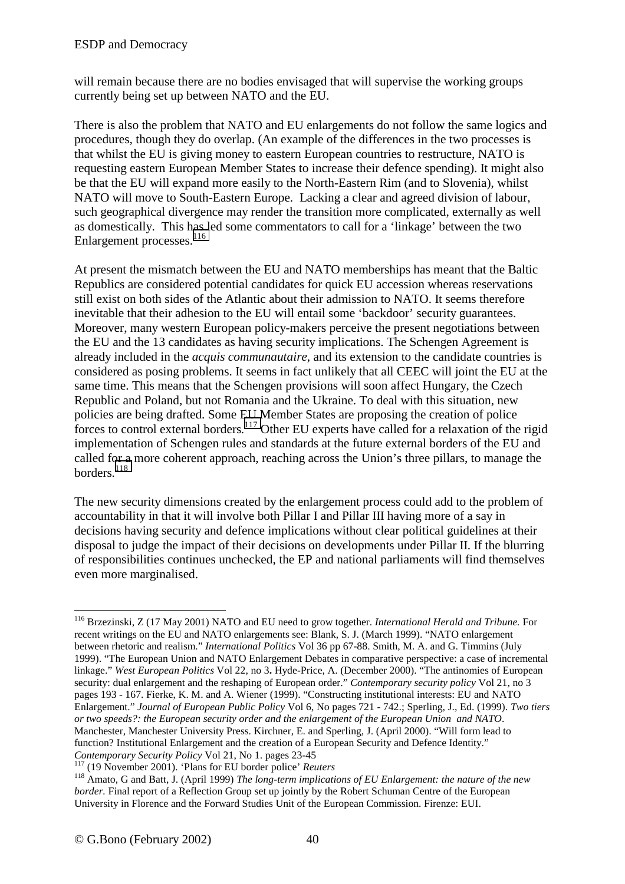will remain because there are no bodies envisaged that will supervise the working groups currently being set up between NATO and the EU.

There is also the problem that NATO and EU enlargements do not follow the same logics and procedures, though they do overlap. (An example of the differences in the two processes is that whilst the EU is giving money to eastern European countries to restructure, NATO is requesting eastern European Member States to increase their defence spending). It might also be that the EU will expand more easily to the North-Eastern Rim (and to Slovenia), whilst NATO will move to South-Eastern Europe. Lacking a clear and agreed division of labour, such geographical divergence may render the transition more complicated, externally as well as domestically. This has led some commentators to call for a 'linkage' between the two Enlargement processes.[116]

At present the mismatch between the EU and NATO memberships has meant that the Baltic Republics are considered potential candidates for quick EU accession whereas reservations still exist on both sides of the Atlantic about their admission to NATO. It seems therefore inevitable that their adhesion to the EU will entail some 'backdoor' security guarantees. Moreover, many western European policy-makers perceive the present negotiations between the EU and the 13 candidates as having security implications. The Schengen Agreement is already included in the *acquis communautaire*, and its extension to the candidate countries is considered as posing problems. It seems in fact unlikely that all CEEC will joint the EU at the same time. This means that the Schengen provisions will soon affect Hungary, the Czech Republic and Poland, but not Romania and the Ukraine. To deal with this situation, new policies are being drafted. Some EU Member States are proposing the creation of police forces to control external borders.[117] Other EU experts have called for a relaxation of the rigid implementation of Schengen rules and standards at the future external borders of the EU and called for a more coherent approach, reaching across the Union's three pillars, to manage the borders.[118]

The new security dimensions created by the enlargement process could add to the problem of accountability in that it will involve both Pillar I and Pillar III having more of a say in decisions having security and defence implications without clear political guidelines at their disposal to judge the impact of their decisions on developments under Pillar II. If the blurring of responsibilities continues unchecked, the EP and national parliaments will find themselves even more marginalised.

---

[116] Brzezinski, Z (17 May 2001) NATO and EU need to grow together. *International Herald and Tribune.* For recent writings on the EU and NATO enlargements see: Blank, S. J. (March 1999). "NATO enlargement between rhetoric and realism." *International Politics* Vol 36 pp 67-88. Smith, M. A. and G. Timmins (July 1999). "The European Union and NATO Enlargement Debates in comparative perspective: a case of incremental linkage." *West European Politics* Vol 22, no 3**.** Hyde-Price, A. (December 2000). "The antinomies of European security: dual enlargement and the reshaping of European order." *Contemporary security policy* Vol 21, no 3 pages 193 - 167. Fierke, K. M. and A. Wiener (1999). "Constructing institutional interests: EU and NATO Enlargement." *Journal of European Public Policy* Vol 6, No pages 721 - 742.; Sperling, J., Ed. (1999). *Two tiers or two speeds?: the European security order and the enlargement of the European Union and NATO*. Manchester, Manchester University Press. Kirchner, E. and Sperling, J. (April 2000). "Will form lead to function? Institutional Enlargement and the creation of a European Security and Defence Identity." *Contemporary Security Policy* Vol 21, No 1. pages 23-45

[117] (19 November 2001). 'Plans for EU border police' *Reuters*

[118] Amato, G and Batt, J. (April 1999) *The long-term implications of EU Enlargement: the nature of the new border.* Final report of a Reflection Group set up jointly by the Robert Schuman Centre of the European University in Florence and the Forward Studies Unit of the European Commission. Firenze: EUI.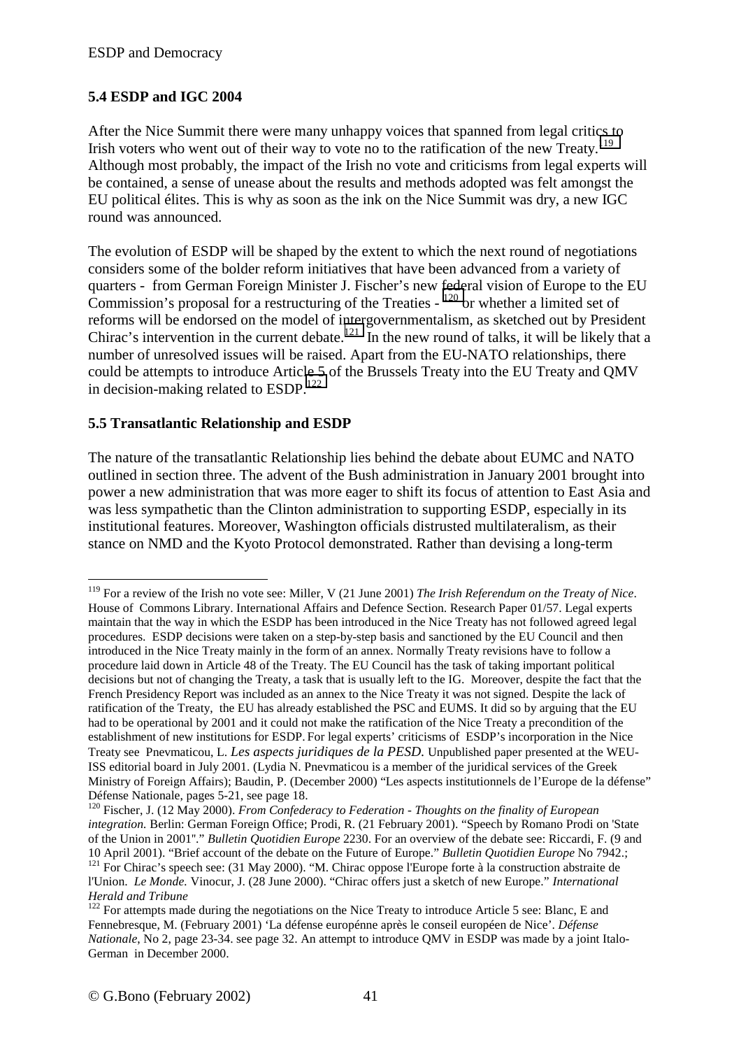### 5.4 ESDP and IGC 2004

After the Nice Summit there were many unhappy voices that spanned from legal critics to Irish voters who went out of their way to vote no to the ratification of the new Treaty.[119] Although most probably, the impact of the Irish no vote and criticisms from legal experts will be contained, a sense of unease about the results and methods adopted was felt amongst the EU political élites. This is why as soon as the ink on the Nice Summit was dry, a new IGC round was announced.

The evolution of ESDP will be shaped by the extent to which the next round of negotiations considers some of the bolder reform initiatives that have been advanced from a variety of quarters - from German Foreign Minister J. Fischer's new federal vision of Europe to the EU Commission's proposal for a restructuring of the Treaties - [120] or whether a limited set of reforms will be endorsed on the model of intergovernmentalism, as sketched out by President Chirac's intervention in the current debate.[121] In the new round of talks, it will be likely that a number of unresolved issues will be raised. Apart from the EU-NATO relationships, there could be attempts to introduce Article 5 of the Brussels Treaty into the EU Treaty and QMV in decision-making related to ESDP.[122]

### 5.5 Transatlantic Relationship and ESDP

The nature of the transatlantic Relationship lies behind the debate about EUMC and NATO outlined in section three. The advent of the Bush administration in January 2001 brought into power a new administration that was more eager to shift its focus of attention to East Asia and was less sympathetic than the Clinton administration to supporting ESDP, especially in its institutional features. Moreover, Washington officials distrusted multilateralism, as their stance on NMD and the Kyoto Protocol demonstrated. Rather than devising a long-term

---

[119] For a review of the Irish no vote see: Miller, V (21 June 2001) *The Irish Referendum on the Treaty of Nice*. House of Commons Library. International Affairs and Defence Section. Research Paper 01/57. Legal experts maintain that the way in which the ESDP has been introduced in the Nice Treaty has not followed agreed legal procedures. ESDP decisions were taken on a step-by-step basis and sanctioned by the EU Council and then introduced in the Nice Treaty mainly in the form of an annex. Normally Treaty revisions have to follow a procedure laid down in Article 48 of the Treaty. The EU Council has the task of taking important political decisions but not of changing the Treaty, a task that is usually left to the IG. Moreover, despite the fact that the French Presidency Report was included as an annex to the Nice Treaty it was not signed. Despite the lack of ratification of the Treaty, the EU has already established the PSC and EUMS. It did so by arguing that the EU had to be operational by 2001 and it could not make the ratification of the Nice Treaty a precondition of the establishment of new institutions for ESDP. For legal experts' criticisms of ESDP's incorporation in the Nice Treaty see Pnevmaticou, L. *Les aspects juridiques de la PESD.* Unpublished paper presented at the WEU-ISS editorial board in July 2001. (Lydia N. Pnevmaticou is a member of the juridical services of the Greek Ministry of Foreign Affairs); Baudin, P. (December 2000) "Les aspects institutionnels de l'Europe de la défense" Défense Nationale, pages 5-21, see page 18.

[120] Fischer, J. (12 May 2000). *From Confederacy to Federation - Thoughts on the finality of European integration.* Berlin: German Foreign Office; Prodi, R. (21 February 2001). "Speech by Romano Prodi on 'State of the Union in 2001'." *Bulletin Quotidien Europe* 2230. For an overview of the debate see: Riccardi, F. (9 and 10 April 2001). "Brief account of the debate on the Future of Europe." *Bulletin Quotidien Europe* No 7942.;

[121] For Chirac's speech see: (31 May 2000). "M. Chirac oppose l'Europe forte à la construction abstraite de l'Union. *Le Monde.* Vinocur, J. (28 June 2000). "Chirac offers just a sketch of new Europe." *International Herald and Tribune*

[122] For attempts made during the negotiations on the Nice Treaty to introduce Article 5 see: Blanc, E and Fennebresque, M. (February 2001) 'La défense européenne après le conseil européen de Nice'. *Défense Nationale*, No 2, page 23-34. see page 32. An attempt to introduce QMV in ESDP was made by a joint Italo-German in December 2000.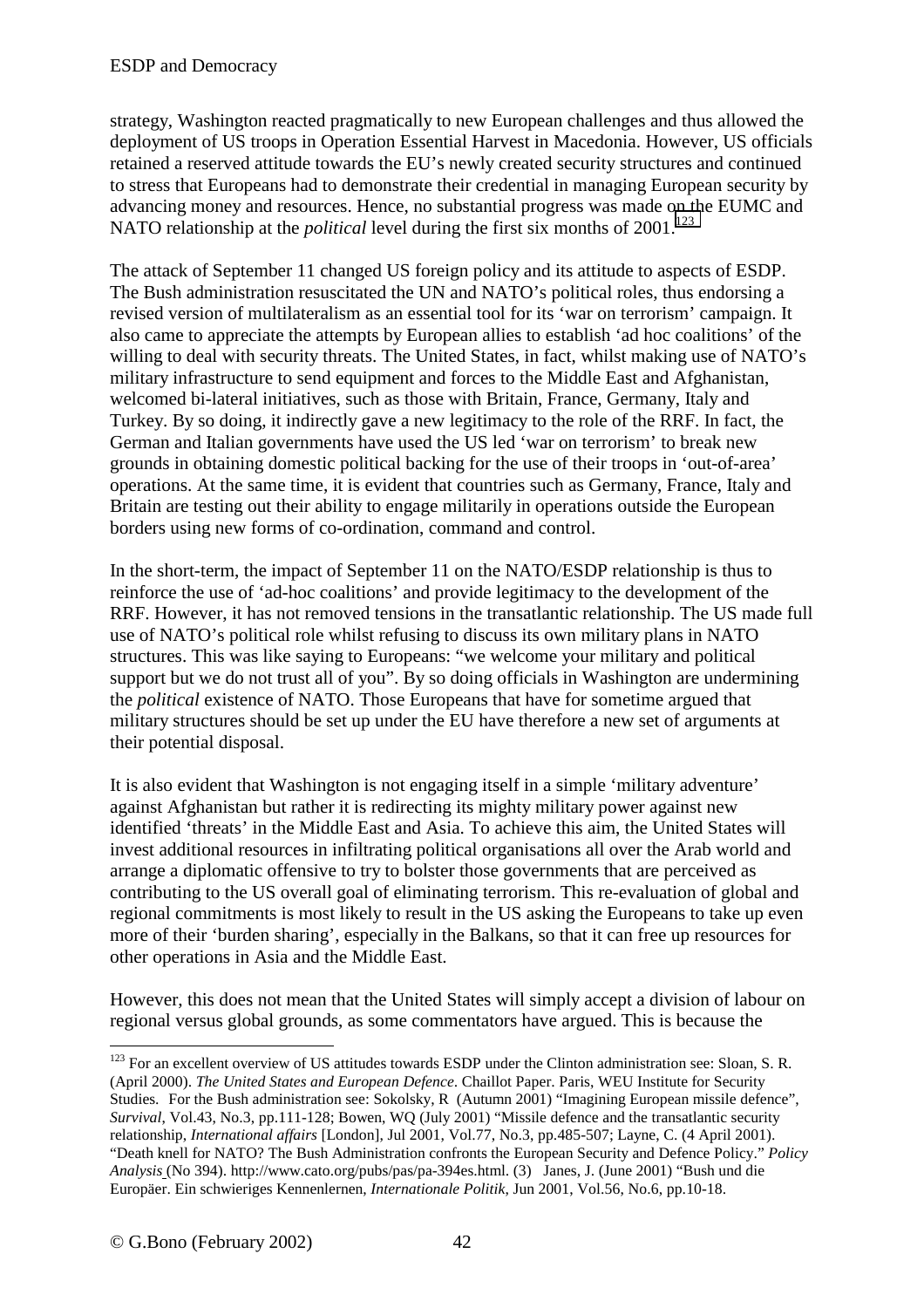strategy, Washington reacted pragmatically to new European challenges and thus allowed the deployment of US troops in Operation Essential Harvest in Macedonia. However, US officials retained a reserved attitude towards the EU's newly created security structures and continued to stress that Europeans had to demonstrate their credential in managing European security by advancing money and resources. Hence, no substantial progress was made on the EUMC and NATO relationship at the *political* level during the first six months of 2001.[123]

The attack of September 11 changed US foreign policy and its attitude to aspects of ESDP. The Bush administration resuscitated the UN and NATO's political roles, thus endorsing a revised version of multilateralism as an essential tool for its 'war on terrorism' campaign. It also came to appreciate the attempts by European allies to establish 'ad hoc coalitions' of the willing to deal with security threats. The United States, in fact, whilst making use of NATO's military infrastructure to send equipment and forces to the Middle East and Afghanistan, welcomed bi-lateral initiatives, such as those with Britain, France, Germany, Italy and Turkey. By so doing, it indirectly gave a new legitimacy to the role of the RRF. In fact, the German and Italian governments have used the US led 'war on terrorism' to break new grounds in obtaining domestic political backing for the use of their troops in 'out-of-area' operations. At the same time, it is evident that countries such as Germany, France, Italy and Britain are testing out their ability to engage militarily in operations outside the European borders using new forms of co-ordination, command and control.

In the short-term, the impact of September 11 on the NATO/ESDP relationship is thus to reinforce the use of 'ad-hoc coalitions' and provide legitimacy to the development of the RRF. However, it has not removed tensions in the transatlantic relationship. The US made full use of NATO's political role whilst refusing to discuss its own military plans in NATO structures. This was like saying to Europeans: "we welcome your military and political support but we do not trust all of you". By so doing officials in Washington are undermining the *political* existence of NATO. Those Europeans that have for sometime argued that military structures should be set up under the EU have therefore a new set of arguments at their potential disposal.

It is also evident that Washington is not engaging itself in a simple 'military adventure' against Afghanistan but rather it is redirecting its mighty military power against new identified 'threats' in the Middle East and Asia. To achieve this aim, the United States will invest additional resources in infiltrating political organisations all over the Arab world and arrange a diplomatic offensive to try to bolster those governments that are perceived as contributing to the US overall goal of eliminating terrorism. This re-evaluation of global and regional commitments is most likely to result in the US asking the Europeans to take up even more of their 'burden sharing', especially in the Balkans, so that it can free up resources for other operations in Asia and the Middle East.

However, this does not mean that the United States will simply accept a division of labour on regional versus global grounds, as some commentators have argued. This is because the

---

[123] For an excellent overview of US attitudes towards ESDP under the Clinton administration see: Sloan, S. R. (April 2000). *The United States and European Defence*. Chaillot Paper. Paris, WEU Institute for Security Studies. For the Bush administration see: Sokolsky, R (Autumn 2001) "Imagining European missile defence", *Survival*, Vol.43, No.3, pp.111-128; Bowen, WQ (July 2001) "Missile defence and the transatlantic security relationship, *International affairs* [London], Jul 2001, Vol.77, No.3, pp.485-507; Layne, C. (4 April 2001). "Death knell for NATO? The Bush Administration confronts the European Security and Defence Policy." *Policy Analysis* (No 394). http://www.cato.org/pubs/pas/pa-394es.html. (3) Janes, J. (June 2001) "Bush und die Europäer. Ein schwieriges Kennenlernen, *Internationale Politik*, Jun 2001, Vol.56, No.6, pp.10-18.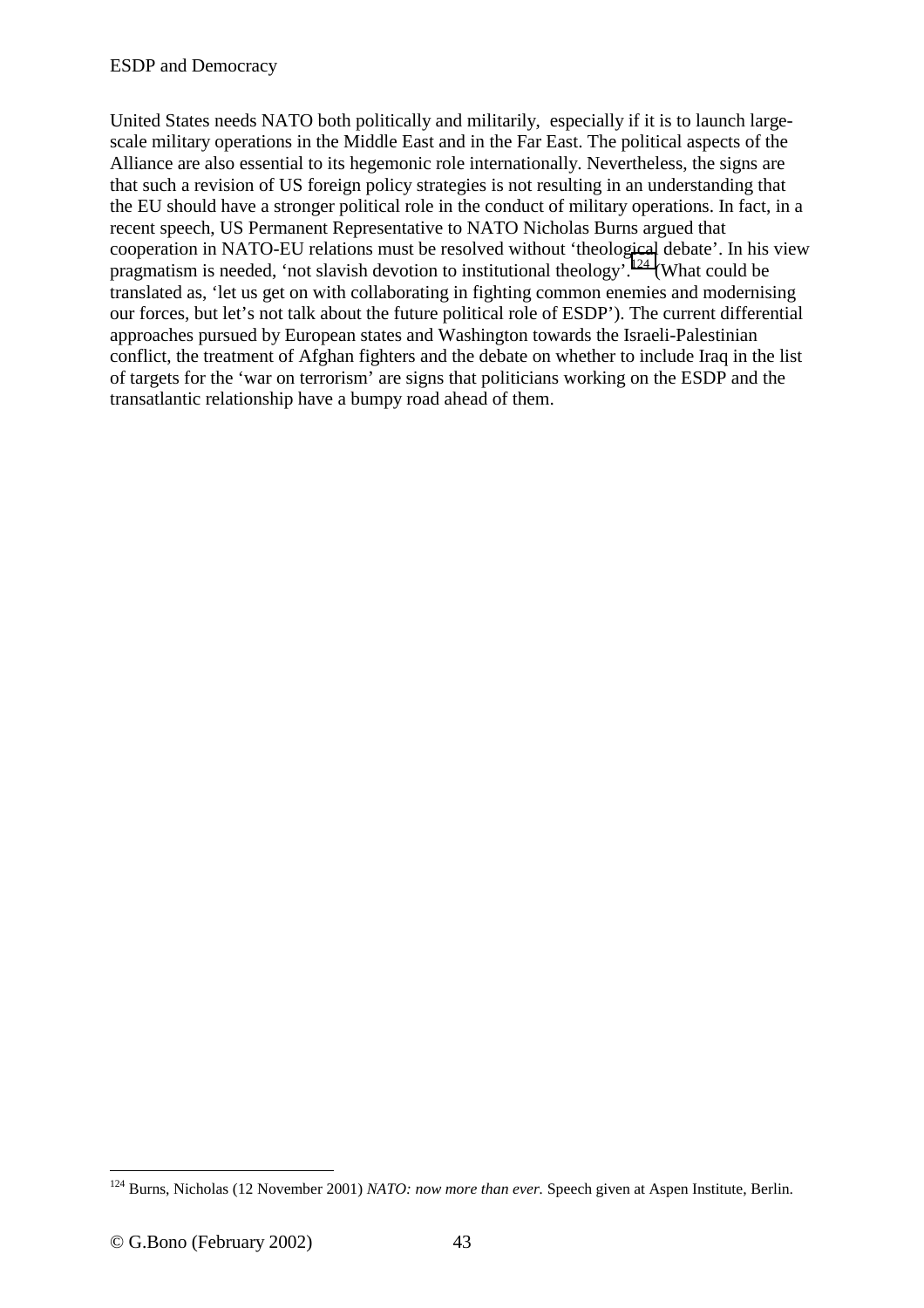United States needs NATO both politically and militarily, especially if it is to launch large-scale military operations in the Middle East and in the Far East. The political aspects of the Alliance are also essential to its hegemonic role internationally. Nevertheless, the signs are that such a revision of US foreign policy strategies is not resulting in an understanding that the EU should have a stronger political role in the conduct of military operations. In fact, in a recent speech, US Permanent Representative to NATO Nicholas Burns argued that cooperation in NATO-EU relations must be resolved without 'theological debate'. In his view pragmatism is needed, 'not slavish devotion to institutional theology'.[124] (What could be translated as, 'let us get on with collaborating in fighting common enemies and modernising our forces, but let's not talk about the future political role of ESDP'). The current differential approaches pursued by European states and Washington towards the Israeli-Palestinian conflict, the treatment of Afghan fighters and the debate on whether to include Iraq in the list of targets for the 'war on terrorism' are signs that politicians working on the ESDP and the transatlantic relationship have a bumpy road ahead of them.

---

[124] Burns, Nicholas (12 November 2001) *NATO: now more than ever.* Speech given at Aspen Institute, Berlin.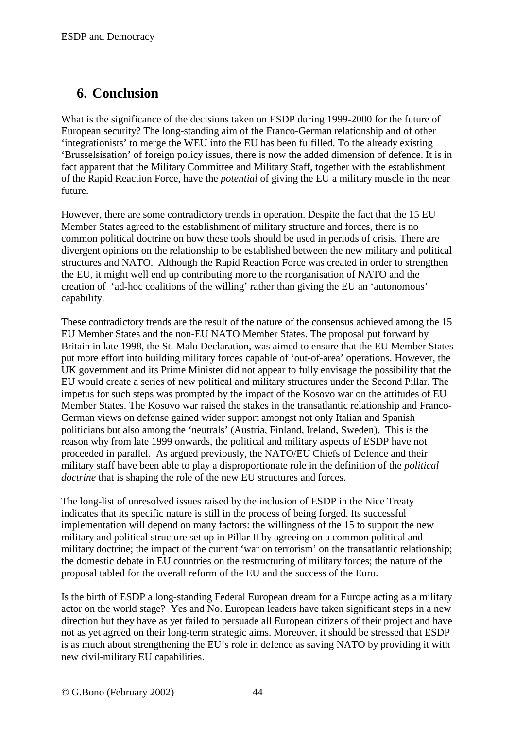# 6. Conclusion

What is the significance of the decisions taken on ESDP during 1999-2000 for the future of European security? The long-standing aim of the Franco-German relationship and of other 'integrationists' to merge the WEU into the EU has been fulfilled. To the already existing 'Brusselsisation' of foreign policy issues, there is now the added dimension of defence. It is in fact apparent that the Military Committee and Military Staff, together with the establishment of the Rapid Reaction Force, have the *potential* of giving the EU a military muscle in the near future.

However, there are some contradictory trends in operation. Despite the fact that the 15 EU Member States agreed to the establishment of military structure and forces, there is no common political doctrine on how these tools should be used in periods of crisis. There are divergent opinions on the relationship to be established between the new military and political structures and NATO. Although the Rapid Reaction Force was created in order to strengthen the EU, it might well end up contributing more to the reorganisation of NATO and the creation of 'ad-hoc coalitions of the willing' rather than giving the EU an 'autonomous' capability.

These contradictory trends are the result of the nature of the consensus achieved among the 15 EU Member States and the non-EU NATO Member States. The proposal put forward by Britain in late 1998, the St. Malo Declaration, was aimed to ensure that the EU Member States put more effort into building military forces capable of 'out-of-area' operations. However, the UK government and its Prime Minister did not appear to fully envisage the possibility that the EU would create a series of new political and military structures under the Second Pillar. The impetus for such steps was prompted by the impact of the Kosovo war on the attitudes of EU Member States. The Kosovo war raised the stakes in the transatlantic relationship and Franco-German views on defense gained wider support amongst not only Italian and Spanish politicians but also among the 'neutrals' (Austria, Finland, Ireland, Sweden). This is the reason why from late 1999 onwards, the political and military aspects of ESDP have not proceeded in parallel. As argued previously, the NATO/EU Chiefs of Defence and their military staff have been able to play a disproportionate role in the definition of the *political doctrine* that is shaping the role of the new EU structures and forces.

The long-list of unresolved issues raised by the inclusion of ESDP in the Nice Treaty indicates that its specific nature is still in the process of being forged. Its successful implementation will depend on many factors: the willingness of the 15 to support the new military and political structure set up in Pillar II by agreeing on a common political and military doctrine; the impact of the current 'war on terrorism' on the transatlantic relationship; the domestic debate in EU countries on the restructuring of military forces; the nature of the proposal tabled for the overall reform of the EU and the success of the Euro.

Is the birth of ESDP a long-standing Federal European dream for a Europe acting as a military actor on the world stage? Yes and No. European leaders have taken significant steps in a new direction but they have as yet failed to persuade all European citizens of their project and have not as yet agreed on their long-term strategic aims. Moreover, it should be stressed that ESDP is as much about strengthening the EU's role in defence as saving NATO by providing it with new civil-military EU capabilities.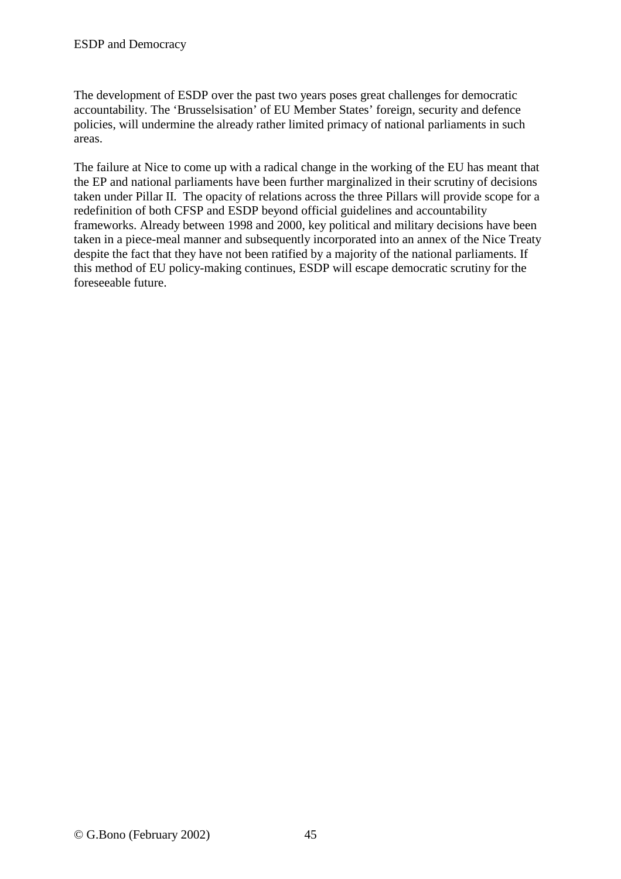The development of ESDP over the past two years poses great challenges for democratic accountability. The 'Brusselsisation' of EU Member States' foreign, security and defence policies, will undermine the already rather limited primacy of national parliaments in such areas.

The failure at Nice to come up with a radical change in the working of the EU has meant that the EP and national parliaments have been further marginalized in their scrutiny of decisions taken under Pillar II. The opacity of relations across the three Pillars will provide scope for a redefinition of both CFSP and ESDP beyond official guidelines and accountability frameworks. Already between 1998 and 2000, key political and military decisions have been taken in a piece-meal manner and subsequently incorporated into an annex of the Nice Treaty despite the fact that they have not been ratified by a majority of the national parliaments. If this method of EU policy-making continues, ESDP will escape democratic scrutiny for the foreseeable future.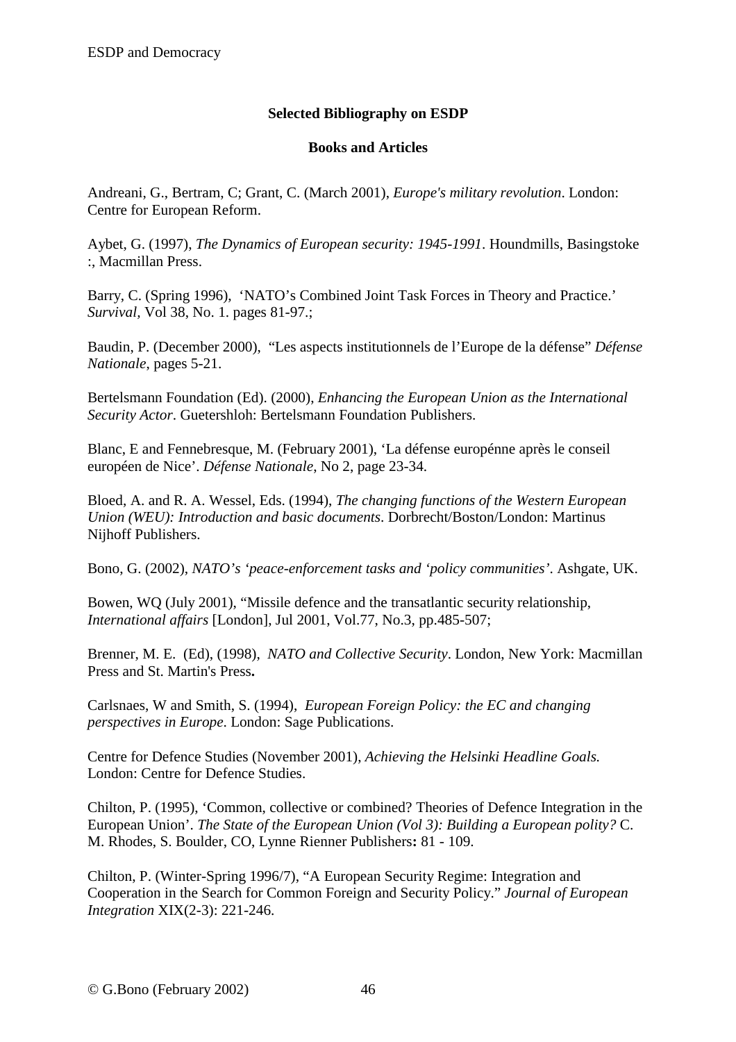**Selected Bibliography on ESDP**

**Books and Articles**

Andreani, G., Bertram, C; Grant, C. (March 2001), *Europe's military revolution*. London: Centre for European Reform.

Aybet, G. (1997), *The Dynamics of European security: 1945-1991*. Houndmills, Basingstoke :, Macmillan Press.

Barry, C. (Spring 1996), 'NATO's Combined Joint Task Forces in Theory and Practice.' *Survival*, Vol 38, No. 1. pages 81-97.;

Baudin, P. (December 2000), "Les aspects institutionnels de l'Europe de la défense" *Défense Nationale*, pages 5-21.

Bertelsmann Foundation (Ed). (2000), *Enhancing the European Union as the International Security Actor*. Guetershloh: Bertelsmann Foundation Publishers.

Blanc, E and Fennebresque, M. (February 2001), 'La défense europénne après le conseil européen de Nice'. *Défense Nationale*, No 2, page 23-34.

Bloed, A. and R. A. Wessel, Eds. (1994), *The changing functions of the Western European Union (WEU): Introduction and basic documents*. Dorbrecht/Boston/London: Martinus Nijhoff Publishers.

Bono, G. (2002), *NATO's 'peace-enforcement tasks and 'policy communities'*. Ashgate, UK.

Bowen, WQ (July 2001), "Missile defence and the transatlantic security relationship, *International affairs* [London], Jul 2001, Vol.77, No.3, pp.485-507;

Brenner, M. E. (Ed), (1998), *NATO and Collective Security*. London, New York: Macmillan Press and St. Martin's Press**.**

Carlsnaes, W and Smith, S. (1994), *European Foreign Policy: the EC and changing perspectives in Europe*. London: Sage Publications.

Centre for Defence Studies (November 2001), *Achieving the Helsinki Headline Goals.* London: Centre for Defence Studies.

Chilton, P. (1995), 'Common, collective or combined? Theories of Defence Integration in the European Union'. *The State of the European Union (Vol 3): Building a European polity?* C. M. Rhodes, S. Boulder, CO, Lynne Rienner Publishers**:** 81 - 109.

Chilton, P. (Winter-Spring 1996/7), "A European Security Regime: Integration and Cooperation in the Search for Common Foreign and Security Policy." *Journal of European Integration* XIX(2-3): 221-246.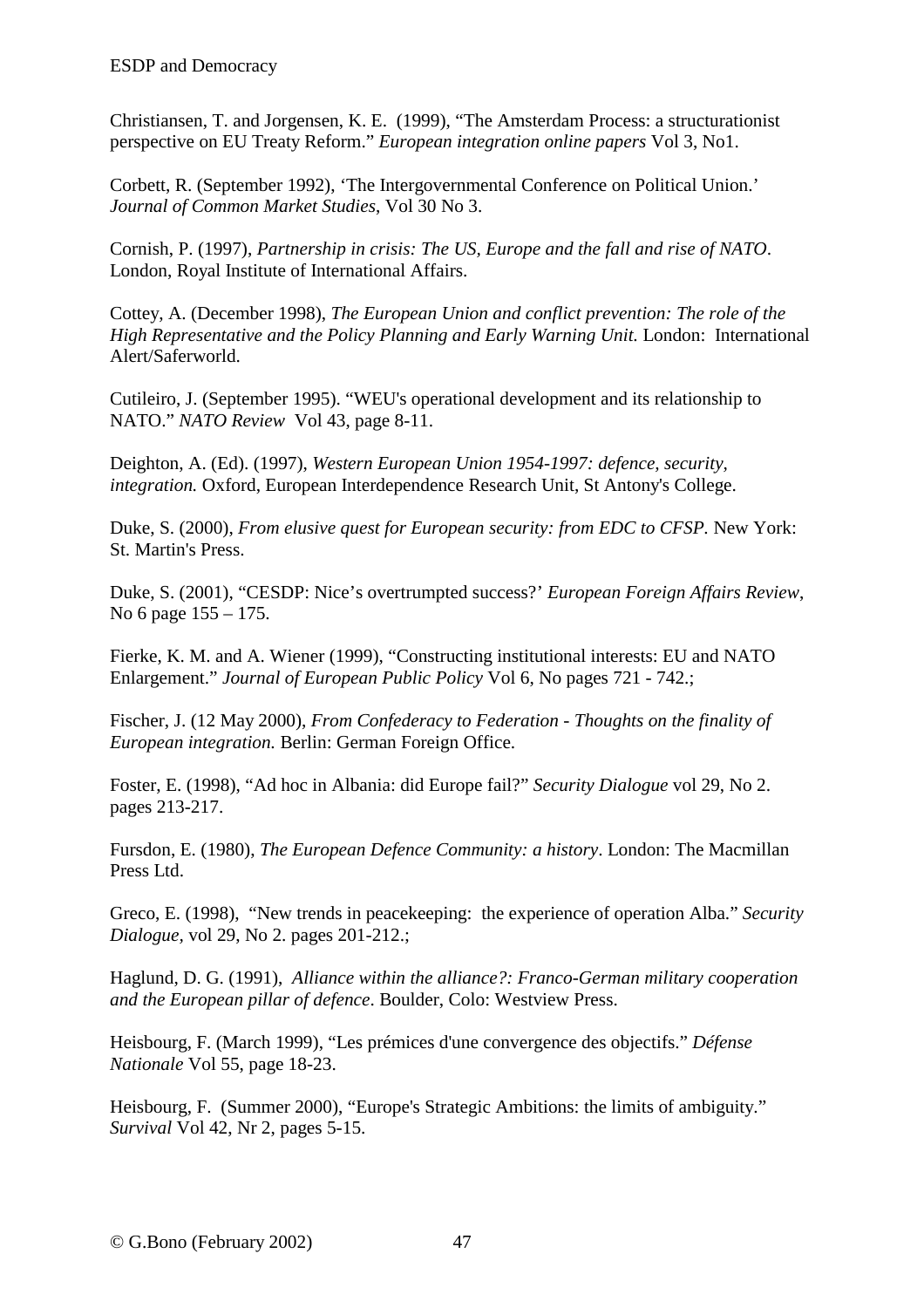Christiansen, T. and Jorgensen, K. E. (1999), "The Amsterdam Process: a structurationist perspective on EU Treaty Reform." *European integration online papers* Vol 3, No1.

Corbett, R. (September 1992), 'The Intergovernmental Conference on Political Union.' *Journal of Common Market Studies*, Vol 30 No 3.

Cornish, P. (1997), *Partnership in crisis: The US, Europe and the fall and rise of NATO*. London, Royal Institute of International Affairs.

Cottey, A. (December 1998), *The European Union and conflict prevention: The role of the High Representative and the Policy Planning and Early Warning Unit.* London: International Alert/Saferworld.

Cutileiro, J. (September 1995). "WEU's operational development and its relationship to NATO." *NATO Review* Vol 43, page 8-11.

Deighton, A. (Ed). (1997), *Western European Union 1954-1997: defence, security, integration.* Oxford, European Interdependence Research Unit, St Antony's College.

Duke, S. (2000), *From elusive quest for European security: from EDC to CFSP*. New York: St. Martin's Press.

Duke, S. (2001), "CESDP: Nice's overtrumpted success?' *European Foreign Affairs Review*, No 6 page 155 – 175.

Fierke, K. M. and A. Wiener (1999), "Constructing institutional interests: EU and NATO Enlargement." *Journal of European Public Policy* Vol 6, No pages 721 - 742.;

Fischer, J. (12 May 2000), *From Confederacy to Federation - Thoughts on the finality of European integration.* Berlin: German Foreign Office.

Foster, E. (1998), "Ad hoc in Albania: did Europe fail?" *Security Dialogue* vol 29, No 2. pages 213-217.

Fursdon, E. (1980), *The European Defence Community: a history*. London: The Macmillan Press Ltd.

Greco, E. (1998), "New trends in peacekeeping: the experience of operation Alba." *Security Dialogue*, vol 29, No 2. pages 201-212.;

Haglund, D. G. (1991), *Alliance within the alliance?: Franco-German military cooperation and the European pillar of defence*. Boulder, Colo: Westview Press.

Heisbourg, F. (March 1999), "Les prémices d'une convergence des objectifs." *Défense Nationale* Vol 55, page 18-23.

Heisbourg, F. (Summer 2000), "Europe's Strategic Ambitions: the limits of ambiguity." *Survival* Vol 42, Nr 2, pages 5-15.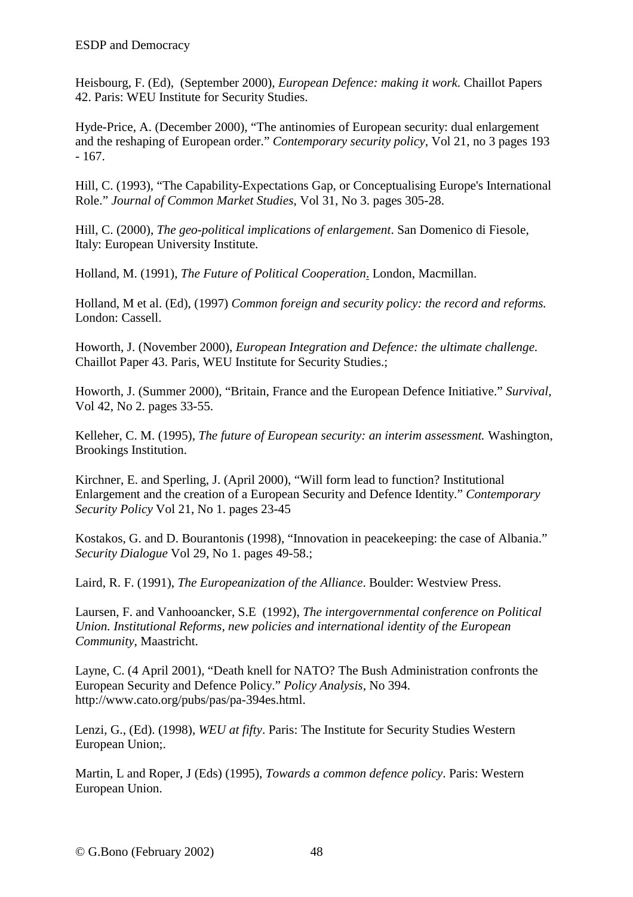Heisbourg, F. (Ed), (September 2000), *European Defence: making it work*. Chaillot Papers 42. Paris: WEU Institute for Security Studies.

Hyde-Price, A. (December 2000), "The antinomies of European security: dual enlargement and the reshaping of European order." *Contemporary security policy,* Vol 21, no 3 pages 193 - 167.

Hill, C. (1993), "The Capability-Expectations Gap, or Conceptualising Europe's International Role." *Journal of Common Market Studies*, Vol 31, No 3. pages 305-28.

Hill, C. (2000), *The geo-political implications of enlargement*. San Domenico di Fiesole, Italy: European University Institute.

Holland, M. (1991), *The Future of Political Cooperation*. London, Macmillan.

Holland, M et al. (Ed), (1997) *Common foreign and security policy: the record and reforms.* London: Cassell.

Howorth, J. (November 2000), *European Integration and Defence: the ultimate challenge.* Chaillot Paper 43. Paris, WEU Institute for Security Studies.;

Howorth, J. (Summer 2000), "Britain, France and the European Defence Initiative." *Survival,* Vol 42, No 2. pages 33-55.

Kelleher, C. M. (1995), *The future of European security: an interim assessment.* Washington, Brookings Institution.

Kirchner, E. and Sperling, J. (April 2000), "Will form lead to function? Institutional Enlargement and the creation of a European Security and Defence Identity." *Contemporary Security Policy* Vol 21, No 1. pages 23-45

Kostakos, G. and D. Bourantonis (1998), "Innovation in peacekeeping: the case of Albania." *Security Dialogue* Vol 29, No 1. pages 49-58.;

Laird, R. F. (1991), *The Europeanization of the Alliance*. Boulder: Westview Press.

Laursen, F. and Vanhooancker, S.E (1992), *The intergovernmental conference on Political Union. Institutional Reforms, new policies and international identity of the European Community*, Maastricht.

Layne, C. (4 April 2001), "Death knell for NATO? The Bush Administration confronts the European Security and Defence Policy." *Policy Analysis,* No 394. http://www.cato.org/pubs/pas/pa-394es.html.

Lenzi, G., (Ed). (1998), *WEU at fifty*. Paris: The Institute for Security Studies Western European Union;.

Martin, L and Roper, J (Eds) (1995), *Towards a common defence policy*. Paris: Western European Union.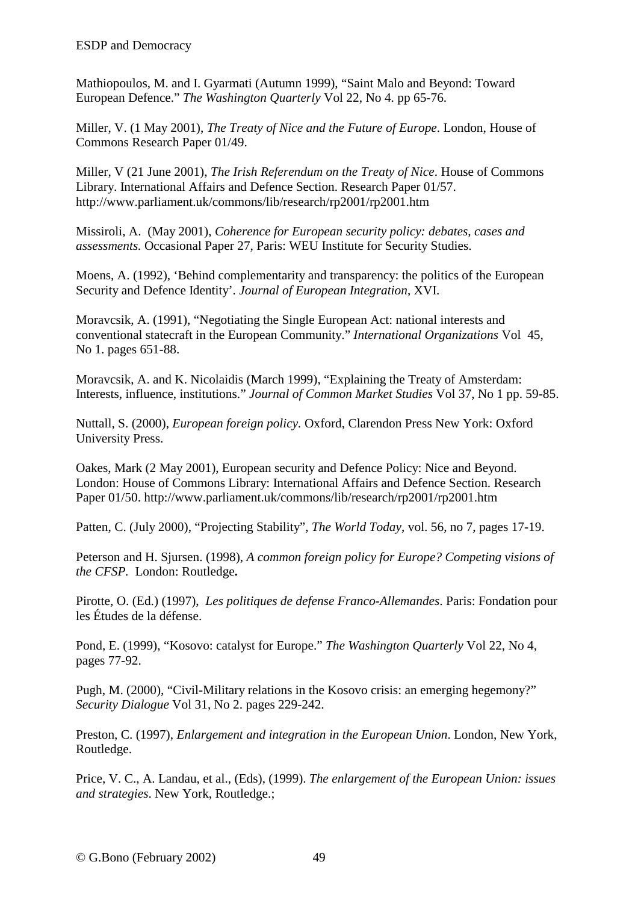Mathiopoulos, M. and I. Gyarmati (Autumn 1999), “Saint Malo and Beyond: Toward European Defence.” *The Washington Quarterly* Vol 22, No 4. pp 65-76.

Miller, V. (1 May 2001), *The Treaty of Nice and the Future of Europe*. London, House of Commons Research Paper 01/49.

Miller, V (21 June 2001), *The Irish Referendum on the Treaty of Nice*. House of Commons Library. International Affairs and Defence Section. Research Paper 01/57. http://www.parliament.uk/commons/lib/research/rp2001/rp2001.htm

Missiroli, A. (May 2001), *Coherence for European security policy: debates, cases and assessments.* Occasional Paper 27, Paris: WEU Institute for Security Studies.

Moens, A. (1992), ‘Behind complementarity and transparency: the politics of the European Security and Defence Identity’. *Journal of European Integration*, XVI.

Moravcsik, A. (1991), “Negotiating the Single European Act: national interests and conventional statecraft in the European Community.” *International Organizations* Vol 45, No 1. pages 651-88.

Moravcsik, A. and K. Nicolaidis (March 1999), “Explaining the Treaty of Amsterdam: Interests, influence, institutions.” *Journal of Common Market Studies* Vol 37, No 1 pp. 59-85.

Nuttall, S. (2000), *European foreign policy.* Oxford, Clarendon Press New York: Oxford University Press.

Oakes, Mark (2 May 2001), European security and Defence Policy: Nice and Beyond. London: House of Commons Library: International Affairs and Defence Section. Research Paper 01/50. http://www.parliament.uk/commons/lib/research/rp2001/rp2001.htm

Patten, C. (July 2000), “Projecting Stability”, *The World Today*, vol. 56, no 7, pages 17-19.

Peterson and H. Sjursen. (1998), *A common foreign policy for Europe? Competing visions of the CFSP*. London: Routledge**.**

Pirotte, O. (Ed.) (1997), *Les politiques de defense Franco-Allemandes*. Paris: Fondation pour les Études de la défense.

Pond, E. (1999), “Kosovo: catalyst for Europe.” *The Washington Quarterly* Vol 22, No 4, pages 77-92.

Pugh, M. (2000), “Civil-Military relations in the Kosovo crisis: an emerging hegemony?” *Security Dialogue* Vol 31, No 2. pages 229-242.

Preston, C. (1997), *Enlargement and integration in the European Union*. London, New York, Routledge.

Price, V. C., A. Landau, et al., (Eds), (1999). *The enlargement of the European Union: issues and strategies*. New York, Routledge.;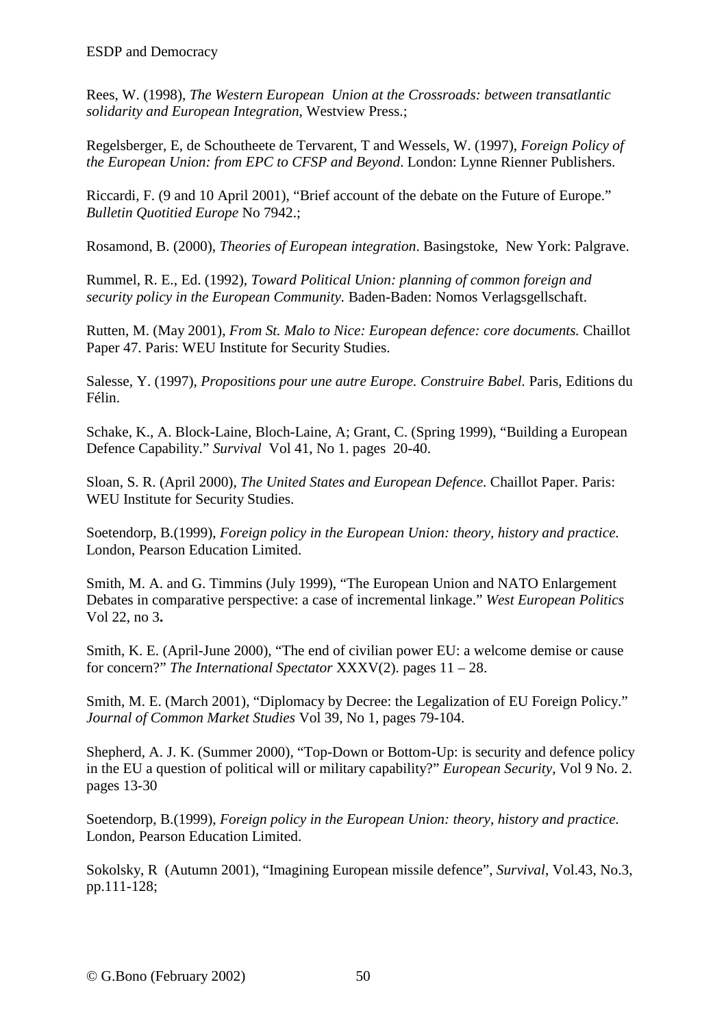Rees, W. (1998), *The Western European  Union at the Crossroads: between transatlantic solidarity and European Integration*, Westview Press.;

Regelsberger, E, de Schoutheete de Tervarent, T and Wessels, W. (1997), *Foreign Policy of the European Union: from EPC to CFSP and Beyond*. London: Lynne Rienner Publishers.

Riccardi, F. (9 and 10 April 2001), "Brief account of the debate on the Future of Europe." *Bulletin Quotitied Europe* No 7942.;

Rosamond, B. (2000), *Theories of European integration*. Basingstoke,  New York: Palgrave.

Rummel, R. E., Ed. (1992), *Toward Political Union: planning of common foreign and security policy in the European Community.* Baden-Baden: Nomos Verlagsgellschaft.

Rutten, M. (May 2001), *From St. Malo to Nice: European defence: core documents.* Chaillot Paper 47. Paris: WEU Institute for Security Studies.

Salesse, Y. (1997), *Propositions pour une autre Europe. Construire Babel.* Paris, Editions du Félin.

Schake, K., A. Block-Laine, Bloch-Laine, A; Grant, C. (Spring 1999), "Building a European Defence Capability." *Survival*  Vol 41, No 1. pages  20-40.

Sloan, S. R. (April 2000), *The United States and European Defence*. Chaillot Paper. Paris: WEU Institute for Security Studies.

Soetendorp, B.(1999), *Foreign policy in the European Union: theory, history and practice.* London, Pearson Education Limited.

Smith, M. A. and G. Timmins (July 1999), "The European Union and NATO Enlargement Debates in comparative perspective: a case of incremental linkage." *West European Politics* Vol 22, no 3**.**

Smith, K. E. (April-June 2000), "The end of civilian power EU: a welcome demise or cause for concern?" *The International Spectator* XXXV(2). pages 11 – 28.

Smith, M. E. (March 2001), "Diplomacy by Decree: the Legalization of EU Foreign Policy." *Journal of Common Market Studies* Vol 39, No 1, pages 79-104.

Shepherd, A. J. K. (Summer 2000), "Top-Down or Bottom-Up: is security and defence policy in the EU a question of political will or military capability?" *European Security,* Vol 9 No. 2. pages 13-30

Soetendorp, B.(1999), *Foreign policy in the European Union: theory, history and practice.* London, Pearson Education Limited.

Sokolsky, R  (Autumn 2001), "Imagining European missile defence", *Survival*, Vol.43, No.3, pp.111-128;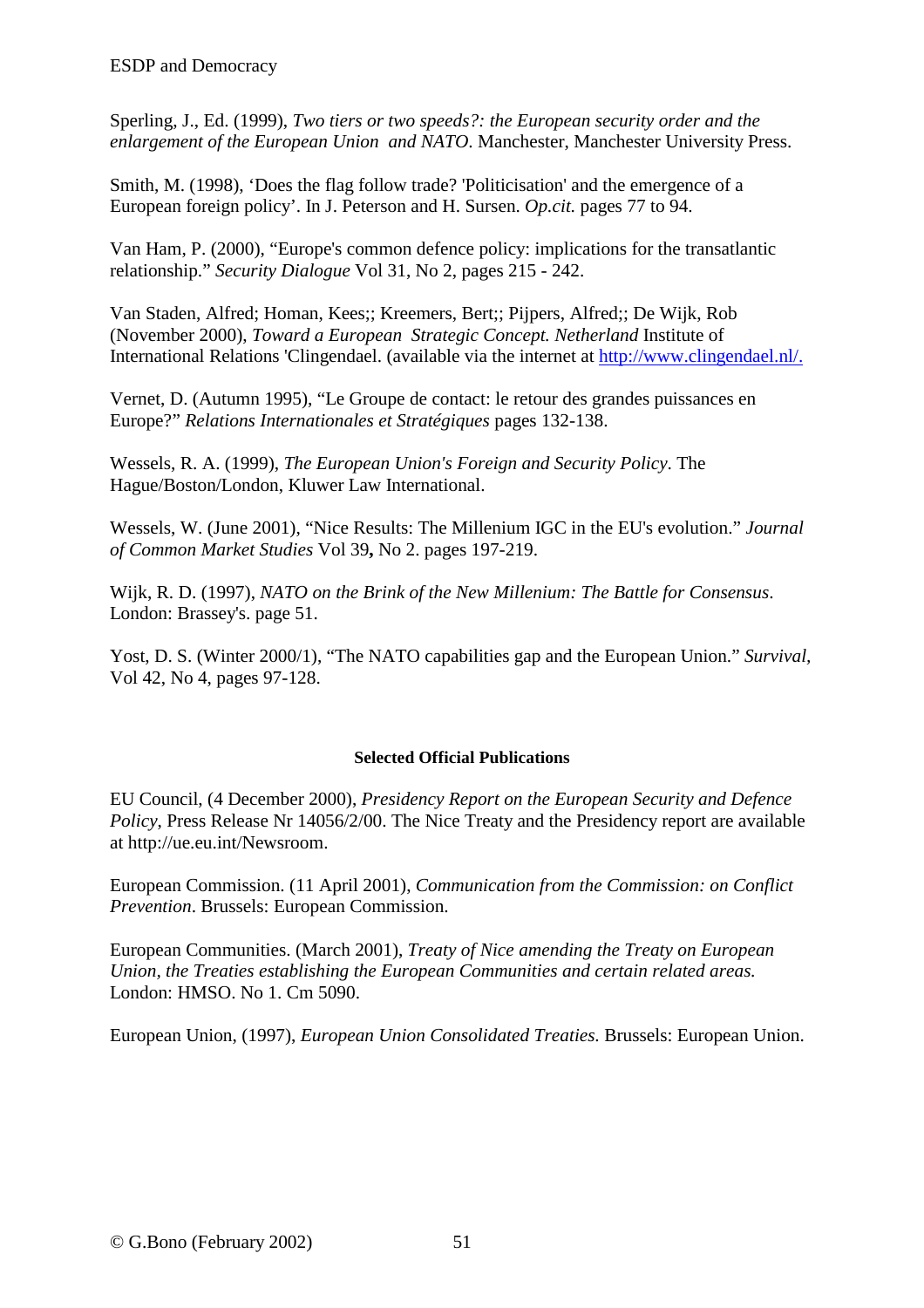Sperling, J., Ed. (1999), *Two tiers or two speeds?: the European security order and the enlargement of the European Union and NATO*. Manchester, Manchester University Press.

Smith, M. (1998), 'Does the flag follow trade? 'Politicisation' and the emergence of a European foreign policy'. In J. Peterson and H. Sursen. *Op.cit.* pages 77 to 94.

Van Ham, P. (2000), "Europe's common defence policy: implications for the transatlantic relationship." *Security Dialogue* Vol 31, No 2, pages 215 - 242.

Van Staden, Alfred; Homan, Kees;; Kreemers, Bert;; Pijpers, Alfred;; De Wijk, Rob (November 2000), *Toward a European Strategic Concept. Netherland* Institute of International Relations 'Clingendael. (available via the internet at [http://www.clingendael.nl/.](http://www.clingendael.nl/.)

Vernet, D. (Autumn 1995), "Le Groupe de contact: le retour des grandes puissances en Europe?" *Relations Internationales et Stratégiques* pages 132-138.

Wessels, R. A. (1999), *The European Union's Foreign and Security Policy*. The Hague/Boston/London, Kluwer Law International.

Wessels, W. (June 2001), "Nice Results: The Millenium IGC in the EU's evolution." *Journal of Common Market Studies* Vol 39**,** No 2. pages 197-219.

Wijk, R. D. (1997), *NATO on the Brink of the New Millenium: The Battle for Consensus*. London: Brassey's. page 51.

Yost, D. S. (Winter 2000/1), "The NATO capabilities gap and the European Union." *Survival,* Vol 42, No 4, pages 97-128.

**Selected Official Publications**

EU Council, (4 December 2000), *Presidency Report on the European Security and Defence Policy*, Press Release Nr 14056/2/00. The Nice Treaty and the Presidency report are available at http://ue.eu.int/Newsroom.

European Commission. (11 April 2001), *Communication from the Commission: on Conflict Prevention*. Brussels: European Commission.

European Communities. (March 2001), *Treaty of Nice amending the Treaty on European Union, the Treaties establishing the European Communities and certain related areas.* London: HMSO. No 1. Cm 5090.

European Union, (1997), *European Union Consolidated Treaties.* Brussels: European Union.